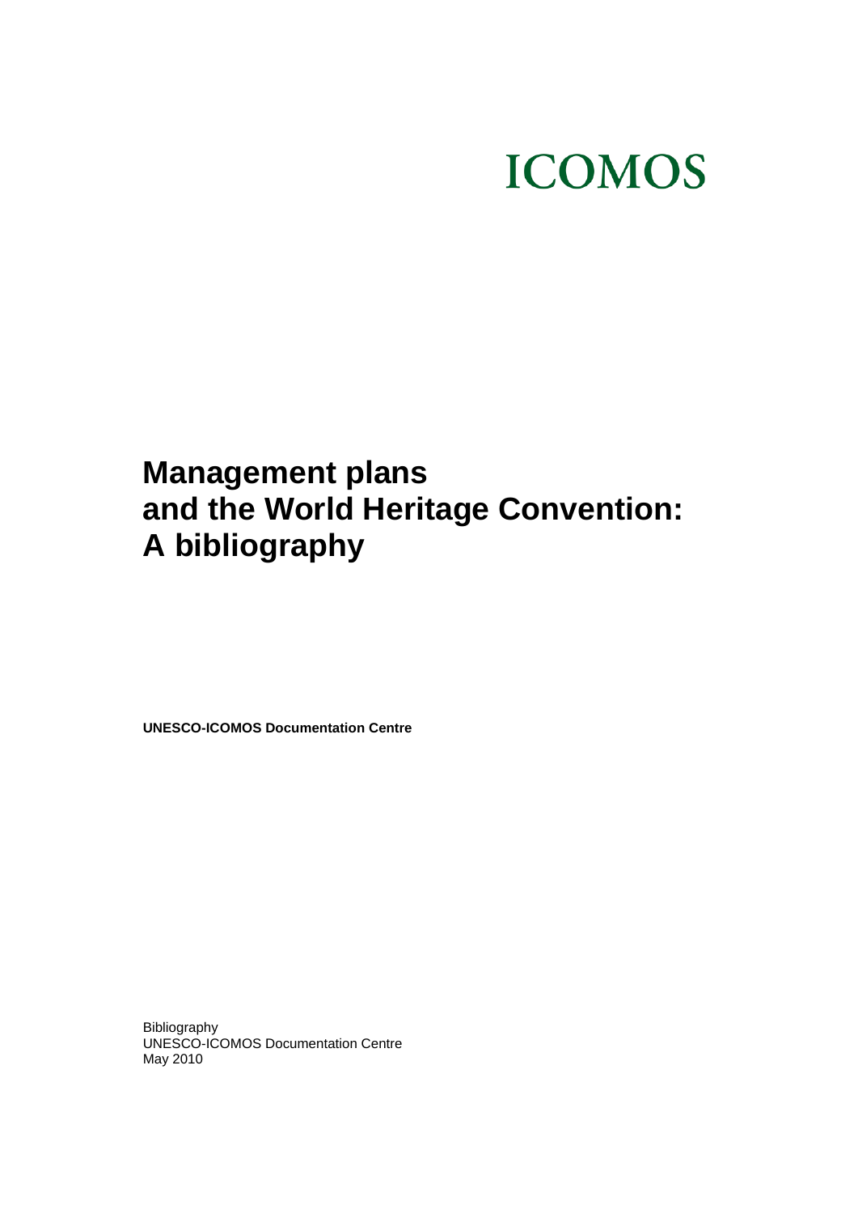ICOMOS

# Management plans and the World Heritage Convention: A bibliography

**UNESCO-ICOMOS Documentation Centre**

Bibliography
UNESCO-ICOMOS Documentation Centre
May 2010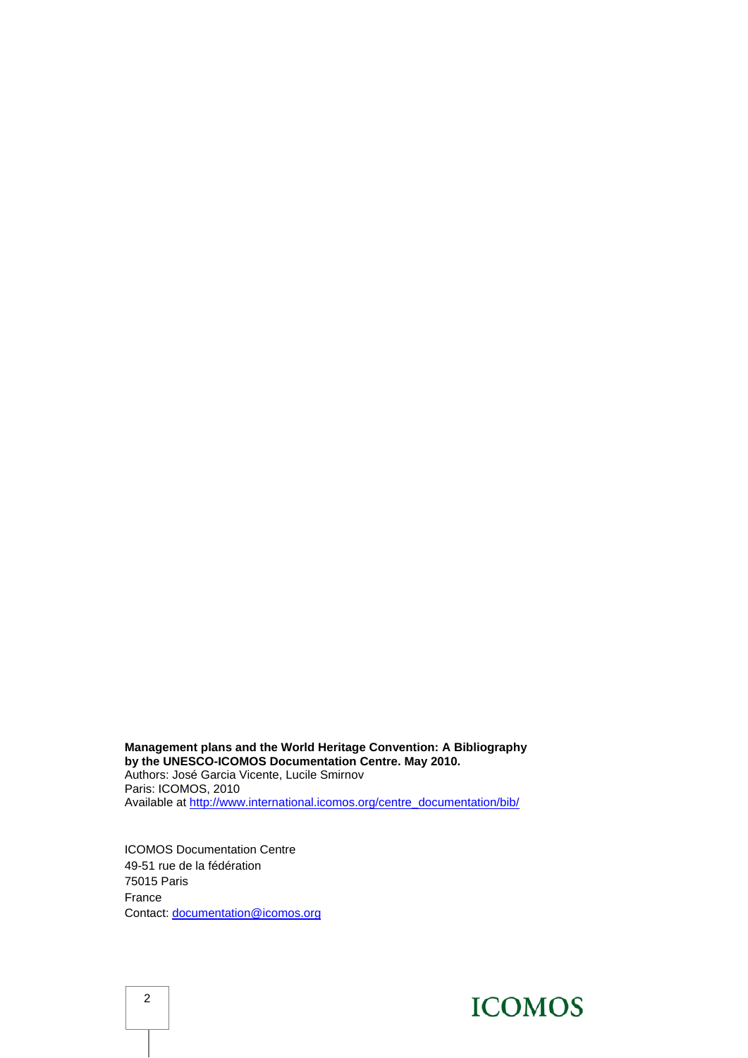**Management plans and the World Heritage Convention: A Bibliography by the UNESCO-ICOMOS Documentation Centre. May 2010.**
Authors: José Garcia Vicente, Lucile Smirnov
Paris: ICOMOS, 2010
Available at http://www.international.icomos.org/centre_documentation/bib/

ICOMOS Documentation Centre
49-51 rue de la fédération
75015 Paris
France
Contact: documentation@icomos.org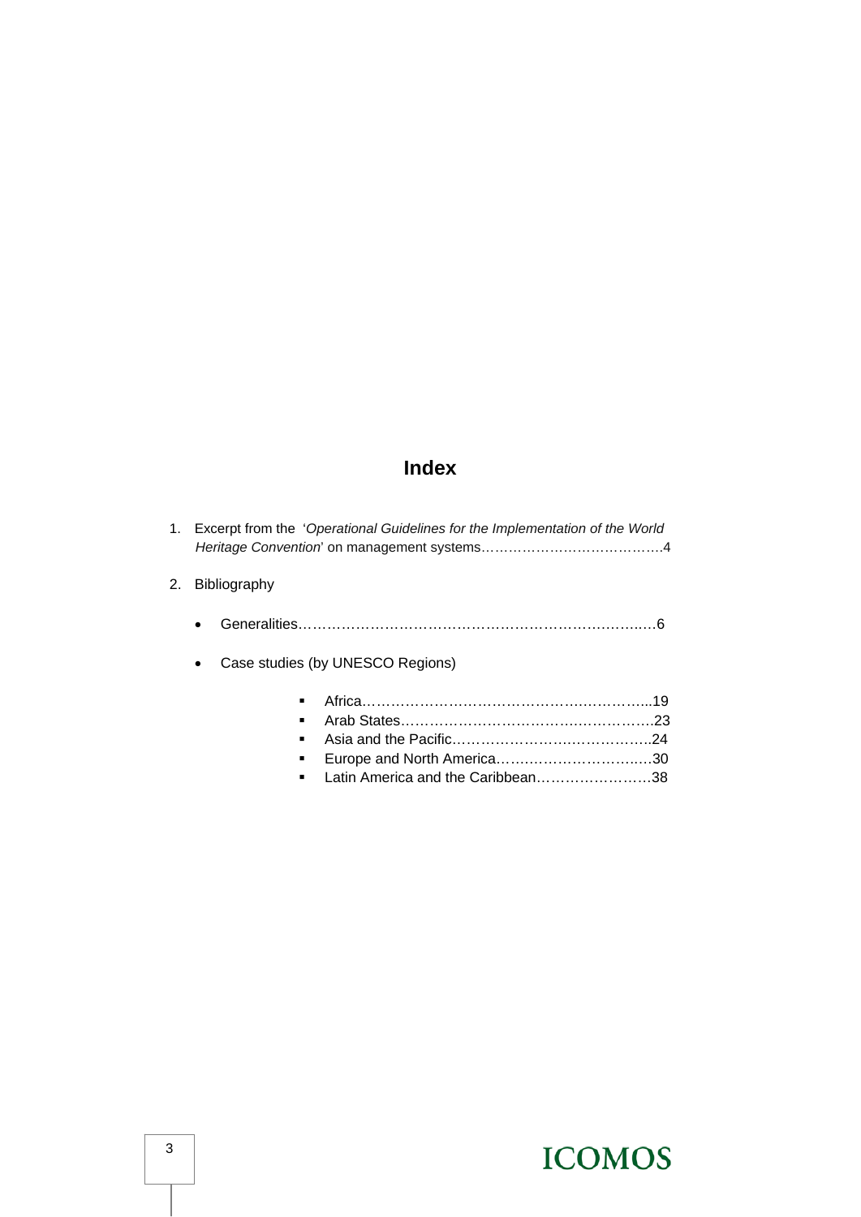# Index

1. Excerpt from the '*Operational Guidelines for the Implementation of the World Heritage Convention*' on management systems………………………………….4

2. Bibliography

   - Generalities……………………………………………………………….…….…6

   - Case studies (by UNESCO Regions)

     - Africa…………………………………………….……………...19
     - Arab States……………………………………….…………….23
     - Asia and the Pacific……………………….….……………….24
     - Europe and North America…………………………..….30
     - Latin America and the Caribbean……………………38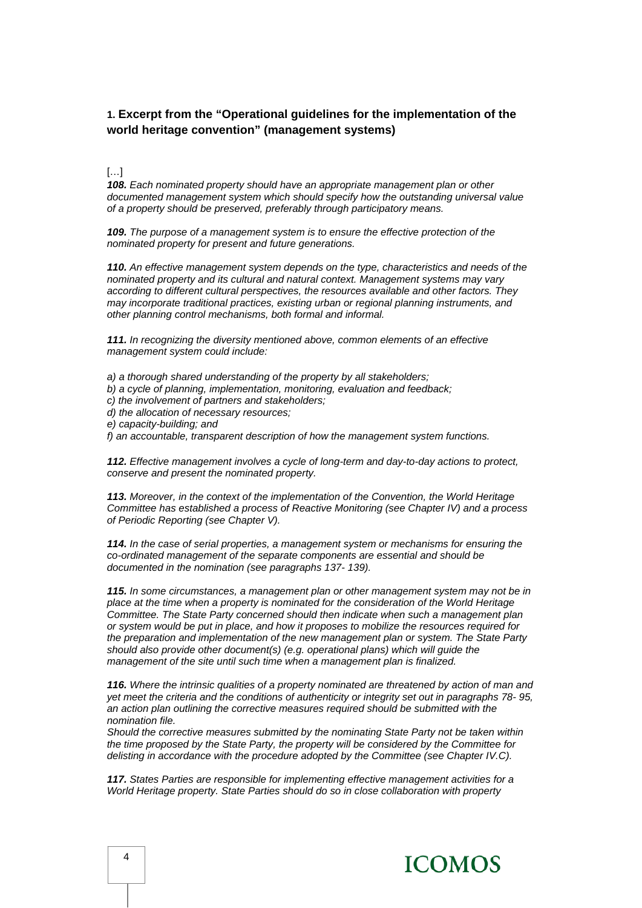## 1. Excerpt from the "Operational guidelines for the implementation of the world heritage convention" (management systems)

[…]

***108.*** *Each nominated property should have an appropriate management plan or other documented management system which should specify how the outstanding universal value of a property should be preserved, preferably through participatory means.*

***109.*** *The purpose of a management system is to ensure the effective protection of the nominated property for present and future generations.*

***110.*** *An effective management system depends on the type, characteristics and needs of the nominated property and its cultural and natural context. Management systems may vary according to different cultural perspectives, the resources available and other factors. They may incorporate traditional practices, existing urban or regional planning instruments, and other planning control mechanisms, both formal and informal.*

***111.*** *In recognizing the diversity mentioned above, common elements of an effective management system could include:*

*a) a thorough shared understanding of the property by all stakeholders;*
*b) a cycle of planning, implementation, monitoring, evaluation and feedback;*
*c) the involvement of partners and stakeholders;*
*d) the allocation of necessary resources;*
*e) capacity-building; and*
*f) an accountable, transparent description of how the management system functions.*

***112.*** *Effective management involves a cycle of long-term and day-to-day actions to protect, conserve and present the nominated property.*

***113.*** *Moreover, in the context of the implementation of the Convention, the World Heritage Committee has established a process of Reactive Monitoring (see Chapter IV) and a process of Periodic Reporting (see Chapter V).*

***114.*** *In the case of serial properties, a management system or mechanisms for ensuring the co-ordinated management of the separate components are essential and should be documented in the nomination (see paragraphs 137- 139).*

***115.*** *In some circumstances, a management plan or other management system may not be in place at the time when a property is nominated for the consideration of the World Heritage Committee. The State Party concerned should then indicate when such a management plan or system would be put in place, and how it proposes to mobilize the resources required for the preparation and implementation of the new management plan or system. The State Party should also provide other document(s) (e.g. operational plans) which will guide the management of the site until such time when a management plan is finalized.*

***116.*** *Where the intrinsic qualities of a property nominated are threatened by action of man and yet meet the criteria and the conditions of authenticity or integrity set out in paragraphs 78- 95, an action plan outlining the corrective measures required should be submitted with the nomination file.*
*Should the corrective measures submitted by the nominating State Party not be taken within the time proposed by the State Party, the property will be considered by the Committee for delisting in accordance with the procedure adopted by the Committee (see Chapter IV.C).*

***117.*** *States Parties are responsible for implementing effective management activities for a World Heritage property. State Parties should do so in close collaboration with property*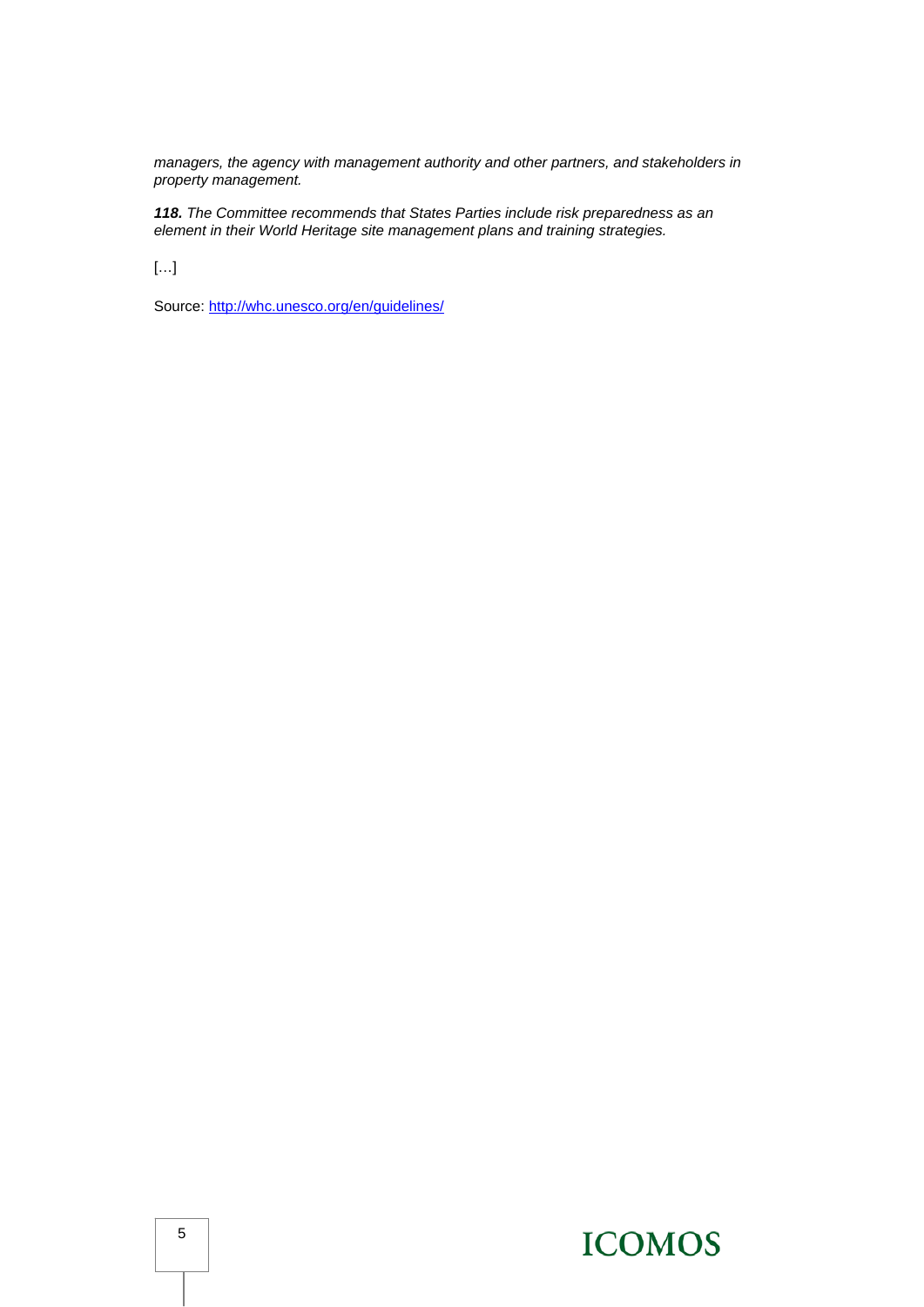*managers, the agency with management authority and other partners, and stakeholders in property management.*

***118.*** *The Committee recommends that States Parties include risk preparedness as an element in their World Heritage site management plans and training strategies.*

[…]

Source: [http://whc.unesco.org/en/guidelines/](http://whc.unesco.org/en/guidelines/)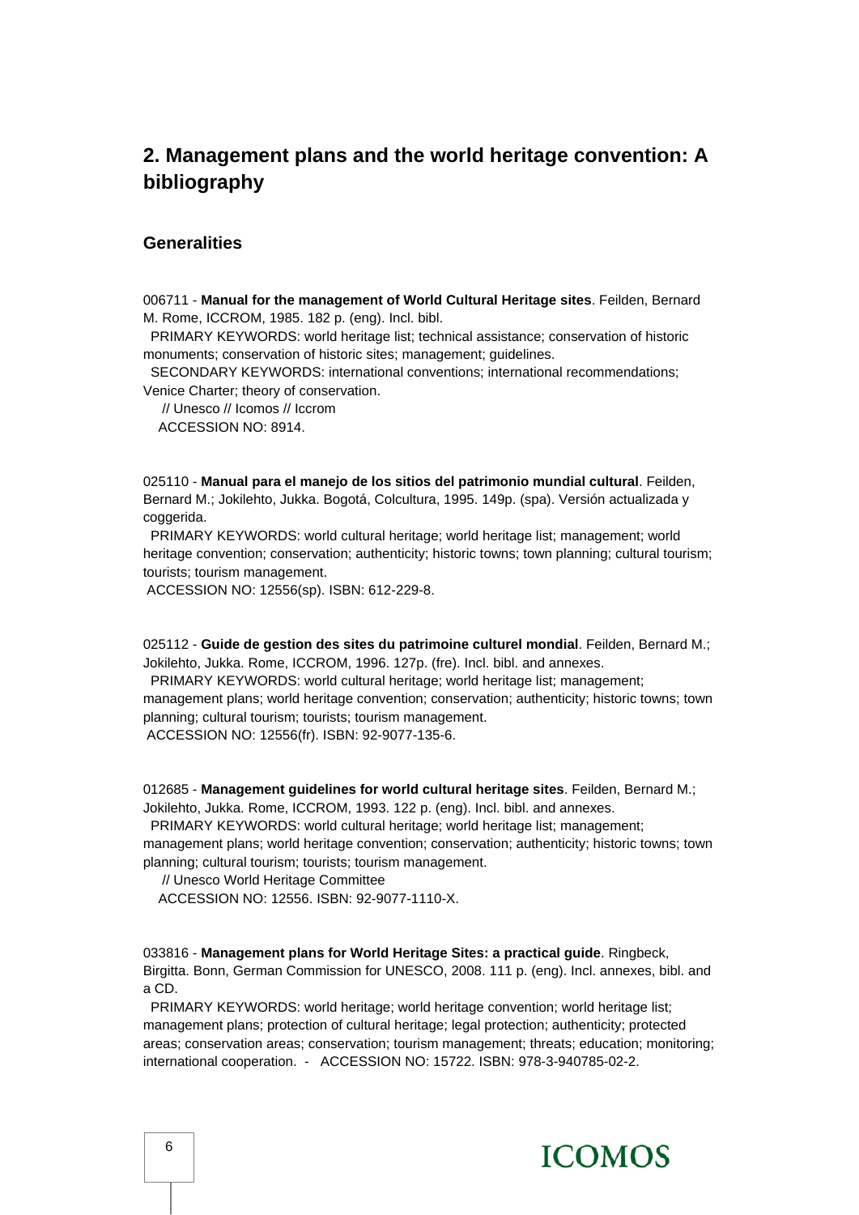## 2. Management plans and the world heritage convention: A bibliography

### Generalities

006711 - **Manual for the management of World Cultural Heritage sites**. Feilden, Bernard M. Rome, ICCROM, 1985. 182 p. (eng). Incl. bibl.
PRIMARY KEYWORDS: world heritage list; technical assistance; conservation of historic monuments; conservation of historic sites; management; guidelines.
SECONDARY KEYWORDS: international conventions; international recommendations; Venice Charter; theory of conservation.
// Unesco // Icomos // Iccrom
ACCESSION NO: 8914.

025110 - **Manual para el manejo de los sitios del patrimonio mundial cultural**. Feilden, Bernard M.; Jokilehto, Jukka. Bogotá, Colcultura, 1995. 149p. (spa). Versión actualizada y coggerida.
PRIMARY KEYWORDS: world cultural heritage; world heritage list; management; world heritage convention; conservation; authenticity; historic towns; town planning; cultural tourism; tourists; tourism management.
ACCESSION NO: 12556(sp). ISBN: 612-229-8.

025112 - **Guide de gestion des sites du patrimoine culturel mondial**. Feilden, Bernard M.; Jokilehto, Jukka. Rome, ICCROM, 1996. 127p. (fre). Incl. bibl. and annexes.
PRIMARY KEYWORDS: world cultural heritage; world heritage list; management; management plans; world heritage convention; conservation; authenticity; historic towns; town planning; cultural tourism; tourists; tourism management.
ACCESSION NO: 12556(fr). ISBN: 92-9077-135-6.

012685 - **Management guidelines for world cultural heritage sites**. Feilden, Bernard M.; Jokilehto, Jukka. Rome, ICCROM, 1993. 122 p. (eng). Incl. bibl. and annexes.
PRIMARY KEYWORDS: world cultural heritage; world heritage list; management; management plans; world heritage convention; conservation; authenticity; historic towns; town planning; cultural tourism; tourists; tourism management.
// Unesco World Heritage Committee
ACCESSION NO: 12556. ISBN: 92-9077-1110-X.

033816 - **Management plans for World Heritage Sites: a practical guide**. Ringbeck, Birgitta. Bonn, German Commission for UNESCO, 2008. 111 p. (eng). Incl. annexes, bibl. and a CD.
PRIMARY KEYWORDS: world heritage; world heritage convention; world heritage list; management plans; protection of cultural heritage; legal protection; authenticity; protected areas; conservation areas; conservation; tourism management; threats; education; monitoring; international cooperation. - ACCESSION NO: 15722. ISBN: 978-3-940785-02-2.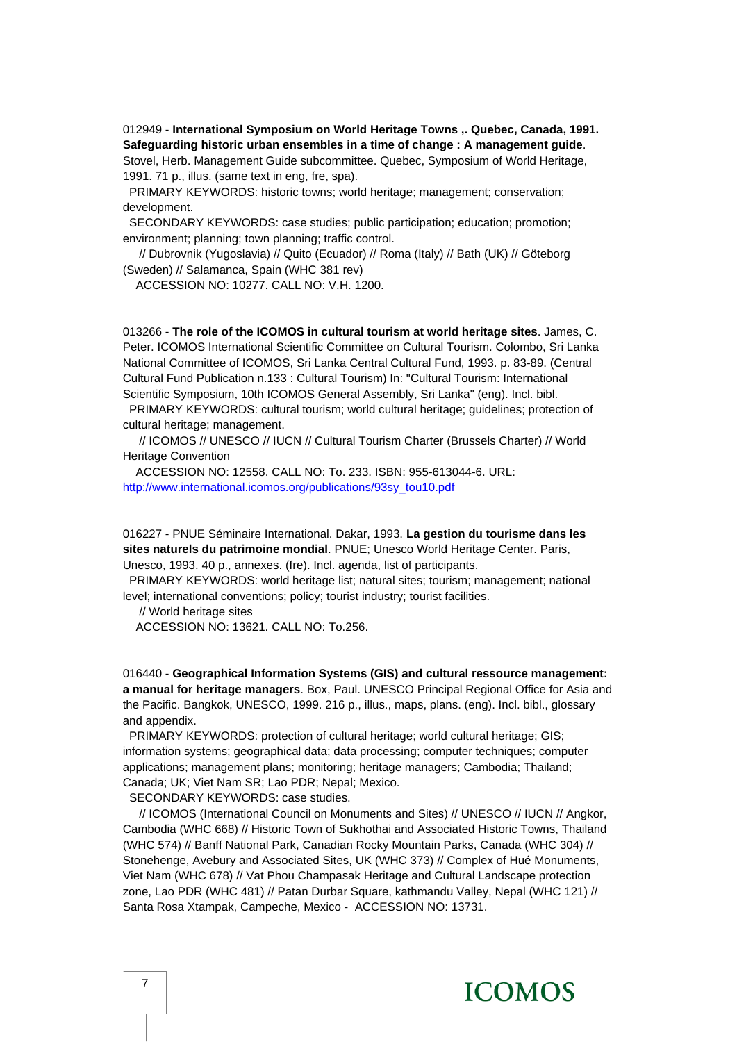012949 - **International Symposium on World Heritage Towns ,. Quebec, Canada, 1991. Safeguarding historic urban ensembles in a time of change : A management guide**. Stovel, Herb. Management Guide subcommittee. Quebec, Symposium of World Heritage, 1991. 71 p., illus. (same text in eng, fre, spa).

PRIMARY KEYWORDS: historic towns; world heritage; management; conservation; development.

SECONDARY KEYWORDS: case studies; public participation; education; promotion; environment; planning; town planning; traffic control.

// Dubrovnik (Yugoslavia) // Quito (Ecuador) // Roma (Italy) // Bath (UK) // Göteborg (Sweden) // Salamanca, Spain (WHC 381 rev)

ACCESSION NO: 10277. CALL NO: V.H. 1200.

013266 - **The role of the ICOMOS in cultural tourism at world heritage sites**. James, C. Peter. ICOMOS International Scientific Committee on Cultural Tourism. Colombo, Sri Lanka National Committee of ICOMOS, Sri Lanka Central Cultural Fund, 1993. p. 83-89. (Central Cultural Fund Publication n.133 : Cultural Tourism) In: "Cultural Tourism: International Scientific Symposium, 10th ICOMOS General Assembly, Sri Lanka" (eng). Incl. bibl.

PRIMARY KEYWORDS: cultural tourism; world cultural heritage; guidelines; protection of cultural heritage; management.

// ICOMOS // UNESCO // IUCN // Cultural Tourism Charter (Brussels Charter) // World Heritage Convention

ACCESSION NO: 12558. CALL NO: To. 233. ISBN: 955-613044-6. URL: http://www.international.icomos.org/publications/93sy_tou10.pdf

016227 - PNUE Séminaire International. Dakar, 1993. **La gestion du tourisme dans les sites naturels du patrimoine mondial**. PNUE; Unesco World Heritage Center. Paris, Unesco, 1993. 40 p., annexes. (fre). Incl. agenda, list of participants.

PRIMARY KEYWORDS: world heritage list; natural sites; tourism; management; national level; international conventions; policy; tourist industry; tourist facilities.

// World heritage sites

ACCESSION NO: 13621. CALL NO: To.256.

016440 - **Geographical Information Systems (GIS) and cultural ressource management: a manual for heritage managers**. Box, Paul. UNESCO Principal Regional Office for Asia and the Pacific. Bangkok, UNESCO, 1999. 216 p., illus., maps, plans. (eng). Incl. bibl., glossary and appendix.

PRIMARY KEYWORDS: protection of cultural heritage; world cultural heritage; GIS; information systems; geographical data; data processing; computer techniques; computer applications; management plans; monitoring; heritage managers; Cambodia; Thailand; Canada; UK; Viet Nam SR; Lao PDR; Nepal; Mexico.

SECONDARY KEYWORDS: case studies.

// ICOMOS (International Council on Monuments and Sites) // UNESCO // IUCN // Angkor, Cambodia (WHC 668) // Historic Town of Sukhothai and Associated Historic Towns, Thailand (WHC 574) // Banff National Park, Canadian Rocky Mountain Parks, Canada (WHC 304) // Stonehenge, Avebury and Associated Sites, UK (WHC 373) // Complex of Hué Monuments, Viet Nam (WHC 678) // Vat Phou Champasak Heritage and Cultural Landscape protection zone, Lao PDR (WHC 481) // Patan Durbar Square, kathmandu Valley, Nepal (WHC 121) // Santa Rosa Xtampak, Campeche, Mexico - ACCESSION NO: 13731.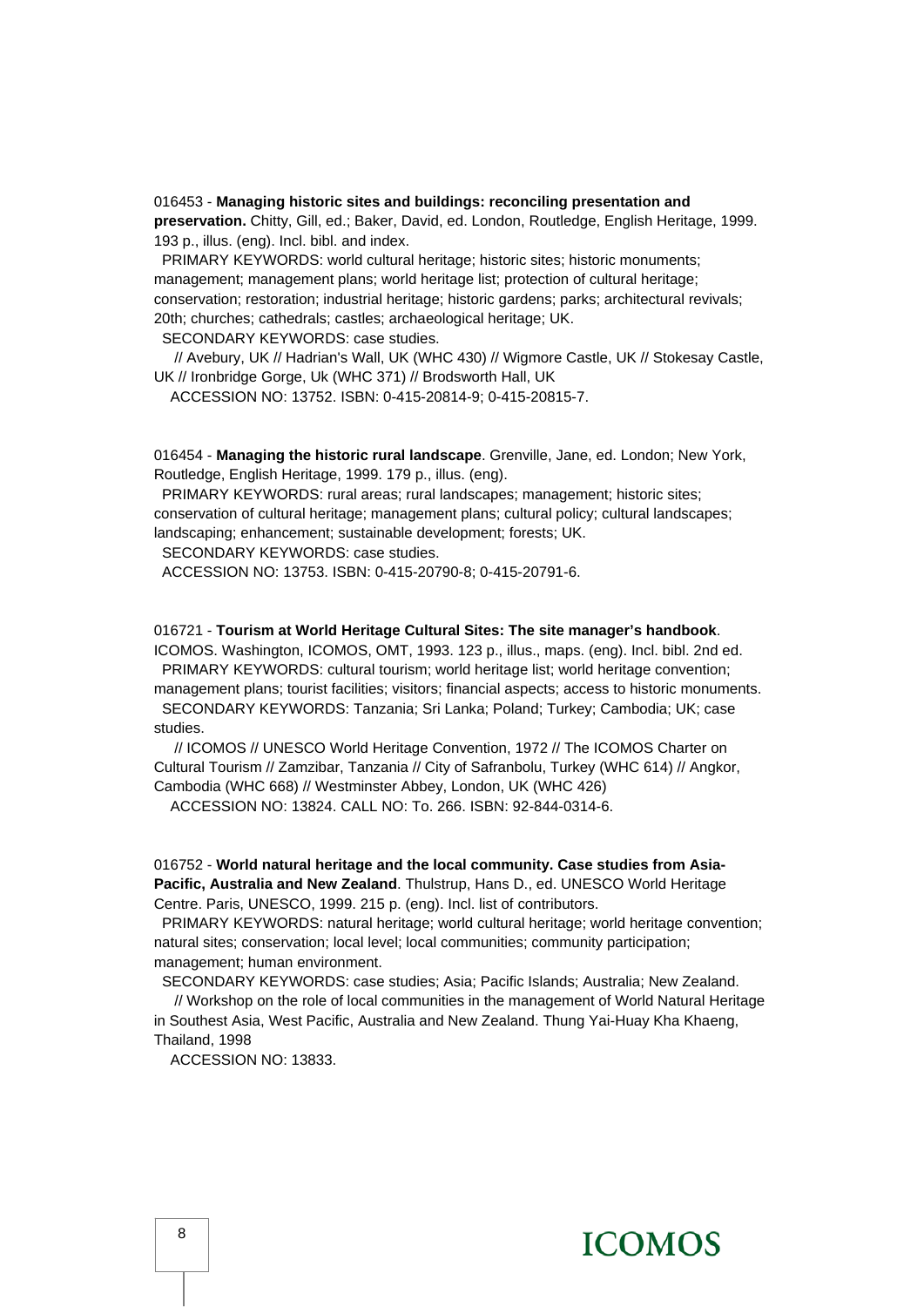016453 - **Managing historic sites and buildings: reconciling presentation and preservation.** Chitty, Gill, ed.; Baker, David, ed. London, Routledge, English Heritage, 1999. 193 p., illus. (eng). Incl. bibl. and index.

PRIMARY KEYWORDS: world cultural heritage; historic sites; historic monuments; management; management plans; world heritage list; protection of cultural heritage; conservation; restoration; industrial heritage; historic gardens; parks; architectural revivals; 20th; churches; cathedrals; castles; archaeological heritage; UK.

SECONDARY KEYWORDS: case studies.

// Avebury, UK // Hadrian's Wall, UK (WHC 430) // Wigmore Castle, UK // Stokesay Castle, UK // Ironbridge Gorge, Uk (WHC 371) // Brodsworth Hall, UK

ACCESSION NO: 13752. ISBN: 0-415-20814-9; 0-415-20815-7.

016454 - **Managing the historic rural landscape**. Grenville, Jane, ed. London; New York, Routledge, English Heritage, 1999. 179 p., illus. (eng).

PRIMARY KEYWORDS: rural areas; rural landscapes; management; historic sites; conservation of cultural heritage; management plans; cultural policy; cultural landscapes; landscaping; enhancement; sustainable development; forests; UK.

SECONDARY KEYWORDS: case studies.

ACCESSION NO: 13753. ISBN: 0-415-20790-8; 0-415-20791-6.

016721 - **Tourism at World Heritage Cultural Sites: The site manager's handbook**. ICOMOS. Washington, ICOMOS, OMT, 1993. 123 p., illus., maps. (eng). Incl. bibl. 2nd ed.

PRIMARY KEYWORDS: cultural tourism; world heritage list; world heritage convention; management plans; tourist facilities; visitors; financial aspects; access to historic monuments.

SECONDARY KEYWORDS: Tanzania; Sri Lanka; Poland; Turkey; Cambodia; UK; case studies.

// ICOMOS // UNESCO World Heritage Convention, 1972 // The ICOMOS Charter on Cultural Tourism // Zamzibar, Tanzania // City of Safranbolu, Turkey (WHC 614) // Angkor, Cambodia (WHC 668) // Westminster Abbey, London, UK (WHC 426)

ACCESSION NO: 13824. CALL NO: To. 266. ISBN: 92-844-0314-6.

016752 - **World natural heritage and the local community. Case studies from Asia-Pacific, Australia and New Zealand**. Thulstrup, Hans D., ed. UNESCO World Heritage Centre. Paris, UNESCO, 1999. 215 p. (eng). Incl. list of contributors.

PRIMARY KEYWORDS: natural heritage; world cultural heritage; world heritage convention; natural sites; conservation; local level; local communities; community participation; management; human environment.

SECONDARY KEYWORDS: case studies; Asia; Pacific Islands; Australia; New Zealand.

// Workshop on the role of local communities in the management of World Natural Heritage in Southest Asia, West Pacific, Australia and New Zealand. Thung Yai-Huay Kha Khaeng, Thailand, 1998

ACCESSION NO: 13833.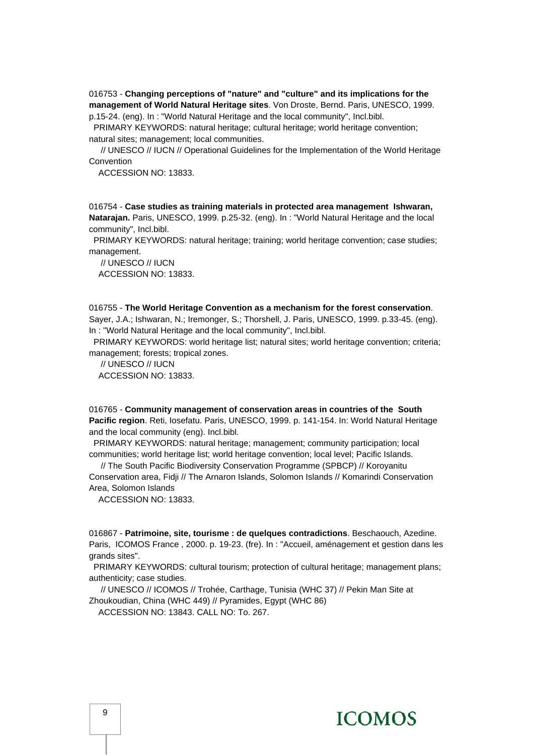016753 - **Changing perceptions of "nature" and "culture" and its implications for the management of World Natural Heritage sites**. Von Droste, Bernd. Paris, UNESCO, 1999. p.15-24. (eng). In : "World Natural Heritage and the local community", Incl.bibl.

PRIMARY KEYWORDS: natural heritage; cultural heritage; world heritage convention; natural sites; management; local communities.

// UNESCO // IUCN // Operational Guidelines for the Implementation of the World Heritage Convention

ACCESSION NO: 13833.

016754 - **Case studies as training materials in protected area management Ishwaran, Natarajan.** Paris, UNESCO, 1999. p.25-32. (eng). In : "World Natural Heritage and the local community", Incl.bibl.

PRIMARY KEYWORDS: natural heritage; training; world heritage convention; case studies; management.

// UNESCO // IUCN

ACCESSION NO: 13833.

016755 - **The World Heritage Convention as a mechanism for the forest conservation**. Sayer, J.A.; Ishwaran, N.; Iremonger, S.; Thorshell, J. Paris, UNESCO, 1999. p.33-45. (eng). In : "World Natural Heritage and the local community", Incl.bibl.

PRIMARY KEYWORDS: world heritage list; natural sites; world heritage convention; criteria; management; forests; tropical zones.

// UNESCO // IUCN

ACCESSION NO: 13833.

016765 - **Community management of conservation areas in countries of the South Pacific region**. Reti, Iosefatu. Paris, UNESCO, 1999. p. 141-154. In: World Natural Heritage and the local community (eng). Incl.bibl.

PRIMARY KEYWORDS: natural heritage; management; community participation; local communities; world heritage list; world heritage convention; local level; Pacific Islands.

// The South Pacific Biodiversity Conservation Programme (SPBCP) // Koroyanitu Conservation area, Fidji // The Arnaron Islands, Solomon Islands // Komarindi Conservation Area, Solomon Islands

ACCESSION NO: 13833.

016867 - **Patrimoine, site, tourisme : de quelques contradictions**. Beschaouch, Azedine. Paris, ICOMOS France , 2000. p. 19-23. (fre). In : "Accueil, aménagement et gestion dans les grands sites".

PRIMARY KEYWORDS: cultural tourism; protection of cultural heritage; management plans; authenticity; case studies.

// UNESCO // ICOMOS // Trohée, Carthage, Tunisia (WHC 37) // Pekin Man Site at Zhoukoudian, China (WHC 449) // Pyramides, Egypt (WHC 86)

ACCESSION NO: 13843. CALL NO: To. 267.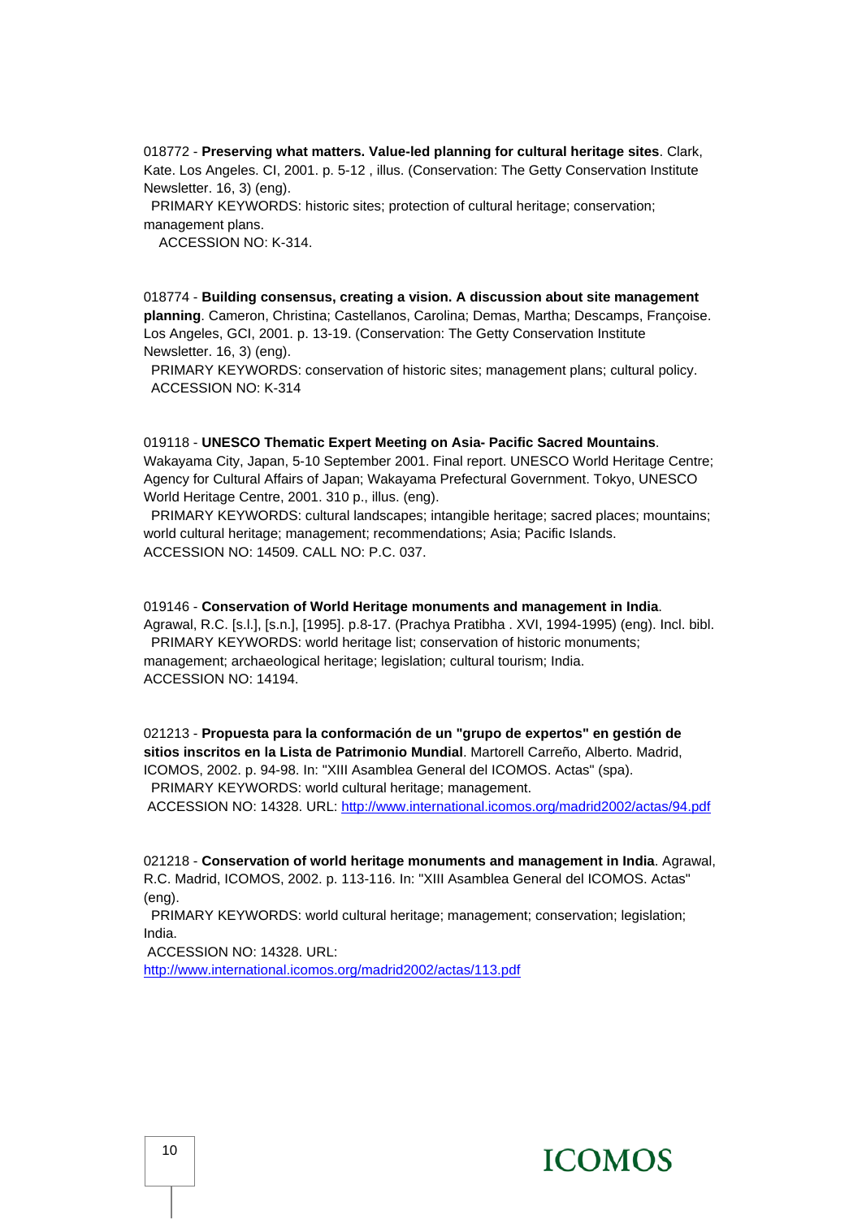018772 - **Preserving what matters. Value-led planning for cultural heritage sites**. Clark, Kate. Los Angeles. CI, 2001. p. 5-12 , illus. (Conservation: The Getty Conservation Institute Newsletter. 16, 3) (eng).
PRIMARY KEYWORDS: historic sites; protection of cultural heritage; conservation; management plans.
ACCESSION NO: K-314.

018774 - **Building consensus, creating a vision. A discussion about site management planning**. Cameron, Christina; Castellanos, Carolina; Demas, Martha; Descamps, Françoise. Los Angeles, GCI, 2001. p. 13-19. (Conservation: The Getty Conservation Institute Newsletter. 16, 3) (eng).
PRIMARY KEYWORDS: conservation of historic sites; management plans; cultural policy.
ACCESSION NO: K-314

019118 - **UNESCO Thematic Expert Meeting on Asia- Pacific Sacred Mountains**. Wakayama City, Japan, 5-10 September 2001. Final report. UNESCO World Heritage Centre; Agency for Cultural Affairs of Japan; Wakayama Prefectural Government. Tokyo, UNESCO World Heritage Centre, 2001. 310 p., illus. (eng).
PRIMARY KEYWORDS: cultural landscapes; intangible heritage; sacred places; mountains; world cultural heritage; management; recommendations; Asia; Pacific Islands.
ACCESSION NO: 14509. CALL NO: P.C. 037.

019146 - **Conservation of World Heritage monuments and management in India**. Agrawal, R.C. [s.l.], [s.n.], [1995]. p.8-17. (Prachya Pratibha . XVI, 1994-1995) (eng). Incl. bibl.
PRIMARY KEYWORDS: world heritage list; conservation of historic monuments; management; archaeological heritage; legislation; cultural tourism; India.
ACCESSION NO: 14194.

021213 - **Propuesta para la conformación de un "grupo de expertos" en gestión de sitios inscritos en la Lista de Patrimonio Mundial**. Martorell Carreño, Alberto. Madrid, ICOMOS, 2002. p. 94-98. In: "XIII Asamblea General del ICOMOS. Actas" (spa).
PRIMARY KEYWORDS: world cultural heritage; management.
ACCESSION NO: 14328. URL: http://www.international.icomos.org/madrid2002/actas/94.pdf

021218 - **Conservation of world heritage monuments and management in India**. Agrawal, R.C. Madrid, ICOMOS, 2002. p. 113-116. In: "XIII Asamblea General del ICOMOS. Actas" (eng).
PRIMARY KEYWORDS: world cultural heritage; management; conservation; legislation; India.
ACCESSION NO: 14328. URL: http://www.international.icomos.org/madrid2002/actas/113.pdf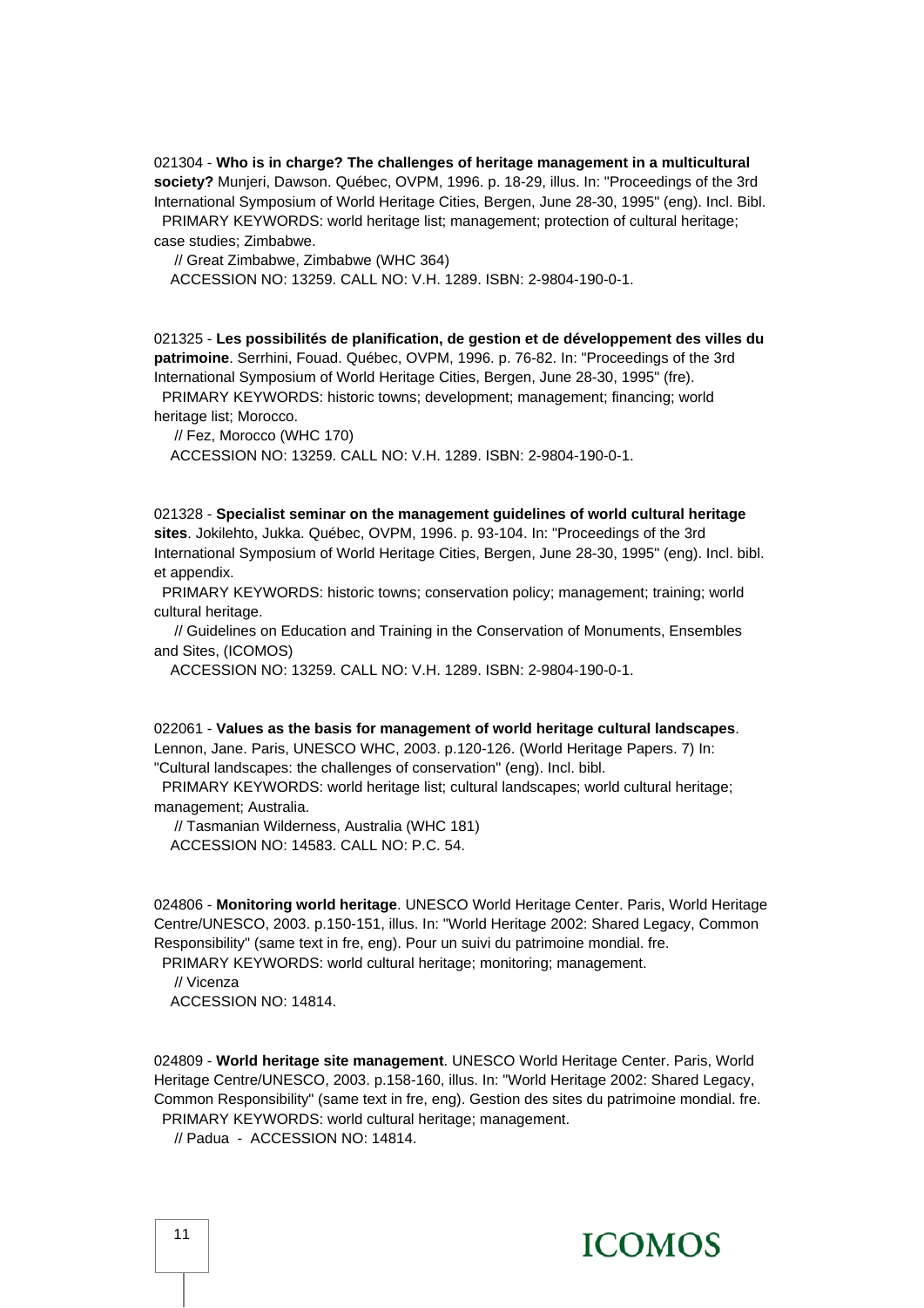021304 - **Who is in charge? The challenges of heritage management in a multicultural society?** Munjeri, Dawson. Québec, OVPM, 1996. p. 18-29, illus. In: "Proceedings of the 3rd International Symposium of World Heritage Cities, Bergen, June 28-30, 1995" (eng). Incl. Bibl.
PRIMARY KEYWORDS: world heritage list; management; protection of cultural heritage; case studies; Zimbabwe.
// Great Zimbabwe, Zimbabwe (WHC 364)
ACCESSION NO: 13259. CALL NO: V.H. 1289. ISBN: 2-9804-190-0-1.

021325 - **Les possibilités de planification, de gestion et de développement des villes du patrimoine**. Serrhini, Fouad. Québec, OVPM, 1996. p. 76-82. In: "Proceedings of the 3rd International Symposium of World Heritage Cities, Bergen, June 28-30, 1995" (fre).
PRIMARY KEYWORDS: historic towns; development; management; financing; world heritage list; Morocco.
// Fez, Morocco (WHC 170)
ACCESSION NO: 13259. CALL NO: V.H. 1289. ISBN: 2-9804-190-0-1.

021328 - **Specialist seminar on the management guidelines of world cultural heritage sites**. Jokilehto, Jukka. Québec, OVPM, 1996. p. 93-104. In: "Proceedings of the 3rd International Symposium of World Heritage Cities, Bergen, June 28-30, 1995" (eng). Incl. bibl. et appendix.
PRIMARY KEYWORDS: historic towns; conservation policy; management; training; world cultural heritage.
// Guidelines on Education and Training in the Conservation of Monuments, Ensembles and Sites, (ICOMOS)
ACCESSION NO: 13259. CALL NO: V.H. 1289. ISBN: 2-9804-190-0-1.

022061 - **Values as the basis for management of world heritage cultural landscapes**. Lennon, Jane. Paris, UNESCO WHC, 2003. p.120-126. (World Heritage Papers. 7) In: "Cultural landscapes: the challenges of conservation" (eng). Incl. bibl.
PRIMARY KEYWORDS: world heritage list; cultural landscapes; world cultural heritage; management; Australia.
// Tasmanian Wilderness, Australia (WHC 181)
ACCESSION NO: 14583. CALL NO: P.C. 54.

024806 - **Monitoring world heritage**. UNESCO World Heritage Center. Paris, World Heritage Centre/UNESCO, 2003. p.150-151, illus. In: "World Heritage 2002: Shared Legacy, Common Responsibility" (same text in fre, eng). Pour un suivi du patrimoine mondial. fre.
PRIMARY KEYWORDS: world cultural heritage; monitoring; management.
// Vicenza
ACCESSION NO: 14814.

024809 - **World heritage site management**. UNESCO World Heritage Center. Paris, World Heritage Centre/UNESCO, 2003. p.158-160, illus. In: "World Heritage 2002: Shared Legacy, Common Responsibility" (same text in fre, eng). Gestion des sites du patrimoine mondial. fre.
PRIMARY KEYWORDS: world cultural heritage; management.
// Padua - ACCESSION NO: 14814.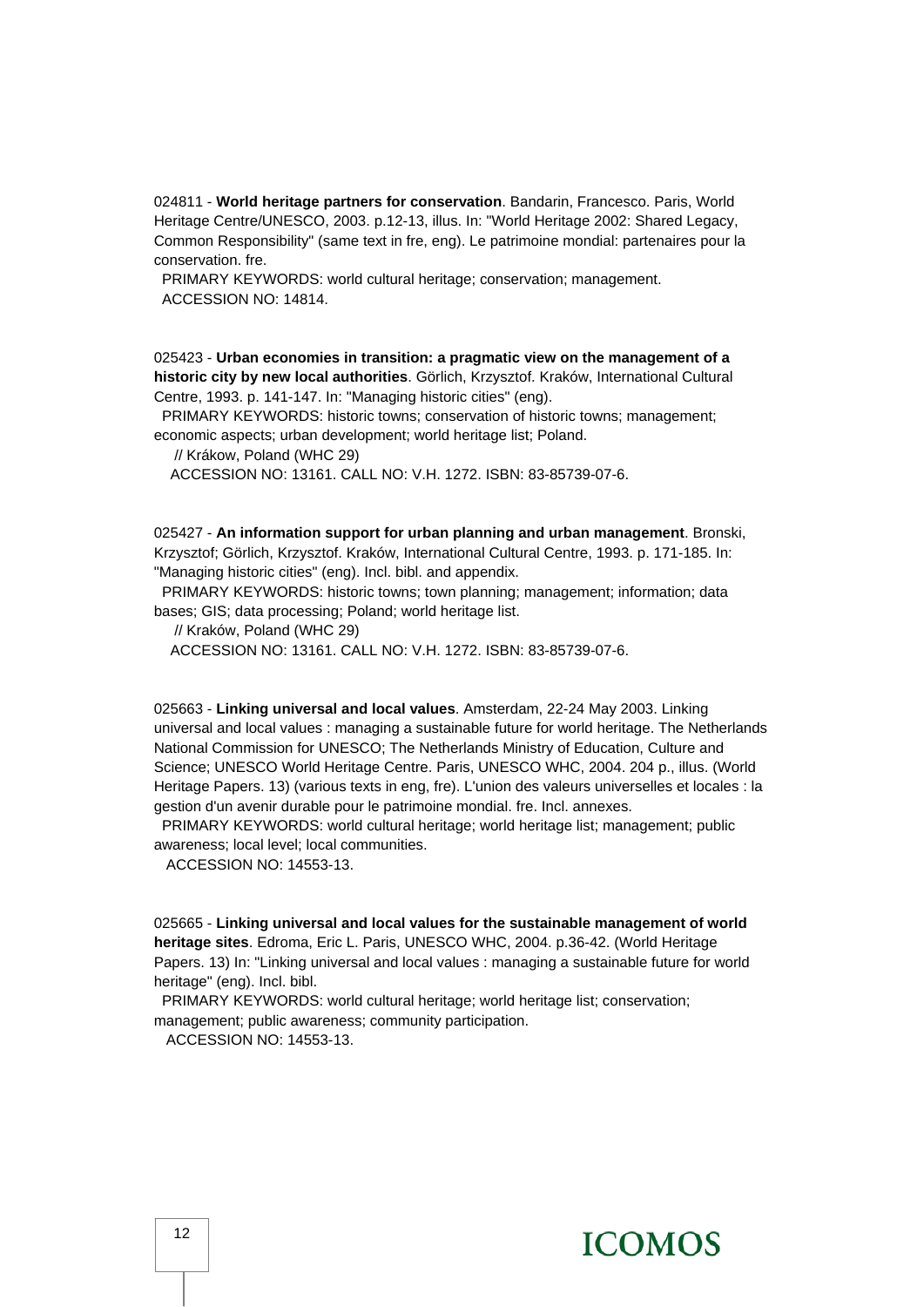024811 - **World heritage partners for conservation**. Bandarin, Francesco. Paris, World Heritage Centre/UNESCO, 2003. p.12-13, illus. In: "World Heritage 2002: Shared Legacy, Common Responsibility" (same text in fre, eng). Le patrimoine mondial: partenaires pour la conservation. fre.

PRIMARY KEYWORDS: world cultural heritage; conservation; management.

ACCESSION NO: 14814.

025423 - **Urban economies in transition: a pragmatic view on the management of a historic city by new local authorities**. Görlich, Krzysztof. Kraków, International Cultural Centre, 1993. p. 141-147. In: "Managing historic cities" (eng).

PRIMARY KEYWORDS: historic towns; conservation of historic towns; management; economic aspects; urban development; world heritage list; Poland.

// Krákow, Poland (WHC 29)

ACCESSION NO: 13161. CALL NO: V.H. 1272. ISBN: 83-85739-07-6.

025427 - **An information support for urban planning and urban management**. Bronski, Krzysztof; Görlich, Krzysztof. Kraków, International Cultural Centre, 1993. p. 171-185. In: "Managing historic cities" (eng). Incl. bibl. and appendix.

PRIMARY KEYWORDS: historic towns; town planning; management; information; data bases; GIS; data processing; Poland; world heritage list.

// Kraków, Poland (WHC 29)

ACCESSION NO: 13161. CALL NO: V.H. 1272. ISBN: 83-85739-07-6.

025663 - **Linking universal and local values**. Amsterdam, 22-24 May 2003. Linking universal and local values : managing a sustainable future for world heritage. The Netherlands National Commission for UNESCO; The Netherlands Ministry of Education, Culture and Science; UNESCO World Heritage Centre. Paris, UNESCO WHC, 2004. 204 p., illus. (World Heritage Papers. 13) (various texts in eng, fre). L'union des valeurs universelles et locales : la gestion d'un avenir durable pour le patrimoine mondial. fre. Incl. annexes.

PRIMARY KEYWORDS: world cultural heritage; world heritage list; management; public awareness; local level; local communities.

ACCESSION NO: 14553-13.

025665 - **Linking universal and local values for the sustainable management of world heritage sites**. Edroma, Eric L. Paris, UNESCO WHC, 2004. p.36-42. (World Heritage Papers. 13) In: "Linking universal and local values : managing a sustainable future for world heritage" (eng). Incl. bibl.

PRIMARY KEYWORDS: world cultural heritage; world heritage list; conservation; management; public awareness; community participation.

ACCESSION NO: 14553-13.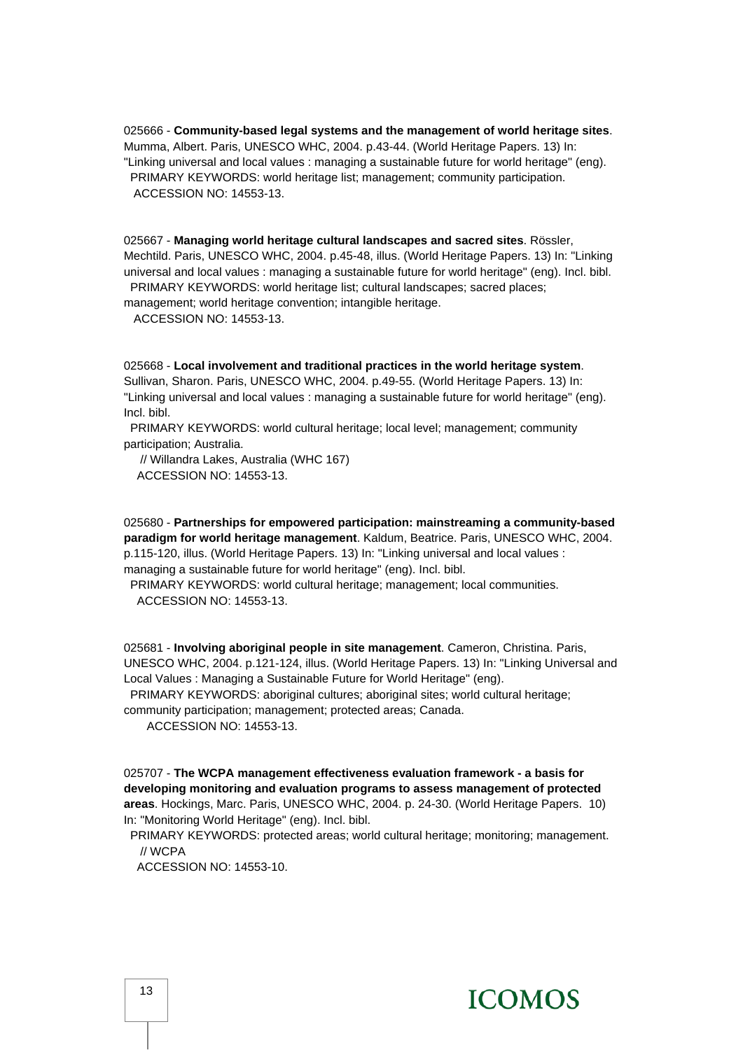025666 - **Community-based legal systems and the management of world heritage sites**. Mumma, Albert. Paris, UNESCO WHC, 2004. p.43-44. (World Heritage Papers. 13) In: "Linking universal and local values : managing a sustainable future for world heritage" (eng).
PRIMARY KEYWORDS: world heritage list; management; community participation.
ACCESSION NO: 14553-13.

025667 - **Managing world heritage cultural landscapes and sacred sites**. Rössler, Mechtild. Paris, UNESCO WHC, 2004. p.45-48, illus. (World Heritage Papers. 13) In: "Linking universal and local values : managing a sustainable future for world heritage" (eng). Incl. bibl.
PRIMARY KEYWORDS: world heritage list; cultural landscapes; sacred places; management; world heritage convention; intangible heritage.
ACCESSION NO: 14553-13.

025668 - **Local involvement and traditional practices in the world heritage system**. Sullivan, Sharon. Paris, UNESCO WHC, 2004. p.49-55. (World Heritage Papers. 13) In: "Linking universal and local values : managing a sustainable future for world heritage" (eng). Incl. bibl.
PRIMARY KEYWORDS: world cultural heritage; local level; management; community participation; Australia.
// Willandra Lakes, Australia (WHC 167)
ACCESSION NO: 14553-13.

025680 - **Partnerships for empowered participation: mainstreaming a community-based paradigm for world heritage management**. Kaldum, Beatrice. Paris, UNESCO WHC, 2004. p.115-120, illus. (World Heritage Papers. 13) In: "Linking universal and local values : managing a sustainable future for world heritage" (eng). Incl. bibl.
PRIMARY KEYWORDS: world cultural heritage; management; local communities.
ACCESSION NO: 14553-13.

025681 - **Involving aboriginal people in site management**. Cameron, Christina. Paris, UNESCO WHC, 2004. p.121-124, illus. (World Heritage Papers. 13) In: "Linking Universal and Local Values : Managing a Sustainable Future for World Heritage" (eng).
PRIMARY KEYWORDS: aboriginal cultures; aboriginal sites; world cultural heritage; community participation; management; protected areas; Canada.
ACCESSION NO: 14553-13.

025707 - **The WCPA management effectiveness evaluation framework - a basis for developing monitoring and evaluation programs to assess management of protected areas**. Hockings, Marc. Paris, UNESCO WHC, 2004. p. 24-30. (World Heritage Papers. 10) In: "Monitoring World Heritage" (eng). Incl. bibl.
PRIMARY KEYWORDS: protected areas; world cultural heritage; monitoring; management.
// WCPA
ACCESSION NO: 14553-10.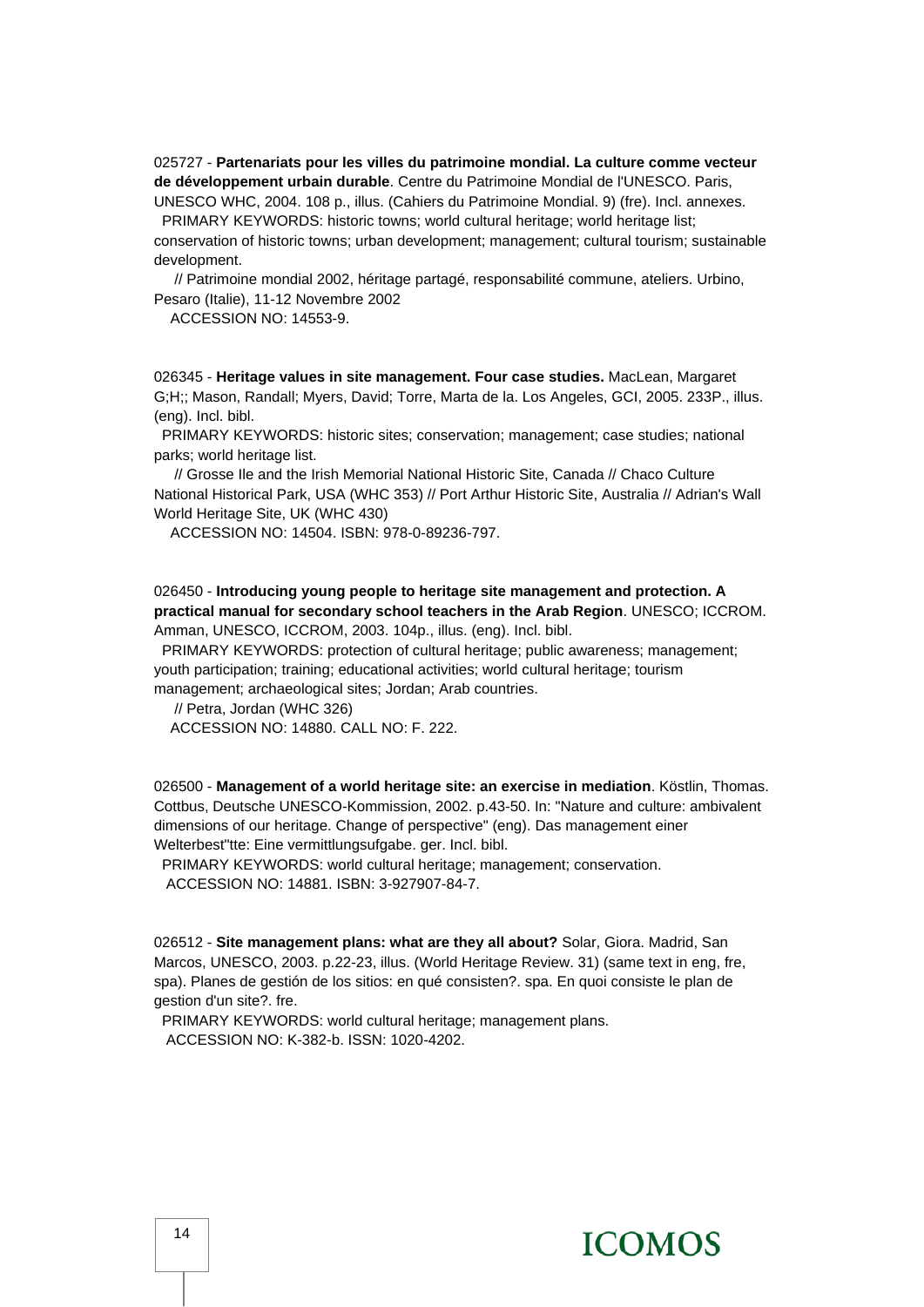025727 - **Partenariats pour les villes du patrimoine mondial. La culture comme vecteur de développement urbain durable**. Centre du Patrimoine Mondial de l'UNESCO. Paris, UNESCO WHC, 2004. 108 p., illus. (Cahiers du Patrimoine Mondial. 9) (fre). Incl. annexes.
PRIMARY KEYWORDS: historic towns; world cultural heritage; world heritage list; conservation of historic towns; urban development; management; cultural tourism; sustainable development.
// Patrimoine mondial 2002, héritage partagé, responsabilité commune, ateliers. Urbino, Pesaro (Italie), 11-12 Novembre 2002
ACCESSION NO: 14553-9.

026345 - **Heritage values in site management. Four case studies.** MacLean, Margaret G;H;; Mason, Randall; Myers, David; Torre, Marta de la. Los Angeles, GCI, 2005. 233P., illus. (eng). Incl. bibl.
PRIMARY KEYWORDS: historic sites; conservation; management; case studies; national parks; world heritage list.
// Grosse Ile and the Irish Memorial National Historic Site, Canada // Chaco Culture National Historical Park, USA (WHC 353) // Port Arthur Historic Site, Australia // Adrian's Wall World Heritage Site, UK (WHC 430)
ACCESSION NO: 14504. ISBN: 978-0-89236-797.

026450 - **Introducing young people to heritage site management and protection. A practical manual for secondary school teachers in the Arab Region**. UNESCO; ICCROM. Amman, UNESCO, ICCROM, 2003. 104p., illus. (eng). Incl. bibl.
PRIMARY KEYWORDS: protection of cultural heritage; public awareness; management; youth participation; training; educational activities; world cultural heritage; tourism management; archaeological sites; Jordan; Arab countries.
// Petra, Jordan (WHC 326)
ACCESSION NO: 14880. CALL NO: F. 222.

026500 - **Management of a world heritage site: an exercise in mediation**. Köstlin, Thomas. Cottbus, Deutsche UNESCO-Kommission, 2002. p.43-50. In: "Nature and culture: ambivalent dimensions of our heritage. Change of perspective" (eng). Das management einer Welterbest"tte: Eine vermittlungsufgabe. ger. Incl. bibl.
PRIMARY KEYWORDS: world cultural heritage; management; conservation.
ACCESSION NO: 14881. ISBN: 3-927907-84-7.

026512 - **Site management plans: what are they all about?** Solar, Giora. Madrid, San Marcos, UNESCO, 2003. p.22-23, illus. (World Heritage Review. 31) (same text in eng, fre, spa). Planes de gestión de los sitios: en qué consisten?. spa. En quoi consiste le plan de gestion d'un site?. fre.
PRIMARY KEYWORDS: world cultural heritage; management plans.
ACCESSION NO: K-382-b. ISSN: 1020-4202.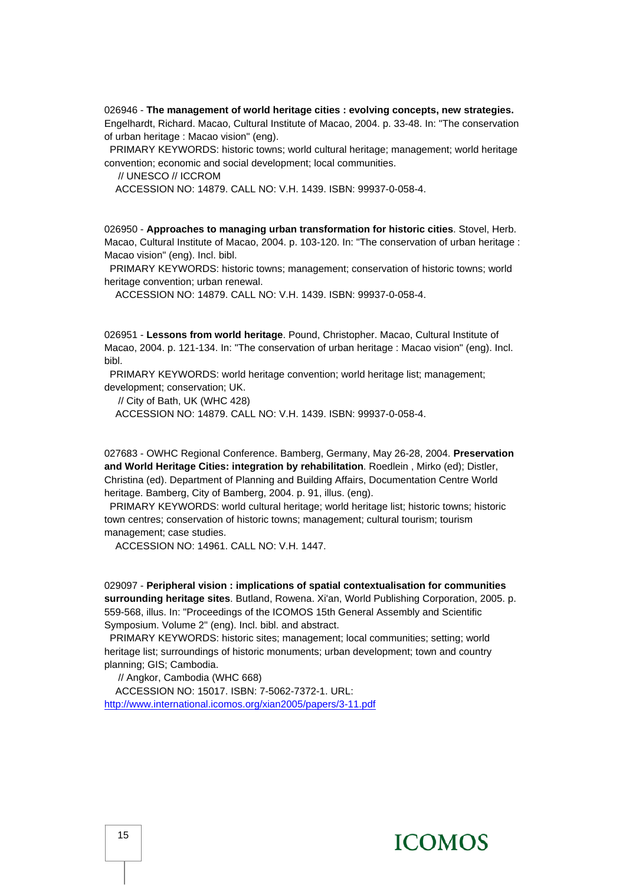026946 - **The management of world heritage cities : evolving concepts, new strategies.** Engelhardt, Richard. Macao, Cultural Institute of Macao, 2004. p. 33-48. In: "The conservation of urban heritage : Macao vision" (eng).

PRIMARY KEYWORDS: historic towns; world cultural heritage; management; world heritage convention; economic and social development; local communities.

// UNESCO // ICCROM

ACCESSION NO: 14879. CALL NO: V.H. 1439. ISBN: 99937-0-058-4.

026950 - **Approaches to managing urban transformation for historic cities**. Stovel, Herb. Macao, Cultural Institute of Macao, 2004. p. 103-120. In: "The conservation of urban heritage : Macao vision" (eng). Incl. bibl.

PRIMARY KEYWORDS: historic towns; management; conservation of historic towns; world heritage convention; urban renewal.

ACCESSION NO: 14879. CALL NO: V.H. 1439. ISBN: 99937-0-058-4.

026951 - **Lessons from world heritage**. Pound, Christopher. Macao, Cultural Institute of Macao, 2004. p. 121-134. In: "The conservation of urban heritage : Macao vision" (eng). Incl. bibl.

PRIMARY KEYWORDS: world heritage convention; world heritage list; management; development; conservation; UK.

// City of Bath, UK (WHC 428)

ACCESSION NO: 14879. CALL NO: V.H. 1439. ISBN: 99937-0-058-4.

027683 - OWHC Regional Conference. Bamberg, Germany, May 26-28, 2004. **Preservation and World Heritage Cities: integration by rehabilitation**. Roedlein , Mirko (ed); Distler, Christina (ed). Department of Planning and Building Affairs, Documentation Centre World heritage. Bamberg, City of Bamberg, 2004. p. 91, illus. (eng).

PRIMARY KEYWORDS: world cultural heritage; world heritage list; historic towns; historic town centres; conservation of historic towns; management; cultural tourism; tourism management; case studies.

ACCESSION NO: 14961. CALL NO: V.H. 1447.

029097 - **Peripheral vision : implications of spatial contextualisation for communities surrounding heritage sites**. Butland, Rowena. Xi'an, World Publishing Corporation, 2005. p. 559-568, illus. In: "Proceedings of the ICOMOS 15th General Assembly and Scientific Symposium. Volume 2" (eng). Incl. bibl. and abstract.

PRIMARY KEYWORDS: historic sites; management; local communities; setting; world heritage list; surroundings of historic monuments; urban development; town and country planning; GIS; Cambodia.

// Angkor, Cambodia (WHC 668)

ACCESSION NO: 15017. ISBN: 7-5062-7372-1. URL: http://www.international.icomos.org/xian2005/papers/3-11.pdf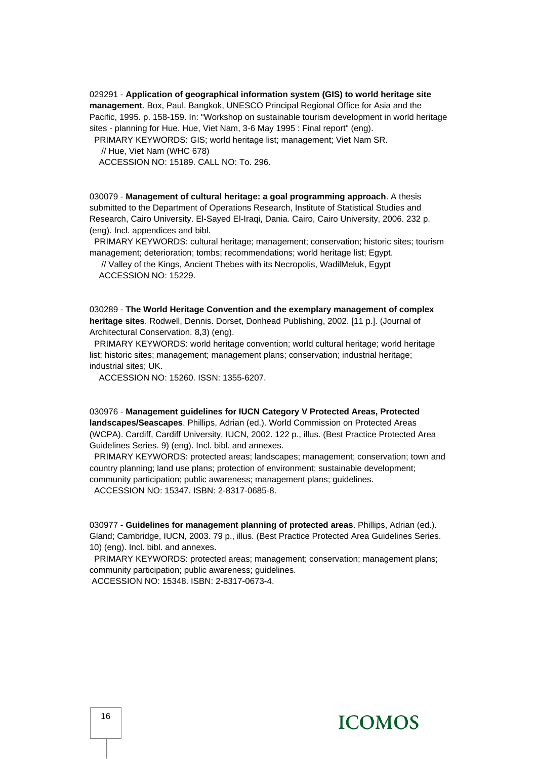029291 - **Application of geographical information system (GIS) to world heritage site management**. Box, Paul. Bangkok, UNESCO Principal Regional Office for Asia and the Pacific, 1995. p. 158-159. In: "Workshop on sustainable tourism development in world heritage sites - planning for Hue. Hue, Viet Nam, 3-6 May 1995 : Final report" (eng).

PRIMARY KEYWORDS: GIS; world heritage list; management; Viet Nam SR.

// Hue, Viet Nam (WHC 678)

ACCESSION NO: 15189. CALL NO: To. 296.

030079 - **Management of cultural heritage: a goal programming approach**. A thesis submitted to the Department of Operations Research, Institute of Statistical Studies and Research, Cairo University. El-Sayed El-Iraqi, Dania. Cairo, Cairo University, 2006. 232 p. (eng). Incl. appendices and bibl.

PRIMARY KEYWORDS: cultural heritage; management; conservation; historic sites; tourism management; deterioration; tombs; recommendations; world heritage list; Egypt.

// Valley of the Kings, Ancient Thebes with its Necropolis, WadilMeluk, Egypt

ACCESSION NO: 15229.

030289 - **The World Heritage Convention and the exemplary management of complex heritage sites**. Rodwell, Dennis. Dorset, Donhead Publishing, 2002. [11 p.]. (Journal of Architectural Conservation. 8,3) (eng).

PRIMARY KEYWORDS: world heritage convention; world cultural heritage; world heritage list; historic sites; management; management plans; conservation; industrial heritage; industrial sites; UK.

ACCESSION NO: 15260. ISSN: 1355-6207.

030976 - **Management guidelines for IUCN Category V Protected Areas, Protected landscapes/Seascapes**. Phillips, Adrian (ed.). World Commission on Protected Areas (WCPA). Cardiff, Cardiff University, IUCN, 2002. 122 p., illus. (Best Practice Protected Area Guidelines Series. 9) (eng). Incl. bibl. and annexes.

PRIMARY KEYWORDS: protected areas; landscapes; management; conservation; town and country planning; land use plans; protection of environment; sustainable development; community participation; public awareness; management plans; guidelines.

ACCESSION NO: 15347. ISBN: 2-8317-0685-8.

030977 - **Guidelines for management planning of protected areas**. Phillips, Adrian (ed.). Gland; Cambridge, IUCN, 2003. 79 p., illus. (Best Practice Protected Area Guidelines Series. 10) (eng). Incl. bibl. and annexes.

PRIMARY KEYWORDS: protected areas; management; conservation; management plans; community participation; public awareness; guidelines.

ACCESSION NO: 15348. ISBN: 2-8317-0673-4.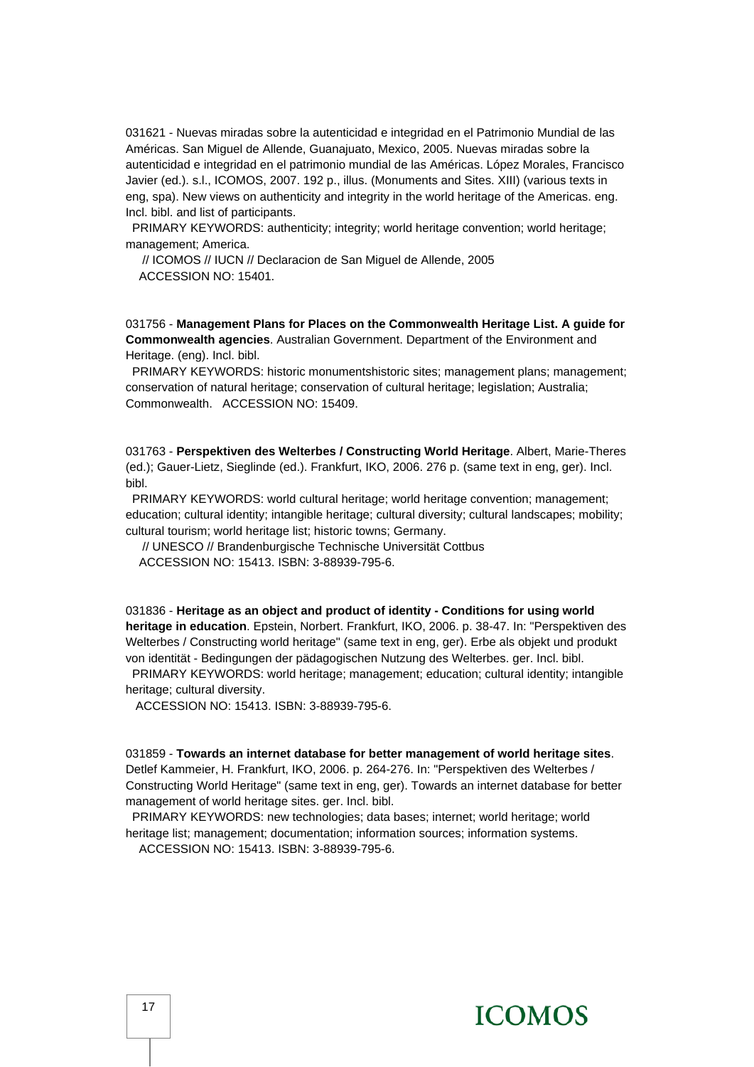031621 - Nuevas miradas sobre la autenticidad e integridad en el Patrimonio Mundial de las Américas. San Miguel de Allende, Guanajuato, Mexico, 2005. Nuevas miradas sobre la autenticidad e integridad en el patrimonio mundial de las Américas. López Morales, Francisco Javier (ed.). s.l., ICOMOS, 2007. 192 p., illus. (Monuments and Sites. XIII) (various texts in eng, spa). New views on authenticity and integrity in the world heritage of the Americas. eng. Incl. bibl. and list of participants.

PRIMARY KEYWORDS: authenticity; integrity; world heritage convention; world heritage; management; America.

// ICOMOS // IUCN // Declaracion de San Miguel de Allende, 2005

ACCESSION NO: 15401.

031756 - **Management Plans for Places on the Commonwealth Heritage List. A guide for Commonwealth agencies**. Australian Government. Department of the Environment and Heritage. (eng). Incl. bibl.

PRIMARY KEYWORDS: historic monumentshistoric sites; management plans; management; conservation of natural heritage; conservation of cultural heritage; legislation; Australia; Commonwealth. ACCESSION NO: 15409.

031763 - **Perspektiven des Welterbes / Constructing World Heritage**. Albert, Marie-Theres (ed.); Gauer-Lietz, Sieglinde (ed.). Frankfurt, IKO, 2006. 276 p. (same text in eng, ger). Incl. bibl.

PRIMARY KEYWORDS: world cultural heritage; world heritage convention; management; education; cultural identity; intangible heritage; cultural diversity; cultural landscapes; mobility; cultural tourism; world heritage list; historic towns; Germany.

// UNESCO // Brandenburgische Technische Universität Cottbus

ACCESSION NO: 15413. ISBN: 3-88939-795-6.

031836 - **Heritage as an object and product of identity - Conditions for using world heritage in education**. Epstein, Norbert. Frankfurt, IKO, 2006. p. 38-47. In: "Perspektiven des Welterbes / Constructing world heritage" (same text in eng, ger). Erbe als objekt und produkt von identität - Bedingungen der pädagogischen Nutzung des Welterbes. ger. Incl. bibl.

PRIMARY KEYWORDS: world heritage; management; education; cultural identity; intangible heritage; cultural diversity.

ACCESSION NO: 15413. ISBN: 3-88939-795-6.

031859 - **Towards an internet database for better management of world heritage sites**. Detlef Kammeier, H. Frankfurt, IKO, 2006. p. 264-276. In: "Perspektiven des Welterbes / Constructing World Heritage" (same text in eng, ger). Towards an internet database for better management of world heritage sites. ger. Incl. bibl.

PRIMARY KEYWORDS: new technologies; data bases; internet; world heritage; world heritage list; management; documentation; information sources; information systems.

ACCESSION NO: 15413. ISBN: 3-88939-795-6.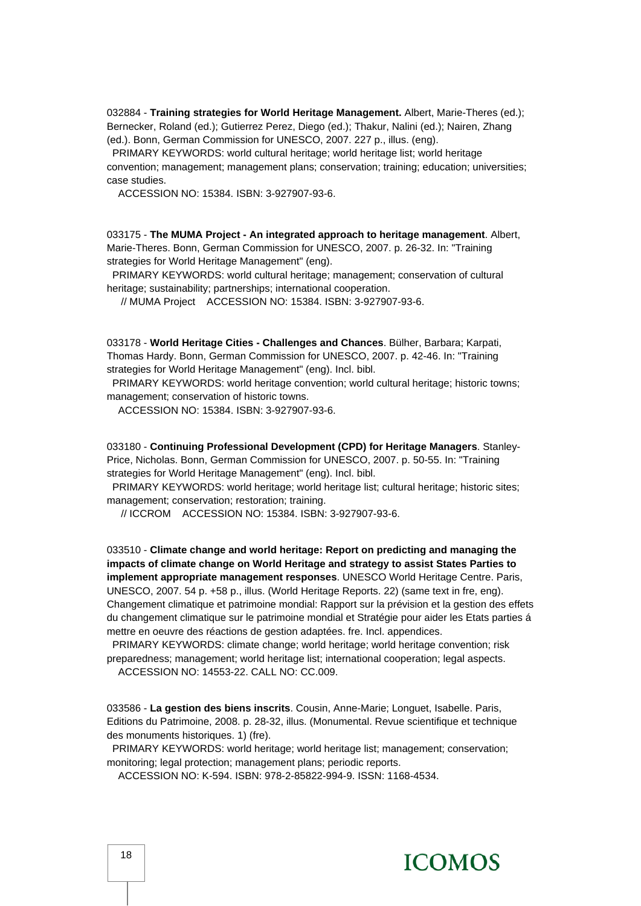032884 - **Training strategies for World Heritage Management.** Albert, Marie-Theres (ed.); Bernecker, Roland (ed.); Gutierrez Perez, Diego (ed.); Thakur, Nalini (ed.); Nairen, Zhang (ed.). Bonn, German Commission for UNESCO, 2007. 227 p., illus. (eng).

PRIMARY KEYWORDS: world cultural heritage; world heritage list; world heritage convention; management; management plans; conservation; training; education; universities; case studies.

ACCESSION NO: 15384. ISBN: 3-927907-93-6.

033175 - **The MUMA Project - An integrated approach to heritage management**. Albert, Marie-Theres. Bonn, German Commission for UNESCO, 2007. p. 26-32. In: "Training strategies for World Heritage Management" (eng).

PRIMARY KEYWORDS: world cultural heritage; management; conservation of cultural heritage; sustainability; partnerships; international cooperation.

// MUMA Project ACCESSION NO: 15384. ISBN: 3-927907-93-6.

033178 - **World Heritage Cities - Challenges and Chances**. Bülher, Barbara; Karpati, Thomas Hardy. Bonn, German Commission for UNESCO, 2007. p. 42-46. In: "Training strategies for World Heritage Management" (eng). Incl. bibl.

PRIMARY KEYWORDS: world heritage convention; world cultural heritage; historic towns; management; conservation of historic towns.

ACCESSION NO: 15384. ISBN: 3-927907-93-6.

033180 - **Continuing Professional Development (CPD) for Heritage Managers**. Stanley-Price, Nicholas. Bonn, German Commission for UNESCO, 2007. p. 50-55. In: "Training strategies for World Heritage Management" (eng). Incl. bibl.

PRIMARY KEYWORDS: world heritage; world heritage list; cultural heritage; historic sites; management; conservation; restoration; training.

// ICCROM ACCESSION NO: 15384. ISBN: 3-927907-93-6.

033510 - **Climate change and world heritage: Report on predicting and managing the impacts of climate change on World Heritage and strategy to assist States Parties to implement appropriate management responses**. UNESCO World Heritage Centre. Paris, UNESCO, 2007. 54 p. +58 p., illus. (World Heritage Reports. 22) (same text in fre, eng). Changement climatique et patrimoine mondial: Rapport sur la prévision et la gestion des effets du changement climatique sur le patrimoine mondial et Stratégie pour aider les Etats parties á mettre en oeuvre des réactions de gestion adaptées. fre. Incl. appendices.

PRIMARY KEYWORDS: climate change; world heritage; world heritage convention; risk preparedness; management; world heritage list; international cooperation; legal aspects.

ACCESSION NO: 14553-22. CALL NO: CC.009.

033586 - **La gestion des biens inscrits**. Cousin, Anne-Marie; Longuet, Isabelle. Paris, Editions du Patrimoine, 2008. p. 28-32, illus. (Monumental. Revue scientifique et technique des monuments historiques. 1) (fre).

PRIMARY KEYWORDS: world heritage; world heritage list; management; conservation; monitoring; legal protection; management plans; periodic reports.

ACCESSION NO: K-594. ISBN: 978-2-85822-994-9. ISSN: 1168-4534.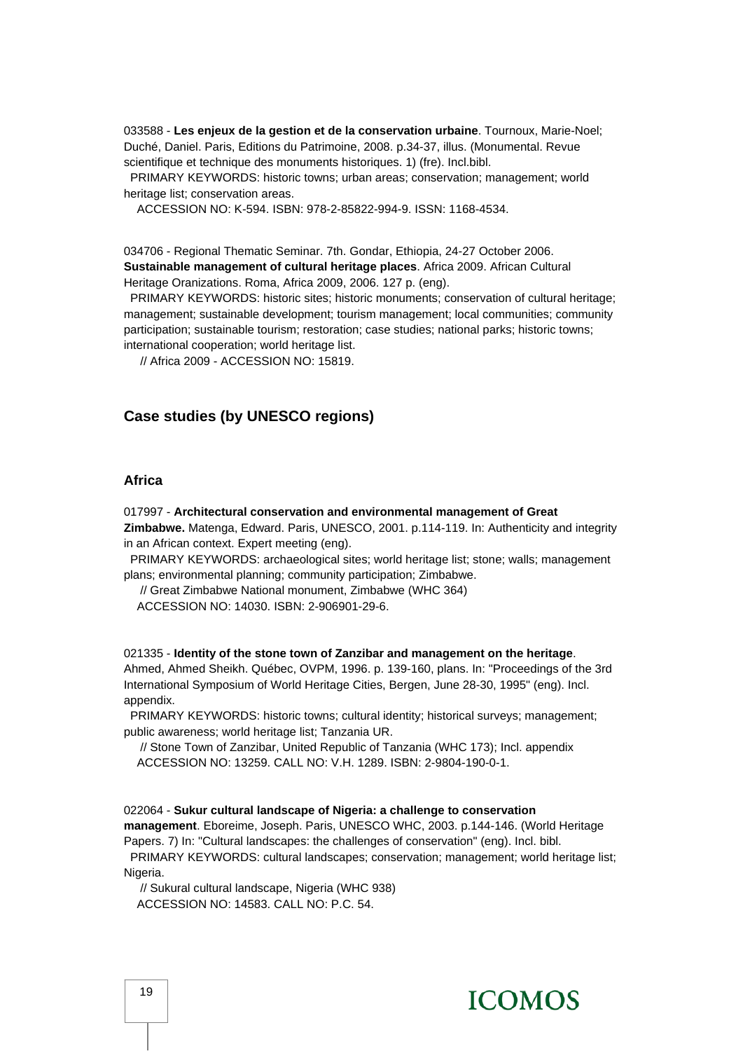033588 - **Les enjeux de la gestion et de la conservation urbaine**. Tournoux, Marie-Noel; Duché, Daniel. Paris, Editions du Patrimoine, 2008. p.34-37, illus. (Monumental. Revue scientifique et technique des monuments historiques. 1) (fre). Incl.bibl.

PRIMARY KEYWORDS: historic towns; urban areas; conservation; management; world heritage list; conservation areas.

ACCESSION NO: K-594. ISBN: 978-2-85822-994-9. ISSN: 1168-4534.

034706 - Regional Thematic Seminar. 7th. Gondar, Ethiopia, 24-27 October 2006. **Sustainable management of cultural heritage places**. Africa 2009. African Cultural Heritage Oranizations. Roma, Africa 2009, 2006. 127 p. (eng).

PRIMARY KEYWORDS: historic sites; historic monuments; conservation of cultural heritage; management; sustainable development; tourism management; local communities; community participation; sustainable tourism; restoration; case studies; national parks; historic towns; international cooperation; world heritage list.

// Africa 2009 - ACCESSION NO: 15819.

## Case studies (by UNESCO regions)

### Africa

017997 - **Architectural conservation and environmental management of Great Zimbabwe.** Matenga, Edward. Paris, UNESCO, 2001. p.114-119. In: Authenticity and integrity in an African context. Expert meeting (eng).

PRIMARY KEYWORDS: archaeological sites; world heritage list; stone; walls; management plans; environmental planning; community participation; Zimbabwe.

// Great Zimbabwe National monument, Zimbabwe (WHC 364)

ACCESSION NO: 14030. ISBN: 2-906901-29-6.

021335 - **Identity of the stone town of Zanzibar and management on the heritage**. Ahmed, Ahmed Sheikh. Québec, OVPM, 1996. p. 139-160, plans. In: "Proceedings of the 3rd International Symposium of World Heritage Cities, Bergen, June 28-30, 1995" (eng). Incl. appendix.

PRIMARY KEYWORDS: historic towns; cultural identity; historical surveys; management; public awareness; world heritage list; Tanzania UR.

// Stone Town of Zanzibar, United Republic of Tanzania (WHC 173); Incl. appendix

ACCESSION NO: 13259. CALL NO: V.H. 1289. ISBN: 2-9804-190-0-1.

022064 - **Sukur cultural landscape of Nigeria: a challenge to conservation management**. Eboreime, Joseph. Paris, UNESCO WHC, 2003. p.144-146. (World Heritage Papers. 7) In: "Cultural landscapes: the challenges of conservation" (eng). Incl. bibl.

PRIMARY KEYWORDS: cultural landscapes; conservation; management; world heritage list; Nigeria.

// Sukural cultural landscape, Nigeria (WHC 938)

ACCESSION NO: 14583. CALL NO: P.C. 54.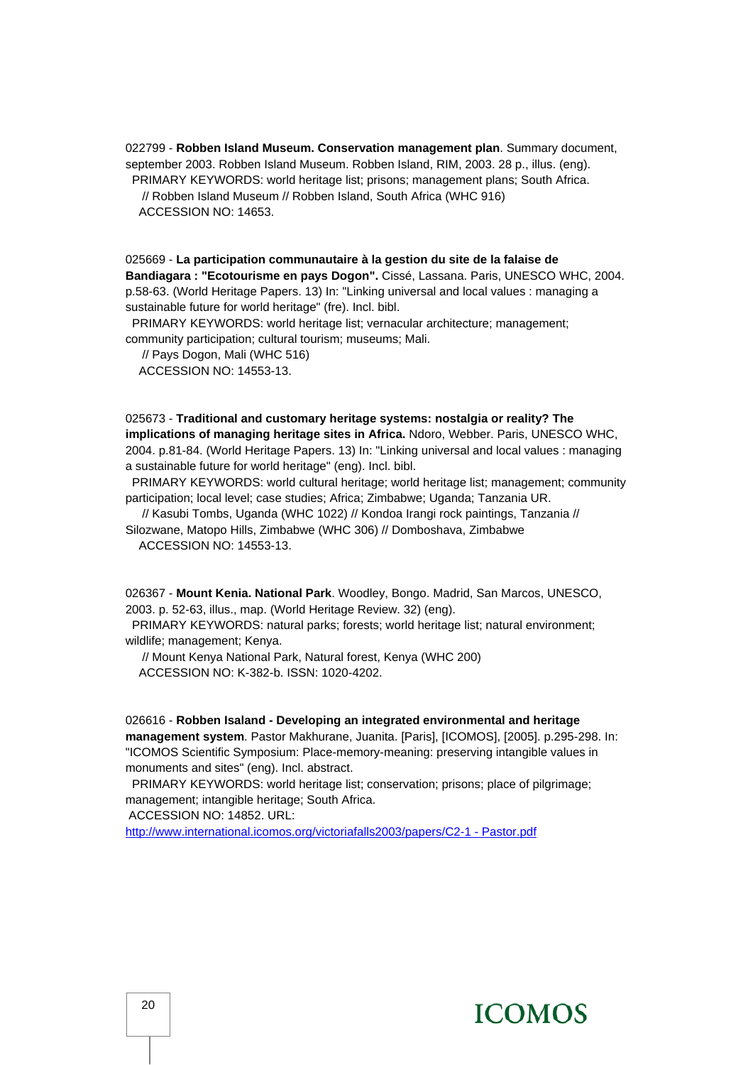022799 - **Robben Island Museum. Conservation management plan**. Summary document, september 2003. Robben Island Museum. Robben Island, RIM, 2003. 28 p., illus. (eng).
PRIMARY KEYWORDS: world heritage list; prisons; management plans; South Africa.
// Robben Island Museum // Robben Island, South Africa (WHC 916)
ACCESSION NO: 14653.

025669 - **La participation communautaire à la gestion du site de la falaise de Bandiagara : "Ecotourisme en pays Dogon".** Cissé, Lassana. Paris, UNESCO WHC, 2004. p.58-63. (World Heritage Papers. 13) In: "Linking universal and local values : managing a sustainable future for world heritage" (fre). Incl. bibl.
PRIMARY KEYWORDS: world heritage list; vernacular architecture; management; community participation; cultural tourism; museums; Mali.
// Pays Dogon, Mali (WHC 516)
ACCESSION NO: 14553-13.

025673 - **Traditional and customary heritage systems: nostalgia or reality? The implications of managing heritage sites in Africa.** Ndoro, Webber. Paris, UNESCO WHC, 2004. p.81-84. (World Heritage Papers. 13) In: "Linking universal and local values : managing a sustainable future for world heritage" (eng). Incl. bibl.
PRIMARY KEYWORDS: world cultural heritage; world heritage list; management; community participation; local level; case studies; Africa; Zimbabwe; Uganda; Tanzania UR.
// Kasubi Tombs, Uganda (WHC 1022) // Kondoa Irangi rock paintings, Tanzania // Silozwane, Matopo Hills, Zimbabwe (WHC 306) // Domboshava, Zimbabwe
ACCESSION NO: 14553-13.

026367 - **Mount Kenia. National Park**. Woodley, Bongo. Madrid, San Marcos, UNESCO, 2003. p. 52-63, illus., map. (World Heritage Review. 32) (eng).
PRIMARY KEYWORDS: natural parks; forests; world heritage list; natural environment; wildlife; management; Kenya.
// Mount Kenya National Park, Natural forest, Kenya (WHC 200)
ACCESSION NO: K-382-b. ISSN: 1020-4202.

026616 - **Robben Isaland - Developing an integrated environmental and heritage management system**. Pastor Makhurane, Juanita. [Paris], [ICOMOS], [2005]. p.295-298. In: "ICOMOS Scientific Symposium: Place-memory-meaning: preserving intangible values in monuments and sites" (eng). Incl. abstract.
PRIMARY KEYWORDS: world heritage list; conservation; prisons; place of pilgrimage; management; intangible heritage; South Africa.
ACCESSION NO: 14852. URL:
http://www.international.icomos.org/victoriafalls2003/papers/C2-1 - Pastor.pdf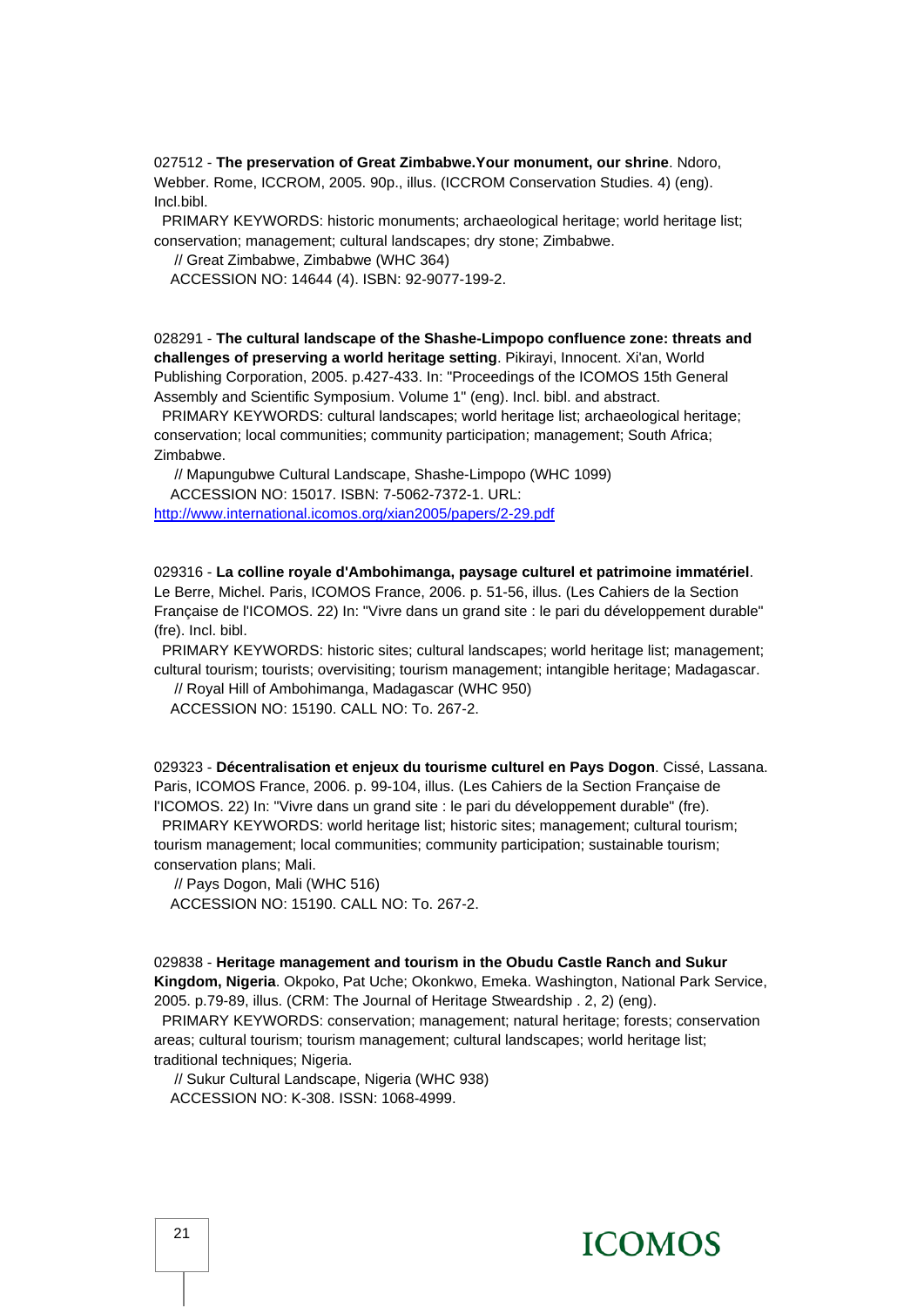027512 - **The preservation of Great Zimbabwe.Your monument, our shrine**. Ndoro, Webber. Rome, ICCROM, 2005. 90p., illus. (ICCROM Conservation Studies. 4) (eng). Incl.bibl.

PRIMARY KEYWORDS: historic monuments; archaeological heritage; world heritage list; conservation; management; cultural landscapes; dry stone; Zimbabwe.

// Great Zimbabwe, Zimbabwe (WHC 364)

ACCESSION NO: 14644 (4). ISBN: 92-9077-199-2.

028291 - **The cultural landscape of the Shashe-Limpopo confluence zone: threats and challenges of preserving a world heritage setting**. Pikirayi, Innocent. Xi'an, World Publishing Corporation, 2005. p.427-433. In: "Proceedings of the ICOMOS 15th General Assembly and Scientific Symposium. Volume 1" (eng). Incl. bibl. and abstract.

PRIMARY KEYWORDS: cultural landscapes; world heritage list; archaeological heritage; conservation; local communities; community participation; management; South Africa; Zimbabwe.

// Mapungubwe Cultural Landscape, Shashe-Limpopo (WHC 1099)

ACCESSION NO: 15017. ISBN: 7-5062-7372-1. URL: http://www.international.icomos.org/xian2005/papers/2-29.pdf

029316 - **La colline royale d'Ambohimanga, paysage culturel et patrimoine immatériel**. Le Berre, Michel. Paris, ICOMOS France, 2006. p. 51-56, illus. (Les Cahiers de la Section Française de l'ICOMOS. 22) In: "Vivre dans un grand site : le pari du développement durable" (fre). Incl. bibl.

PRIMARY KEYWORDS: historic sites; cultural landscapes; world heritage list; management; cultural tourism; tourists; overvisiting; tourism management; intangible heritage; Madagascar.

// Royal Hill of Ambohimanga, Madagascar (WHC 950)

ACCESSION NO: 15190. CALL NO: To. 267-2.

029323 - **Décentralisation et enjeux du tourisme culturel en Pays Dogon**. Cissé, Lassana. Paris, ICOMOS France, 2006. p. 99-104, illus. (Les Cahiers de la Section Française de l'ICOMOS. 22) In: "Vivre dans un grand site : le pari du développement durable" (fre).

PRIMARY KEYWORDS: world heritage list; historic sites; management; cultural tourism; tourism management; local communities; community participation; sustainable tourism; conservation plans; Mali.

// Pays Dogon, Mali (WHC 516)

ACCESSION NO: 15190. CALL NO: To. 267-2.

029838 - **Heritage management and tourism in the Obudu Castle Ranch and Sukur Kingdom, Nigeria**. Okpoko, Pat Uche; Okonkwo, Emeka. Washington, National Park Service, 2005. p.79-89, illus. (CRM: The Journal of Heritage Stewardship . 2, 2) (eng).

PRIMARY KEYWORDS: conservation; management; natural heritage; forests; conservation areas; cultural tourism; tourism management; cultural landscapes; world heritage list; traditional techniques; Nigeria.

// Sukur Cultural Landscape, Nigeria (WHC 938)

ACCESSION NO: K-308. ISSN: 1068-4999.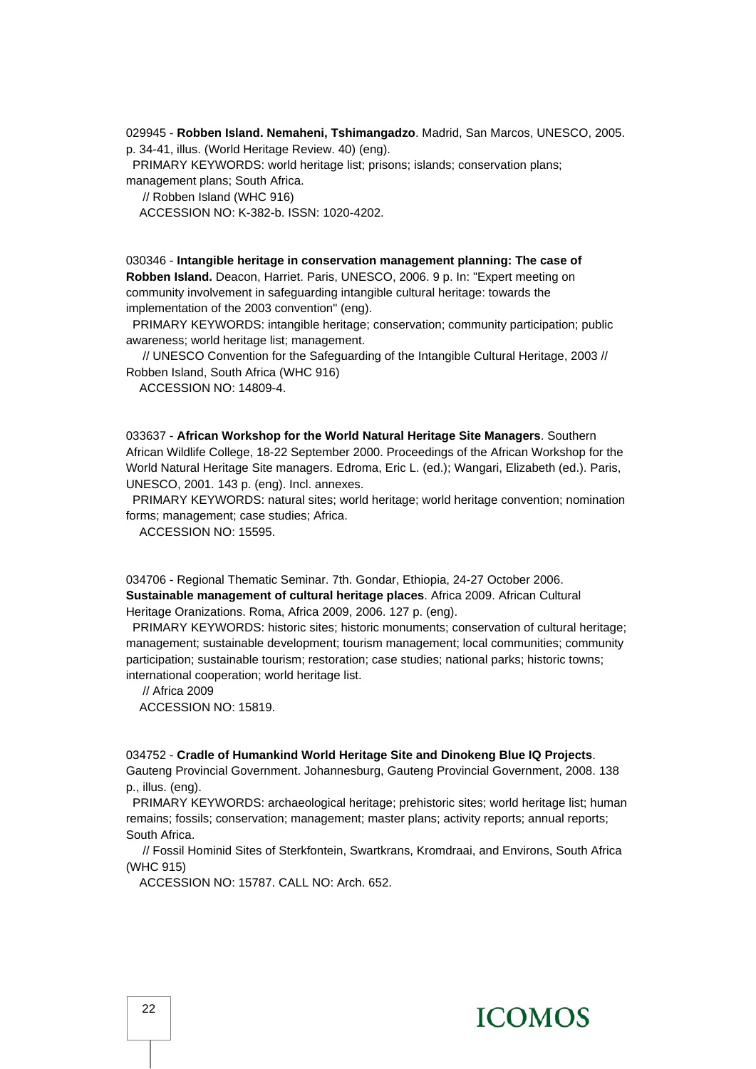029945 - **Robben Island. Nemaheni, Tshimangadzo**. Madrid, San Marcos, UNESCO, 2005. p. 34-41, illus. (World Heritage Review. 40) (eng).

PRIMARY KEYWORDS: world heritage list; prisons; islands; conservation plans; management plans; South Africa.

// Robben Island (WHC 916)

ACCESSION NO: K-382-b. ISSN: 1020-4202.

030346 - **Intangible heritage in conservation management planning: The case of Robben Island.** Deacon, Harriet. Paris, UNESCO, 2006. 9 p. In: "Expert meeting on community involvement in safeguarding intangible cultural heritage: towards the implementation of the 2003 convention" (eng).

PRIMARY KEYWORDS: intangible heritage; conservation; community participation; public awareness; world heritage list; management.

// UNESCO Convention for the Safeguarding of the Intangible Cultural Heritage, 2003 // Robben Island, South Africa (WHC 916)

ACCESSION NO: 14809-4.

033637 - **African Workshop for the World Natural Heritage Site Managers**. Southern African Wildlife College, 18-22 September 2000. Proceedings of the African Workshop for the World Natural Heritage Site managers. Edroma, Eric L. (ed.); Wangari, Elizabeth (ed.). Paris, UNESCO, 2001. 143 p. (eng). Incl. annexes.

PRIMARY KEYWORDS: natural sites; world heritage; world heritage convention; nomination forms; management; case studies; Africa.

ACCESSION NO: 15595.

034706 - Regional Thematic Seminar. 7th. Gondar, Ethiopia, 24-27 October 2006. **Sustainable management of cultural heritage places**. Africa 2009. African Cultural Heritage Oranizations. Roma, Africa 2009, 2006. 127 p. (eng).

PRIMARY KEYWORDS: historic sites; historic monuments; conservation of cultural heritage; management; sustainable development; tourism management; local communities; community participation; sustainable tourism; restoration; case studies; national parks; historic towns; international cooperation; world heritage list.

// Africa 2009

ACCESSION NO: 15819.

034752 - **Cradle of Humankind World Heritage Site and Dinokeng Blue IQ Projects**. Gauteng Provincial Government. Johannesburg, Gauteng Provincial Government, 2008. 138 p., illus. (eng).

PRIMARY KEYWORDS: archaeological heritage; prehistoric sites; world heritage list; human remains; fossils; conservation; management; master plans; activity reports; annual reports; South Africa.

// Fossil Hominid Sites of Sterkfontein, Swartkrans, Kromdraai, and Environs, South Africa (WHC 915)

ACCESSION NO: 15787. CALL NO: Arch. 652.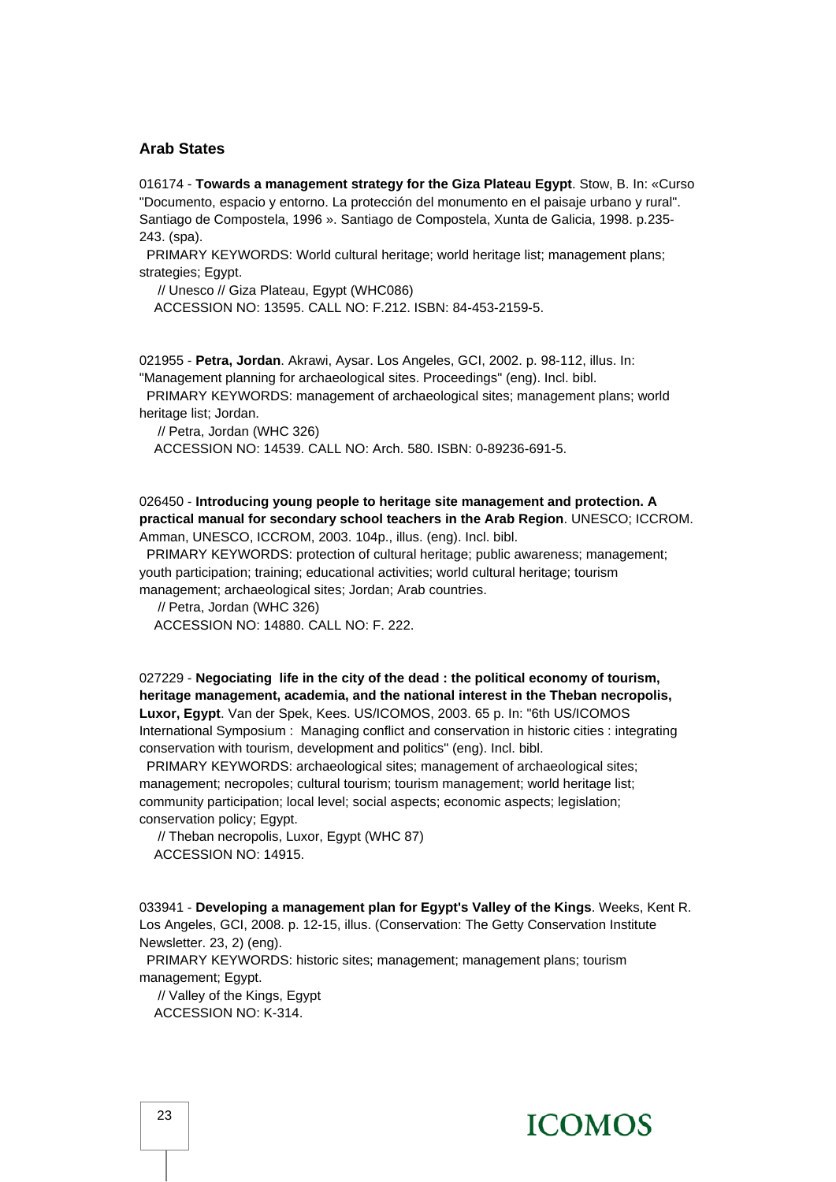## Arab States

016174 - **Towards a management strategy for the Giza Plateau Egypt**. Stow, B. In: «Curso "Documento, espacio y entorno. La protección del monumento en el paisaje urbano y rural". Santiago de Compostela, 1996 ». Santiago de Compostela, Xunta de Galicia, 1998. p.235-243. (spa).

PRIMARY KEYWORDS: World cultural heritage; world heritage list; management plans; strategies; Egypt.

// Unesco // Giza Plateau, Egypt (WHC086)

ACCESSION NO: 13595. CALL NO: F.212. ISBN: 84-453-2159-5.

021955 - **Petra, Jordan**. Akrawi, Aysar. Los Angeles, GCI, 2002. p. 98-112, illus. In: "Management planning for archaeological sites. Proceedings" (eng). Incl. bibl.

PRIMARY KEYWORDS: management of archaeological sites; management plans; world heritage list; Jordan.

// Petra, Jordan (WHC 326)

ACCESSION NO: 14539. CALL NO: Arch. 580. ISBN: 0-89236-691-5.

026450 - **Introducing young people to heritage site management and protection. A practical manual for secondary school teachers in the Arab Region**. UNESCO; ICCROM. Amman, UNESCO, ICCROM, 2003. 104p., illus. (eng). Incl. bibl.

PRIMARY KEYWORDS: protection of cultural heritage; public awareness; management; youth participation; training; educational activities; world cultural heritage; tourism management; archaeological sites; Jordan; Arab countries.

// Petra, Jordan (WHC 326)

ACCESSION NO: 14880. CALL NO: F. 222.

027229 - **Negociating life in the city of the dead : the political economy of tourism, heritage management, academia, and the national interest in the Theban necropolis, Luxor, Egypt**. Van der Spek, Kees. US/ICOMOS, 2003. 65 p. In: "6th US/ICOMOS International Symposium : Managing conflict and conservation in historic cities : integrating conservation with tourism, development and politics" (eng). Incl. bibl.

PRIMARY KEYWORDS: archaeological sites; management of archaeological sites; management; necropoles; cultural tourism; tourism management; world heritage list; community participation; local level; social aspects; economic aspects; legislation; conservation policy; Egypt.

// Theban necropolis, Luxor, Egypt (WHC 87)

ACCESSION NO: 14915.

033941 - **Developing a management plan for Egypt's Valley of the Kings**. Weeks, Kent R. Los Angeles, GCI, 2008. p. 12-15, illus. (Conservation: The Getty Conservation Institute Newsletter. 23, 2) (eng).

PRIMARY KEYWORDS: historic sites; management; management plans; tourism management; Egypt.

// Valley of the Kings, Egypt

ACCESSION NO: K-314.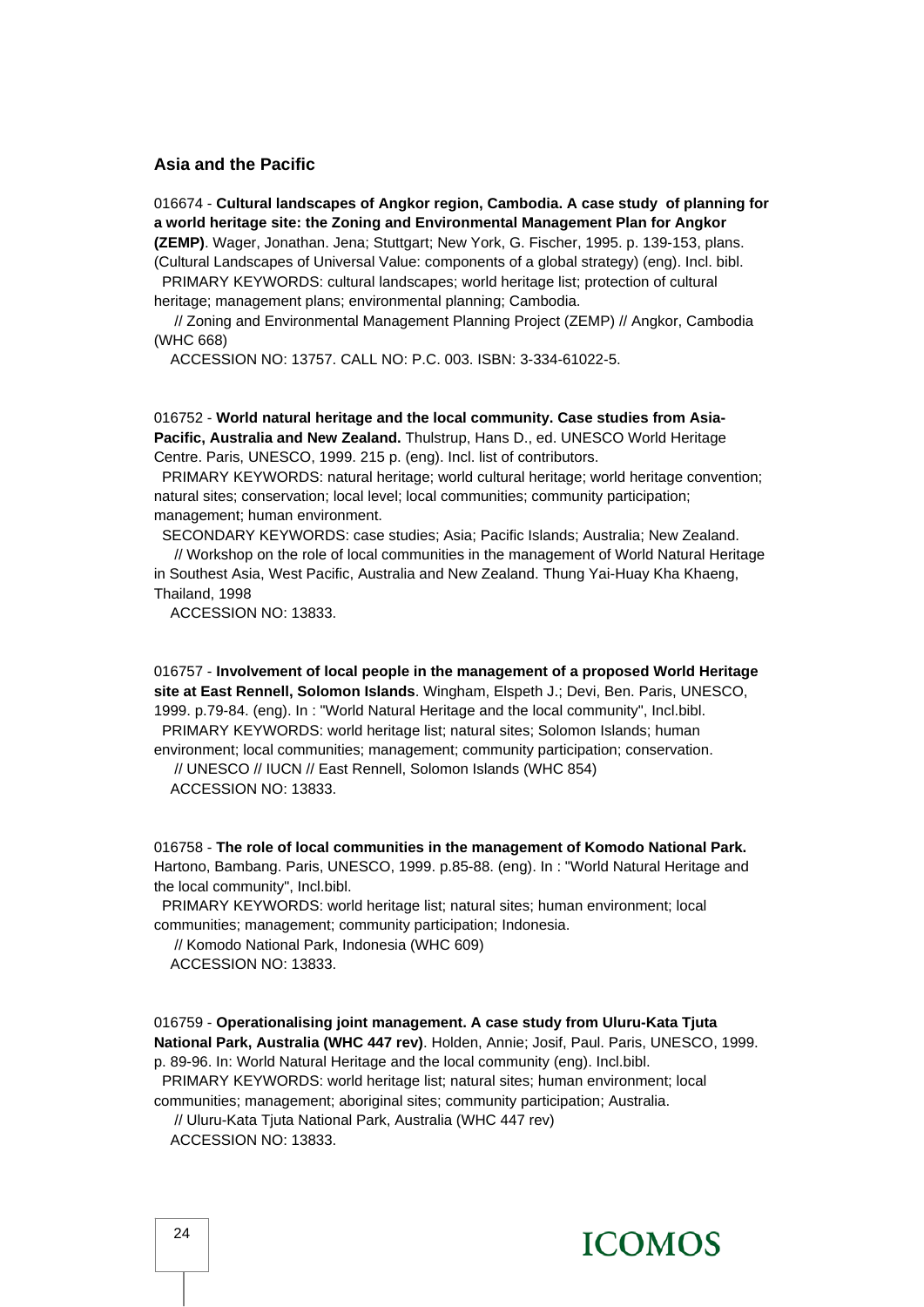## Asia and the Pacific

016674 - **Cultural landscapes of Angkor region, Cambodia. A case study of planning for a world heritage site: the Zoning and Environmental Management Plan for Angkor (ZEMP)**. Wager, Jonathan. Jena; Stuttgart; New York, G. Fischer, 1995. p. 139-153, plans. (Cultural Landscapes of Universal Value: components of a global strategy) (eng). Incl. bibl.

PRIMARY KEYWORDS: cultural landscapes; world heritage list; protection of cultural heritage; management plans; environmental planning; Cambodia.

// Zoning and Environmental Management Planning Project (ZEMP) // Angkor, Cambodia (WHC 668)

ACCESSION NO: 13757. CALL NO: P.C. 003. ISBN: 3-334-61022-5.

016752 - **World natural heritage and the local community. Case studies from Asia-Pacific, Australia and New Zealand.** Thulstrup, Hans D., ed. UNESCO World Heritage Centre. Paris, UNESCO, 1999. 215 p. (eng). Incl. list of contributors.

PRIMARY KEYWORDS: natural heritage; world cultural heritage; world heritage convention; natural sites; conservation; local level; local communities; community participation; management; human environment.

SECONDARY KEYWORDS: case studies; Asia; Pacific Islands; Australia; New Zealand.

// Workshop on the role of local communities in the management of World Natural Heritage in Southest Asia, West Pacific, Australia and New Zealand. Thung Yai-Huay Kha Khaeng, Thailand, 1998

ACCESSION NO: 13833.

016757 - **Involvement of local people in the management of a proposed World Heritage site at East Rennell, Solomon Islands**. Wingham, Elspeth J.; Devi, Ben. Paris, UNESCO, 1999. p.79-84. (eng). In : "World Natural Heritage and the local community", Incl.bibl.

PRIMARY KEYWORDS: world heritage list; natural sites; Solomon Islands; human environment; local communities; management; community participation; conservation.

// UNESCO // IUCN // East Rennell, Solomon Islands (WHC 854)

ACCESSION NO: 13833.

016758 - **The role of local communities in the management of Komodo National Park.** Hartono, Bambang. Paris, UNESCO, 1999. p.85-88. (eng). In : "World Natural Heritage and the local community", Incl.bibl.

PRIMARY KEYWORDS: world heritage list; natural sites; human environment; local communities; management; community participation; Indonesia.

// Komodo National Park, Indonesia (WHC 609)

ACCESSION NO: 13833.

016759 - **Operationalising joint management. A case study from Uluru-Kata Tjuta National Park, Australia (WHC 447 rev)**. Holden, Annie; Josif, Paul. Paris, UNESCO, 1999. p. 89-96. In: World Natural Heritage and the local community (eng). Incl.bibl.

PRIMARY KEYWORDS: world heritage list; natural sites; human environment; local communities; management; aboriginal sites; community participation; Australia.

// Uluru-Kata Tjuta National Park, Australia (WHC 447 rev)

ACCESSION NO: 13833.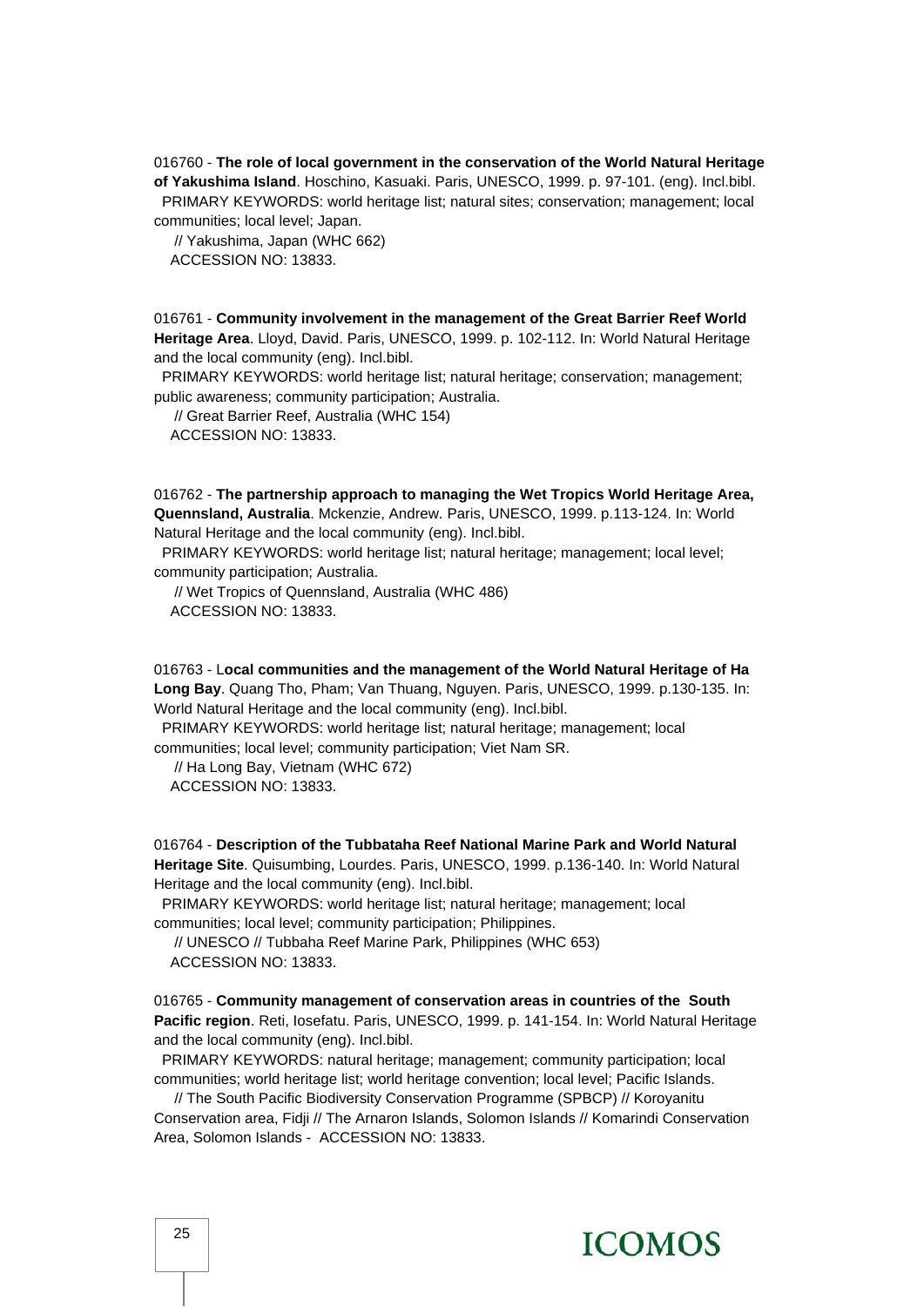016760 - **The role of local government in the conservation of the World Natural Heritage of Yakushima Island**. Hoschino, Kasuaki. Paris, UNESCO, 1999. p. 97-101. (eng). Incl.bibl.
PRIMARY KEYWORDS: world heritage list; natural sites; conservation; management; local communities; local level; Japan.
// Yakushima, Japan (WHC 662)
ACCESSION NO: 13833.

016761 - **Community involvement in the management of the Great Barrier Reef World Heritage Area**. Lloyd, David. Paris, UNESCO, 1999. p. 102-112. In: World Natural Heritage and the local community (eng). Incl.bibl.
PRIMARY KEYWORDS: world heritage list; natural heritage; conservation; management; public awareness; community participation; Australia.
// Great Barrier Reef, Australia (WHC 154)
ACCESSION NO: 13833.

016762 - **The partnership approach to managing the Wet Tropics World Heritage Area, Quennsland, Australia**. Mckenzie, Andrew. Paris, UNESCO, 1999. p.113-124. In: World Natural Heritage and the local community (eng). Incl.bibl.
PRIMARY KEYWORDS: world heritage list; natural heritage; management; local level; community participation; Australia.
// Wet Tropics of Quennsland, Australia (WHC 486)
ACCESSION NO: 13833.

016763 - L**ocal communities and the management of the World Natural Heritage of Ha Long Bay**. Quang Tho, Pham; Van Thuang, Nguyen. Paris, UNESCO, 1999. p.130-135. In: World Natural Heritage and the local community (eng). Incl.bibl.
PRIMARY KEYWORDS: world heritage list; natural heritage; management; local communities; local level; community participation; Viet Nam SR.
// Ha Long Bay, Vietnam (WHC 672)
ACCESSION NO: 13833.

016764 - **Description of the Tubbataha Reef National Marine Park and World Natural Heritage Site**. Quisumbing, Lourdes. Paris, UNESCO, 1999. p.136-140. In: World Natural Heritage and the local community (eng). Incl.bibl.
PRIMARY KEYWORDS: world heritage list; natural heritage; management; local communities; local level; community participation; Philippines.
// UNESCO // Tubbaha Reef Marine Park, Philippines (WHC 653)
ACCESSION NO: 13833.

016765 - **Community management of conservation areas in countries of the South Pacific region**. Reti, Iosefatu. Paris, UNESCO, 1999. p. 141-154. In: World Natural Heritage and the local community (eng). Incl.bibl.
PRIMARY KEYWORDS: natural heritage; management; community participation; local communities; world heritage list; world heritage convention; local level; Pacific Islands.
// The South Pacific Biodiversity Conservation Programme (SPBCP) // Koroyanitu Conservation area, Fidji // The Arnaron Islands, Solomon Islands // Komarindi Conservation Area, Solomon Islands - ACCESSION NO: 13833.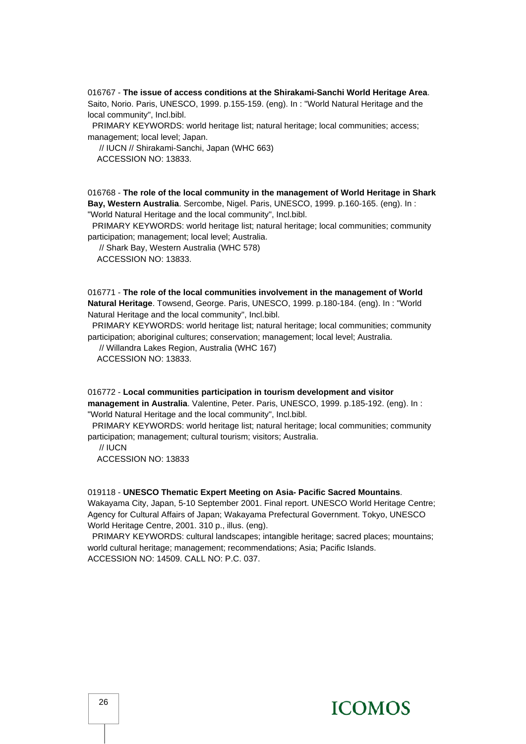016767 - **The issue of access conditions at the Shirakami-Sanchi World Heritage Area**. Saito, Norio. Paris, UNESCO, 1999. p.155-159. (eng). In : "World Natural Heritage and the local community", Incl.bibl.

PRIMARY KEYWORDS: world heritage list; natural heritage; local communities; access; management; local level; Japan.

// IUCN // Shirakami-Sanchi, Japan (WHC 663)

ACCESSION NO: 13833.

016768 - **The role of the local community in the management of World Heritage in Shark Bay, Western Australia**. Sercombe, Nigel. Paris, UNESCO, 1999. p.160-165. (eng). In : "World Natural Heritage and the local community", Incl.bibl.

PRIMARY KEYWORDS: world heritage list; natural heritage; local communities; community participation; management; local level; Australia.

// Shark Bay, Western Australia (WHC 578)

ACCESSION NO: 13833.

016771 - **The role of the local communities involvement in the management of World Natural Heritage**. Towsend, George. Paris, UNESCO, 1999. p.180-184. (eng). In : "World Natural Heritage and the local community", Incl.bibl.

PRIMARY KEYWORDS: world heritage list; natural heritage; local communities; community participation; aboriginal cultures; conservation; management; local level; Australia.

// Willandra Lakes Region, Australia (WHC 167)

ACCESSION NO: 13833.

016772 - **Local communities participation in tourism development and visitor management in Australia**. Valentine, Peter. Paris, UNESCO, 1999. p.185-192. (eng). In : "World Natural Heritage and the local community", Incl.bibl.

PRIMARY KEYWORDS: world heritage list; natural heritage; local communities; community participation; management; cultural tourism; visitors; Australia.

// IUCN

ACCESSION NO: 13833

019118 - **UNESCO Thematic Expert Meeting on Asia- Pacific Sacred Mountains**. Wakayama City, Japan, 5-10 September 2001. Final report. UNESCO World Heritage Centre; Agency for Cultural Affairs of Japan; Wakayama Prefectural Government. Tokyo, UNESCO World Heritage Centre, 2001. 310 p., illus. (eng).

PRIMARY KEYWORDS: cultural landscapes; intangible heritage; sacred places; mountains; world cultural heritage; management; recommendations; Asia; Pacific Islands.

ACCESSION NO: 14509. CALL NO: P.C. 037.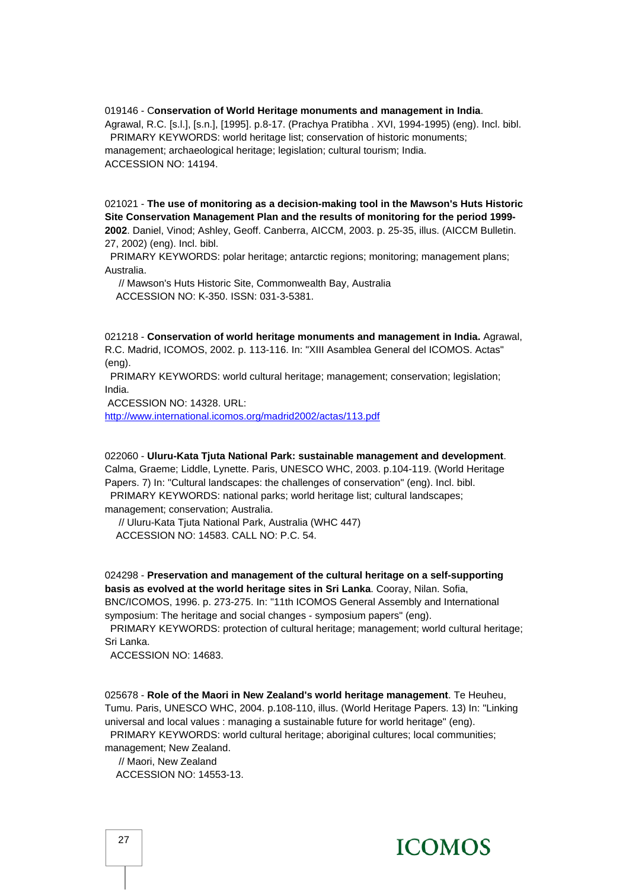019146 - C**onservation of World Heritage monuments and management in India**. Agrawal, R.C. [s.l.], [s.n.], [1995]. p.8-17. (Prachya Pratibha . XVI, 1994-1995) (eng). Incl. bibl.
PRIMARY KEYWORDS: world heritage list; conservation of historic monuments; management; archaeological heritage; legislation; cultural tourism; India.
ACCESSION NO: 14194.

021021 - **The use of monitoring as a decision-making tool in the Mawson's Huts Historic Site Conservation Management Plan and the results of monitoring for the period 1999-2002**. Daniel, Vinod; Ashley, Geoff. Canberra, AICCM, 2003. p. 25-35, illus. (AICCM Bulletin. 27, 2002) (eng). Incl. bibl.
PRIMARY KEYWORDS: polar heritage; antarctic regions; monitoring; management plans; Australia.
// Mawson's Huts Historic Site, Commonwealth Bay, Australia
ACCESSION NO: K-350. ISSN: 031-3-5381.

021218 - **Conservation of world heritage monuments and management in India.** Agrawal, R.C. Madrid, ICOMOS, 2002. p. 113-116. In: "XIII Asamblea General del ICOMOS. Actas" (eng).
PRIMARY KEYWORDS: world cultural heritage; management; conservation; legislation; India.
ACCESSION NO: 14328. URL: [http://www.international.icomos.org/madrid2002/actas/113.pdf](http://www.international.icomos.org/madrid2002/actas/113.pdf)

022060 - **Uluru-Kata Tjuta National Park: sustainable management and development**. Calma, Graeme; Liddle, Lynette. Paris, UNESCO WHC, 2003. p.104-119. (World Heritage Papers. 7) In: "Cultural landscapes: the challenges of conservation" (eng). Incl. bibl.
PRIMARY KEYWORDS: national parks; world heritage list; cultural landscapes; management; conservation; Australia.
// Uluru-Kata Tjuta National Park, Australia (WHC 447)
ACCESSION NO: 14583. CALL NO: P.C. 54.

024298 - **Preservation and management of the cultural heritage on a self-supporting basis as evolved at the world heritage sites in Sri Lanka**. Cooray, Nilan. Sofia, BNC/ICOMOS, 1996. p. 273-275. In: "11th ICOMOS General Assembly and International symposium: The heritage and social changes - symposium papers" (eng).
PRIMARY KEYWORDS: protection of cultural heritage; management; world cultural heritage; Sri Lanka.
ACCESSION NO: 14683.

025678 - **Role of the Maori in New Zealand's world heritage management**. Te Heuheu, Tumu. Paris, UNESCO WHC, 2004. p.108-110, illus. (World Heritage Papers. 13) In: "Linking universal and local values : managing a sustainable future for world heritage" (eng).
PRIMARY KEYWORDS: world cultural heritage; aboriginal cultures; local communities; management; New Zealand.
// Maori, New Zealand
ACCESSION NO: 14553-13.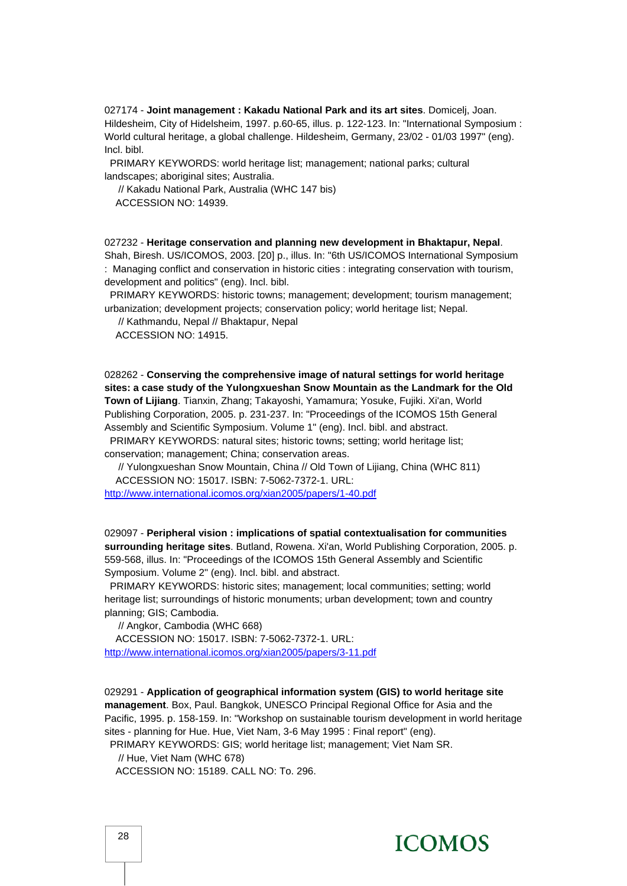027174 - **Joint management : Kakadu National Park and its art sites**. Domicelj, Joan. Hildesheim, City of Hidelsheim, 1997. p.60-65, illus. p. 122-123. In: "International Symposium : World cultural heritage, a global challenge. Hildesheim, Germany, 23/02 - 01/03 1997" (eng). Incl. bibl.

PRIMARY KEYWORDS: world heritage list; management; national parks; cultural landscapes; aboriginal sites; Australia.

// Kakadu National Park, Australia (WHC 147 bis)

ACCESSION NO: 14939.

027232 - **Heritage conservation and planning new development in Bhaktapur, Nepal**. Shah, Biresh. US/ICOMOS, 2003. [20] p., illus. In: "6th US/ICOMOS International Symposium : Managing conflict and conservation in historic cities : integrating conservation with tourism, development and politics" (eng). Incl. bibl.

PRIMARY KEYWORDS: historic towns; management; development; tourism management; urbanization; development projects; conservation policy; world heritage list; Nepal.

// Kathmandu, Nepal // Bhaktapur, Nepal

ACCESSION NO: 14915.

028262 - **Conserving the comprehensive image of natural settings for world heritage sites: a case study of the Yulongxueshan Snow Mountain as the Landmark for the Old Town of Lijiang**. Tianxin, Zhang; Takayoshi, Yamamura; Yosuke, Fujiki. Xi'an, World Publishing Corporation, 2005. p. 231-237. In: "Proceedings of the ICOMOS 15th General Assembly and Scientific Symposium. Volume 1" (eng). Incl. bibl. and abstract.

PRIMARY KEYWORDS: natural sites; historic towns; setting; world heritage list; conservation; management; China; conservation areas.

// Yulongxueshan Snow Mountain, China // Old Town of Lijiang, China (WHC 811)

ACCESSION NO: 15017. ISBN: 7-5062-7372-1. URL: http://www.international.icomos.org/xian2005/papers/1-40.pdf

029097 - **Peripheral vision : implications of spatial contextualisation for communities surrounding heritage sites**. Butland, Rowena. Xi'an, World Publishing Corporation, 2005. p. 559-568, illus. In: "Proceedings of the ICOMOS 15th General Assembly and Scientific Symposium. Volume 2" (eng). Incl. bibl. and abstract.

PRIMARY KEYWORDS: historic sites; management; local communities; setting; world heritage list; surroundings of historic monuments; urban development; town and country planning; GIS; Cambodia.

// Angkor, Cambodia (WHC 668)

ACCESSION NO: 15017. ISBN: 7-5062-7372-1. URL: http://www.international.icomos.org/xian2005/papers/3-11.pdf

029291 - **Application of geographical information system (GIS) to world heritage site management**. Box, Paul. Bangkok, UNESCO Principal Regional Office for Asia and the Pacific, 1995. p. 158-159. In: "Workshop on sustainable tourism development in world heritage sites - planning for Hue. Hue, Viet Nam, 3-6 May 1995 : Final report" (eng).

PRIMARY KEYWORDS: GIS; world heritage list; management; Viet Nam SR.

// Hue, Viet Nam (WHC 678)

ACCESSION NO: 15189. CALL NO: To. 296.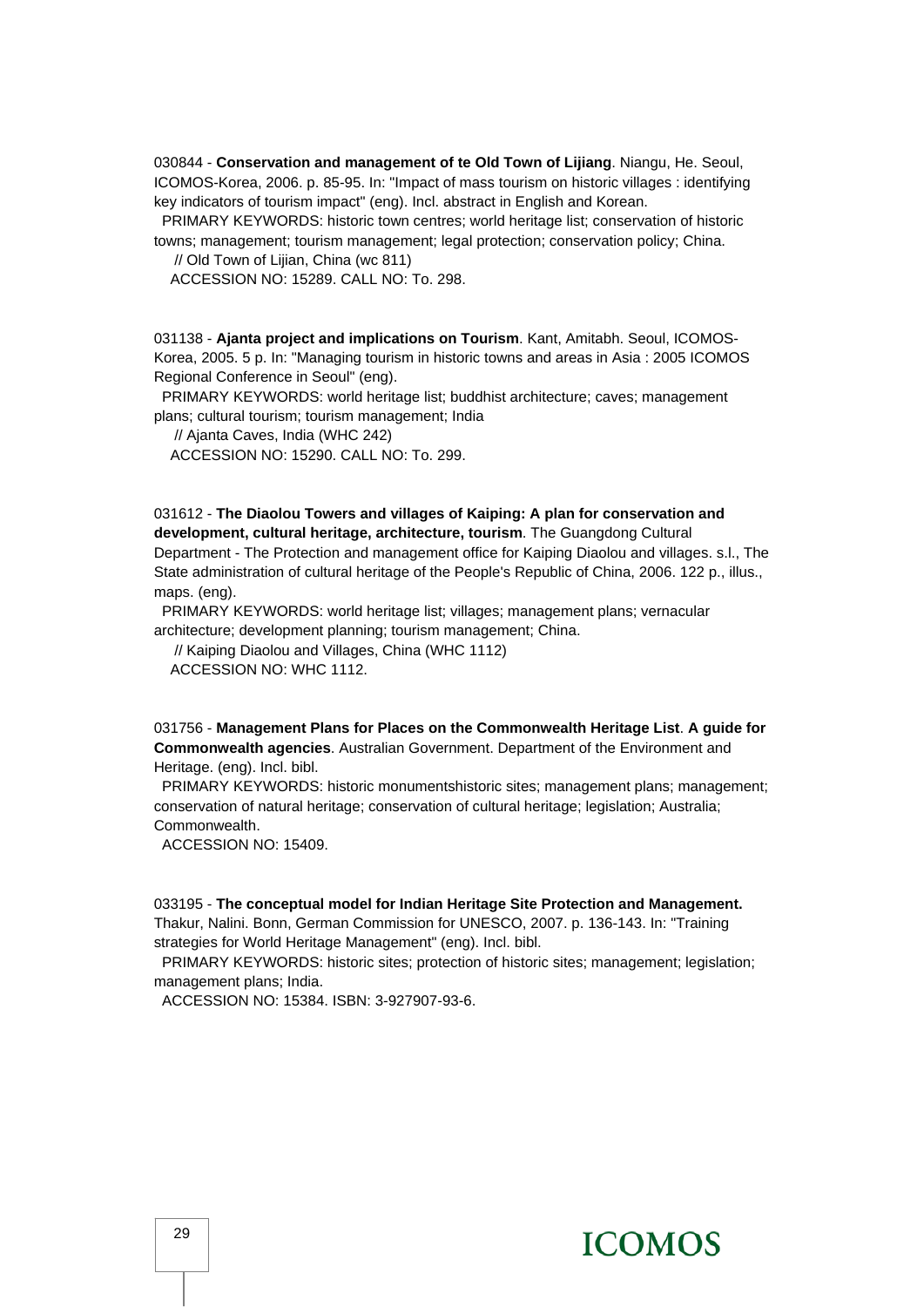030844 - **Conservation and management of te Old Town of Lijiang**. Niangu, He. Seoul, ICOMOS-Korea, 2006. p. 85-95. In: "Impact of mass tourism on historic villages : identifying key indicators of tourism impact" (eng). Incl. abstract in English and Korean.

PRIMARY KEYWORDS: historic town centres; world heritage list; conservation of historic towns; management; tourism management; legal protection; conservation policy; China.

// Old Town of Lijian, China (wc 811)

ACCESSION NO: 15289. CALL NO: To. 298.

031138 - **Ajanta project and implications on Tourism**. Kant, Amitabh. Seoul, ICOMOS-Korea, 2005. 5 p. In: "Managing tourism in historic towns and areas in Asia : 2005 ICOMOS Regional Conference in Seoul" (eng).

PRIMARY KEYWORDS: world heritage list; buddhist architecture; caves; management plans; cultural tourism; tourism management; India

// Ajanta Caves, India (WHC 242)

ACCESSION NO: 15290. CALL NO: To. 299.

031612 - **The Diaolou Towers and villages of Kaiping: A plan for conservation and development, cultural heritage, architecture, tourism**. The Guangdong Cultural Department - The Protection and management office for Kaiping Diaolou and villages. s.l., The State administration of cultural heritage of the People's Republic of China, 2006. 122 p., illus., maps. (eng).

PRIMARY KEYWORDS: world heritage list; villages; management plans; vernacular architecture; development planning; tourism management; China.

// Kaiping Diaolou and Villages, China (WHC 1112)

ACCESSION NO: WHC 1112.

031756 - **Management Plans for Places on the Commonwealth Heritage List**. **A guide for Commonwealth agencies**. Australian Government. Department of the Environment and Heritage. (eng). Incl. bibl.

PRIMARY KEYWORDS: historic monumentshistoric sites; management plans; management; conservation of natural heritage; conservation of cultural heritage; legislation; Australia; Commonwealth.

ACCESSION NO: 15409.

033195 - **The conceptual model for Indian Heritage Site Protection and Management.** Thakur, Nalini. Bonn, German Commission for UNESCO, 2007. p. 136-143. In: "Training strategies for World Heritage Management" (eng). Incl. bibl.

PRIMARY KEYWORDS: historic sites; protection of historic sites; management; legislation; management plans; India.

ACCESSION NO: 15384. ISBN: 3-927907-93-6.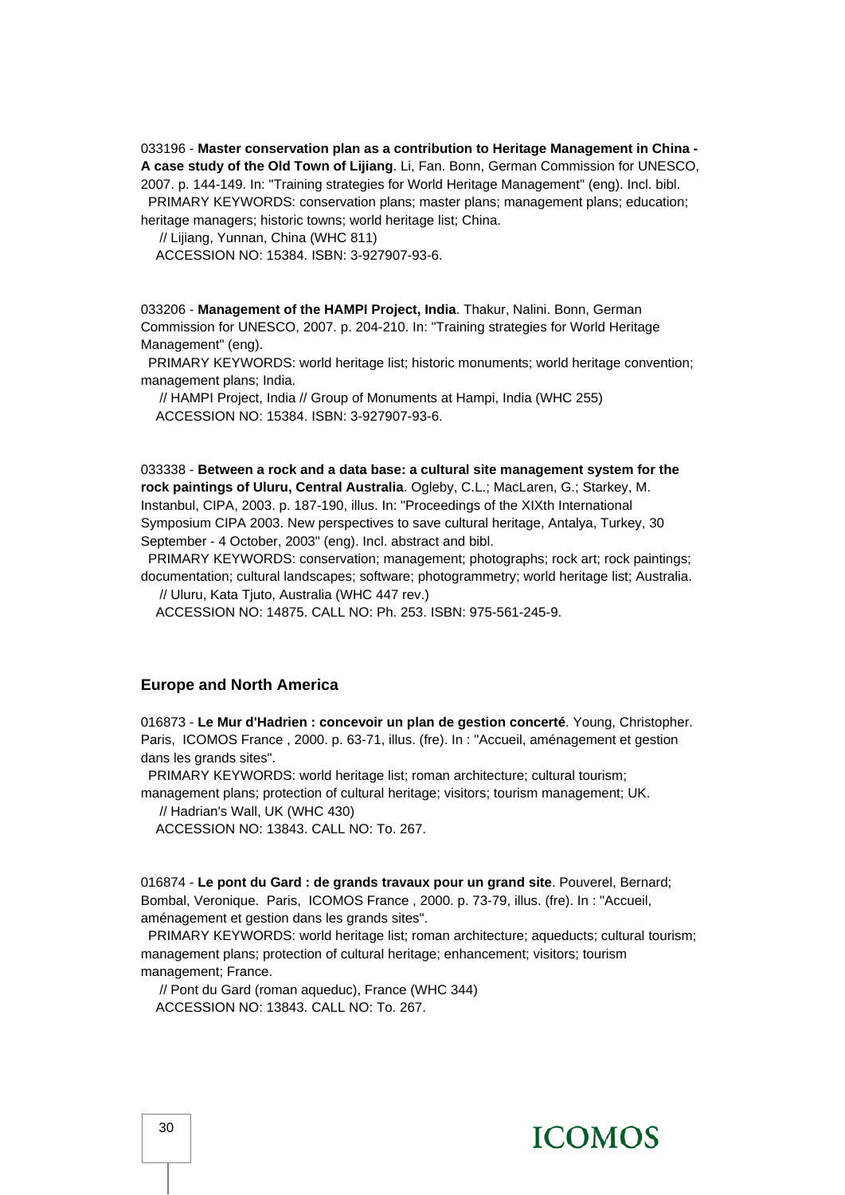033196 - **Master conservation plan as a contribution to Heritage Management in China - A case study of the Old Town of Lijiang**. Li, Fan. Bonn, German Commission for UNESCO, 2007. p. 144-149. In: "Training strategies for World Heritage Management" (eng). Incl. bibl.

PRIMARY KEYWORDS: conservation plans; master plans; management plans; education; heritage managers; historic towns; world heritage list; China.

// Lijiang, Yunnan, China (WHC 811)

ACCESSION NO: 15384. ISBN: 3-927907-93-6.

033206 - **Management of the HAMPI Project, India**. Thakur, Nalini. Bonn, German Commission for UNESCO, 2007. p. 204-210. In: "Training strategies for World Heritage Management" (eng).

PRIMARY KEYWORDS: world heritage list; historic monuments; world heritage convention; management plans; India.

// HAMPI Project, India // Group of Monuments at Hampi, India (WHC 255)

ACCESSION NO: 15384. ISBN: 3-927907-93-6.

033338 - **Between a rock and a data base: a cultural site management system for the rock paintings of Uluru, Central Australia**. Ogleby, C.L.; MacLaren, G.; Starkey, M. Instanbul, CIPA, 2003. p. 187-190, illus. In: "Proceedings of the XIXth International Symposium CIPA 2003. New perspectives to save cultural heritage, Antalya, Turkey, 30 September - 4 October, 2003" (eng). Incl. abstract and bibl.

PRIMARY KEYWORDS: conservation; management; photographs; rock art; rock paintings; documentation; cultural landscapes; software; photogrammetry; world heritage list; Australia.

// Uluru, Kata Tjuto, Australia (WHC 447 rev.)

ACCESSION NO: 14875. CALL NO: Ph. 253. ISBN: 975-561-245-9.

### Europe and North America

016873 - **Le Mur d'Hadrien : concevoir un plan de gestion concerté**. Young, Christopher. Paris, ICOMOS France , 2000. p. 63-71, illus. (fre). In : "Accueil, aménagement et gestion dans les grands sites".

PRIMARY KEYWORDS: world heritage list; roman architecture; cultural tourism; management plans; protection of cultural heritage; visitors; tourism management; UK.

// Hadrian's Wall, UK (WHC 430)

ACCESSION NO: 13843. CALL NO: To. 267.

016874 - **Le pont du Gard : de grands travaux pour un grand site**. Pouverel, Bernard; Bombal, Veronique. Paris, ICOMOS France , 2000. p. 73-79, illus. (fre). In : "Accueil, aménagement et gestion dans les grands sites".

PRIMARY KEYWORDS: world heritage list; roman architecture; aqueducts; cultural tourism; management plans; protection of cultural heritage; enhancement; visitors; tourism management; France.

// Pont du Gard (roman aqueduc), France (WHC 344)

ACCESSION NO: 13843. CALL NO: To. 267.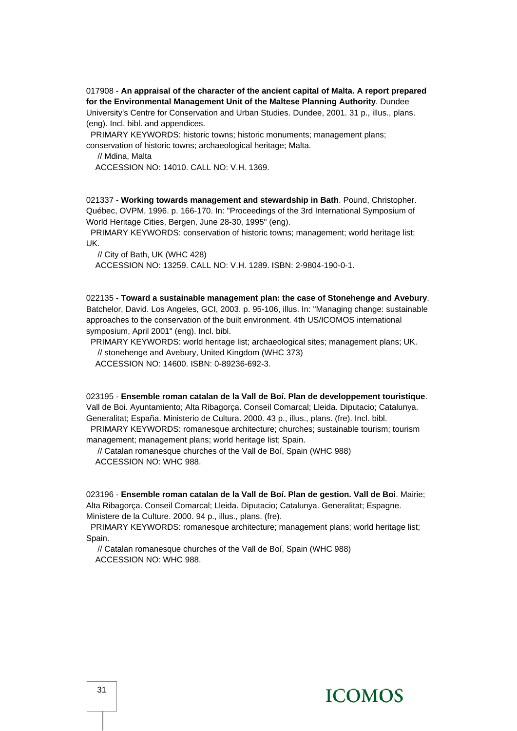017908 - **An appraisal of the character of the ancient capital of Malta. A report prepared for the Environmental Management Unit of the Maltese Planning Authority**. Dundee University's Centre for Conservation and Urban Studies. Dundee, 2001. 31 p., illus., plans. (eng). Incl. bibl. and appendices.

PRIMARY KEYWORDS: historic towns; historic monuments; management plans; conservation of historic towns; archaeological heritage; Malta.

// Mdina, Malta

ACCESSION NO: 14010. CALL NO: V.H. 1369.

021337 - **Working towards management and stewardship in Bath**. Pound, Christopher. Québec, OVPM, 1996. p. 166-170. In: "Proceedings of the 3rd International Symposium of World Heritage Cities, Bergen, June 28-30, 1995" (eng).

PRIMARY KEYWORDS: conservation of historic towns; management; world heritage list; UK.

// City of Bath, UK (WHC 428)

ACCESSION NO: 13259. CALL NO: V.H. 1289. ISBN: 2-9804-190-0-1.

022135 - **Toward a sustainable management plan: the case of Stonehenge and Avebury**. Batchelor, David. Los Angeles, GCI, 2003. p. 95-106, illus. In: "Managing change: sustainable approaches to the conservation of the built environment. 4th US/ICOMOS international symposium, April 2001" (eng). Incl. bibl.

PRIMARY KEYWORDS: world heritage list; archaeological sites; management plans; UK.

// stonehenge and Avebury, United Kingdom (WHC 373)

ACCESSION NO: 14600. ISBN: 0-89236-692-3.

023195 - **Ensemble roman catalan de la Vall de Boí. Plan de developpement touristique**. Vall de Boi. Ayuntamiento; Alta Ribagorça. Conseil Comarcal; Lleida. Diputacio; Catalunya. Generalitat; España. Ministerio de Cultura. 2000. 43 p., illus., plans. (fre). Incl. bibl.

PRIMARY KEYWORDS: romanesque architecture; churches; sustainable tourism; tourism management; management plans; world heritage list; Spain.

// Catalan romanesque churches of the Vall de Boí, Spain (WHC 988)

ACCESSION NO: WHC 988.

023196 - **Ensemble roman catalan de la Vall de Boí. Plan de gestion. Vall de Boi**. Mairie; Alta Ribagorça. Conseil Comarcal; Lleida. Diputacio; Catalunya. Generalitat; Espagne. Ministere de la Culture. 2000. 94 p., illus., plans. (fre).

PRIMARY KEYWORDS: romanesque architecture; management plans; world heritage list; Spain.

// Catalan romanesque churches of the Vall de Boí, Spain (WHC 988)

ACCESSION NO: WHC 988.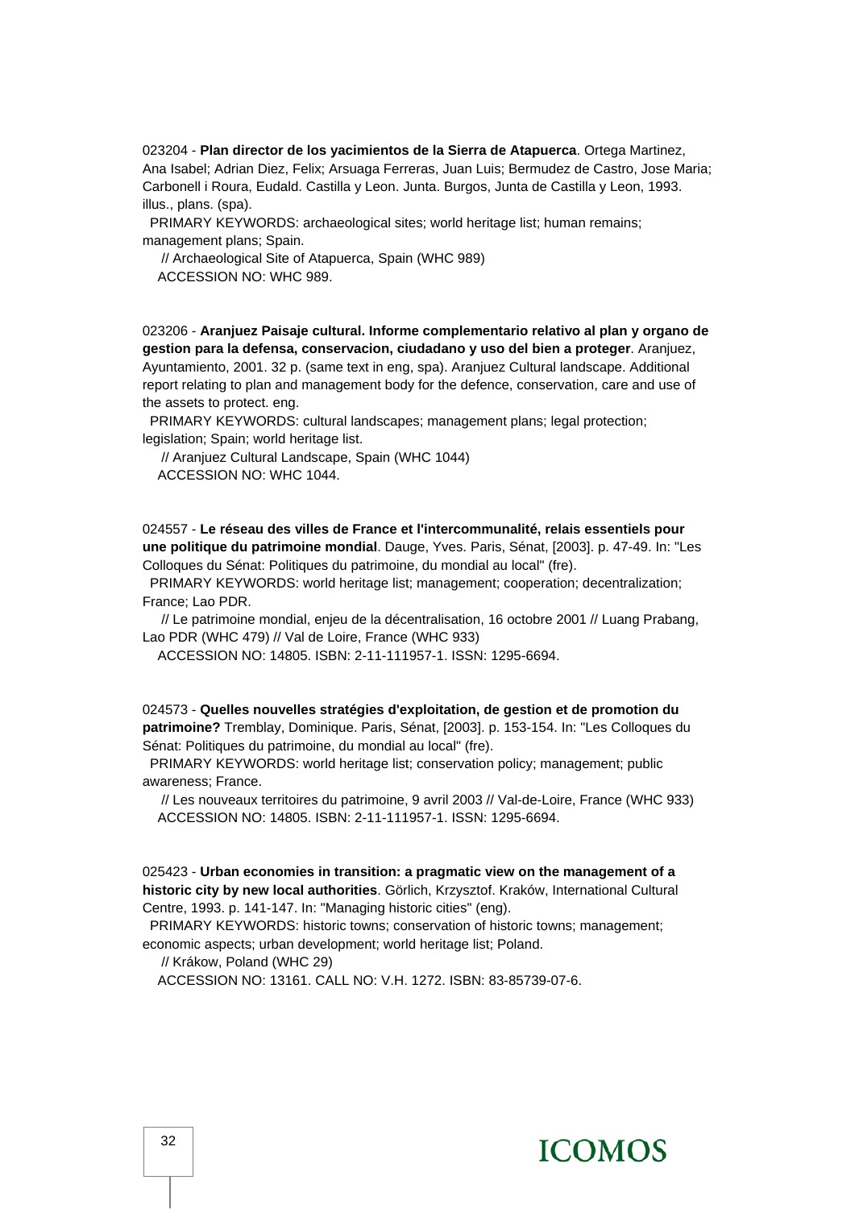023204 - **Plan director de los yacimientos de la Sierra de Atapuerca**. Ortega Martinez, Ana Isabel; Adrian Diez, Felix; Arsuaga Ferreras, Juan Luis; Bermudez de Castro, Jose Maria; Carbonell i Roura, Eudald. Castilla y Leon. Junta. Burgos, Junta de Castilla y Leon, 1993. illus., plans. (spa).

PRIMARY KEYWORDS: archaeological sites; world heritage list; human remains; management plans; Spain.

// Archaeological Site of Atapuerca, Spain (WHC 989)

ACCESSION NO: WHC 989.

023206 - **Aranjuez Paisaje cultural. Informe complementario relativo al plan y organo de gestion para la defensa, conservacion, ciudadano y uso del bien a proteger**. Aranjuez, Ayuntamiento, 2001. 32 p. (same text in eng, spa). Aranjuez Cultural landscape. Additional report relating to plan and management body for the defence, conservation, care and use of the assets to protect. eng.

PRIMARY KEYWORDS: cultural landscapes; management plans; legal protection; legislation; Spain; world heritage list.

// Aranjuez Cultural Landscape, Spain (WHC 1044)

ACCESSION NO: WHC 1044.

024557 - **Le réseau des villes de France et l'intercommunalité, relais essentiels pour une politique du patrimoine mondial**. Dauge, Yves. Paris, Sénat, [2003]. p. 47-49. In: "Les Colloques du Sénat: Politiques du patrimoine, du mondial au local" (fre).

PRIMARY KEYWORDS: world heritage list; management; cooperation; decentralization; France; Lao PDR.

// Le patrimoine mondial, enjeu de la décentralisation, 16 octobre 2001 // Luang Prabang, Lao PDR (WHC 479) // Val de Loire, France (WHC 933)

ACCESSION NO: 14805. ISBN: 2-11-111957-1. ISSN: 1295-6694.

024573 - **Quelles nouvelles stratégies d'exploitation, de gestion et de promotion du patrimoine?** Tremblay, Dominique. Paris, Sénat, [2003]. p. 153-154. In: "Les Colloques du Sénat: Politiques du patrimoine, du mondial au local" (fre).

PRIMARY KEYWORDS: world heritage list; conservation policy; management; public awareness; France.

// Les nouveaux territoires du patrimoine, 9 avril 2003 // Val-de-Loire, France (WHC 933)

ACCESSION NO: 14805. ISBN: 2-11-111957-1. ISSN: 1295-6694.

025423 - **Urban economies in transition: a pragmatic view on the management of a historic city by new local authorities**. Görlich, Krzysztof. Kraków, International Cultural Centre, 1993. p. 141-147. In: "Managing historic cities" (eng).

PRIMARY KEYWORDS: historic towns; conservation of historic towns; management; economic aspects; urban development; world heritage list; Poland.

// Krákow, Poland (WHC 29)

ACCESSION NO: 13161. CALL NO: V.H. 1272. ISBN: 83-85739-07-6.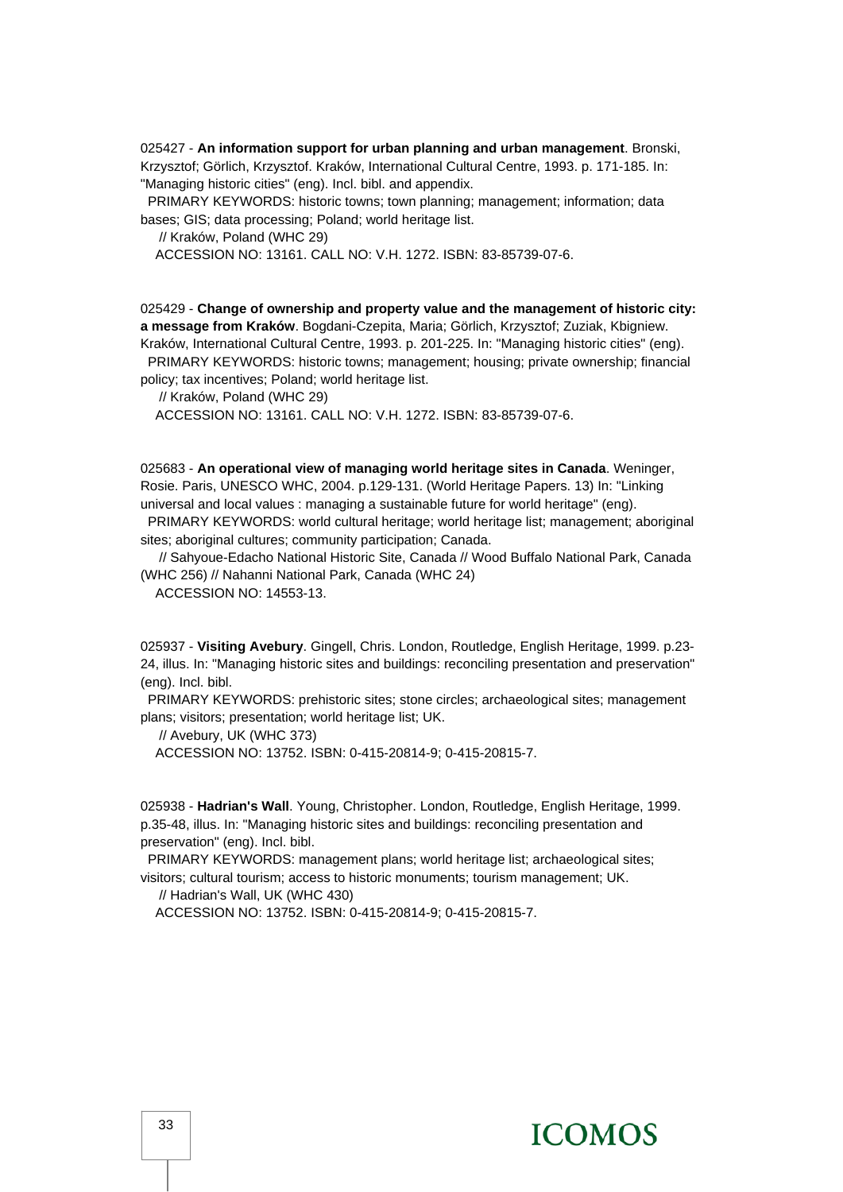025427 - **An information support for urban planning and urban management**. Bronski, Krzysztof; Görlich, Krzysztof. Kraków, International Cultural Centre, 1993. p. 171-185. In: "Managing historic cities" (eng). Incl. bibl. and appendix.

PRIMARY KEYWORDS: historic towns; town planning; management; information; data bases; GIS; data processing; Poland; world heritage list.

// Kraków, Poland (WHC 29)

ACCESSION NO: 13161. CALL NO: V.H. 1272. ISBN: 83-85739-07-6.

025429 - **Change of ownership and property value and the management of historic city: a message from Kraków**. Bogdani-Czepita, Maria; Görlich, Krzysztof; Zuziak, Kbigniew. Kraków, International Cultural Centre, 1993. p. 201-225. In: "Managing historic cities" (eng).

PRIMARY KEYWORDS: historic towns; management; housing; private ownership; financial policy; tax incentives; Poland; world heritage list.

// Kraków, Poland (WHC 29)

ACCESSION NO: 13161. CALL NO: V.H. 1272. ISBN: 83-85739-07-6.

025683 - **An operational view of managing world heritage sites in Canada**. Weninger, Rosie. Paris, UNESCO WHC, 2004. p.129-131. (World Heritage Papers. 13) In: "Linking universal and local values : managing a sustainable future for world heritage" (eng).

PRIMARY KEYWORDS: world cultural heritage; world heritage list; management; aboriginal sites; aboriginal cultures; community participation; Canada.

// Sahyoue-Edacho National Historic Site, Canada // Wood Buffalo National Park, Canada (WHC 256) // Nahanni National Park, Canada (WHC 24)

ACCESSION NO: 14553-13.

025937 - **Visiting Avebury**. Gingell, Chris. London, Routledge, English Heritage, 1999. p.23-24, illus. In: "Managing historic sites and buildings: reconciling presentation and preservation" (eng). Incl. bibl.

PRIMARY KEYWORDS: prehistoric sites; stone circles; archaeological sites; management plans; visitors; presentation; world heritage list; UK.

// Avebury, UK (WHC 373)

ACCESSION NO: 13752. ISBN: 0-415-20814-9; 0-415-20815-7.

025938 - **Hadrian's Wall**. Young, Christopher. London, Routledge, English Heritage, 1999. p.35-48, illus. In: "Managing historic sites and buildings: reconciling presentation and preservation" (eng). Incl. bibl.

PRIMARY KEYWORDS: management plans; world heritage list; archaeological sites; visitors; cultural tourism; access to historic monuments; tourism management; UK.

// Hadrian's Wall, UK (WHC 430)

ACCESSION NO: 13752. ISBN: 0-415-20814-9; 0-415-20815-7.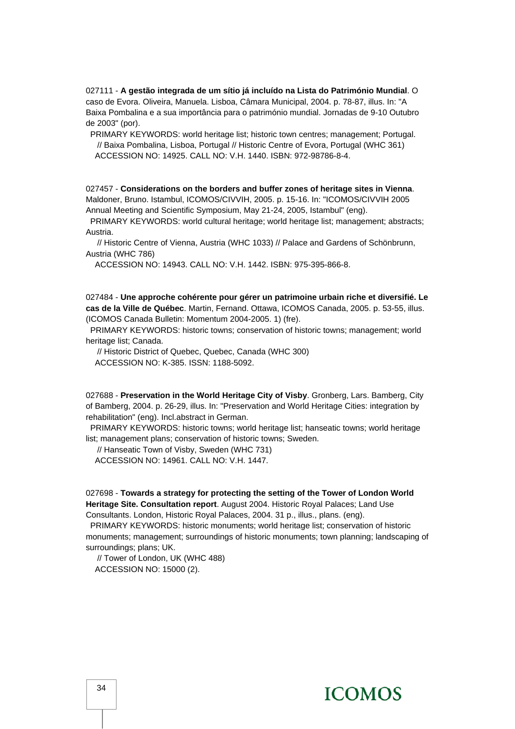027111 - **A gestão integrada de um sítio já incluído na Lista do Património Mundial**. O caso de Evora. Oliveira, Manuela. Lisboa, Câmara Municipal, 2004. p. 78-87, illus. In: "A Baixa Pombalina e a sua importância para o património mundial. Jornadas de 9-10 Outubro de 2003" (por).

PRIMARY KEYWORDS: world heritage list; historic town centres; management; Portugal.

// Baixa Pombalina, Lisboa, Portugal // Historic Centre of Evora, Portugal (WHC 361)

ACCESSION NO: 14925. CALL NO: V.H. 1440. ISBN: 972-98786-8-4.

027457 - **Considerations on the borders and buffer zones of heritage sites in Vienna**. Maldoner, Bruno. Istambul, ICOMOS/CIVVIH, 2005. p. 15-16. In: "ICOMOS/CIVVIH 2005 Annual Meeting and Scientific Symposium, May 21-24, 2005, Istambul" (eng).

PRIMARY KEYWORDS: world cultural heritage; world heritage list; management; abstracts; Austria.

// Historic Centre of Vienna, Austria (WHC 1033) // Palace and Gardens of Schönbrunn, Austria (WHC 786)

ACCESSION NO: 14943. CALL NO: V.H. 1442. ISBN: 975-395-866-8.

027484 - **Une approche cohérente pour gérer un patrimoine urbain riche et diversifié. Le cas de la Ville de Québec**. Martin, Fernand. Ottawa, ICOMOS Canada, 2005. p. 53-55, illus. (ICOMOS Canada Bulletin: Momentum 2004-2005. 1) (fre).

PRIMARY KEYWORDS: historic towns; conservation of historic towns; management; world heritage list; Canada.

// Historic District of Quebec, Quebec, Canada (WHC 300)

ACCESSION NO: K-385. ISSN: 1188-5092.

027688 - **Preservation in the World Heritage City of Visby**. Gronberg, Lars. Bamberg, City of Bamberg, 2004. p. 26-29, illus. In: "Preservation and World Heritage Cities: integration by rehabilitation" (eng). Incl.abstract in German.

PRIMARY KEYWORDS: historic towns; world heritage list; hanseatic towns; world heritage list; management plans; conservation of historic towns; Sweden.

// Hanseatic Town of Visby, Sweden (WHC 731)

ACCESSION NO: 14961. CALL NO: V.H. 1447.

027698 - **Towards a strategy for protecting the setting of the Tower of London World Heritage Site. Consultation report**. August 2004. Historic Royal Palaces; Land Use Consultants. London, Historic Royal Palaces, 2004. 31 p., illus., plans. (eng).

PRIMARY KEYWORDS: historic monuments; world heritage list; conservation of historic monuments; management; surroundings of historic monuments; town planning; landscaping of surroundings; plans; UK.

// Tower of London, UK (WHC 488)

ACCESSION NO: 15000 (2).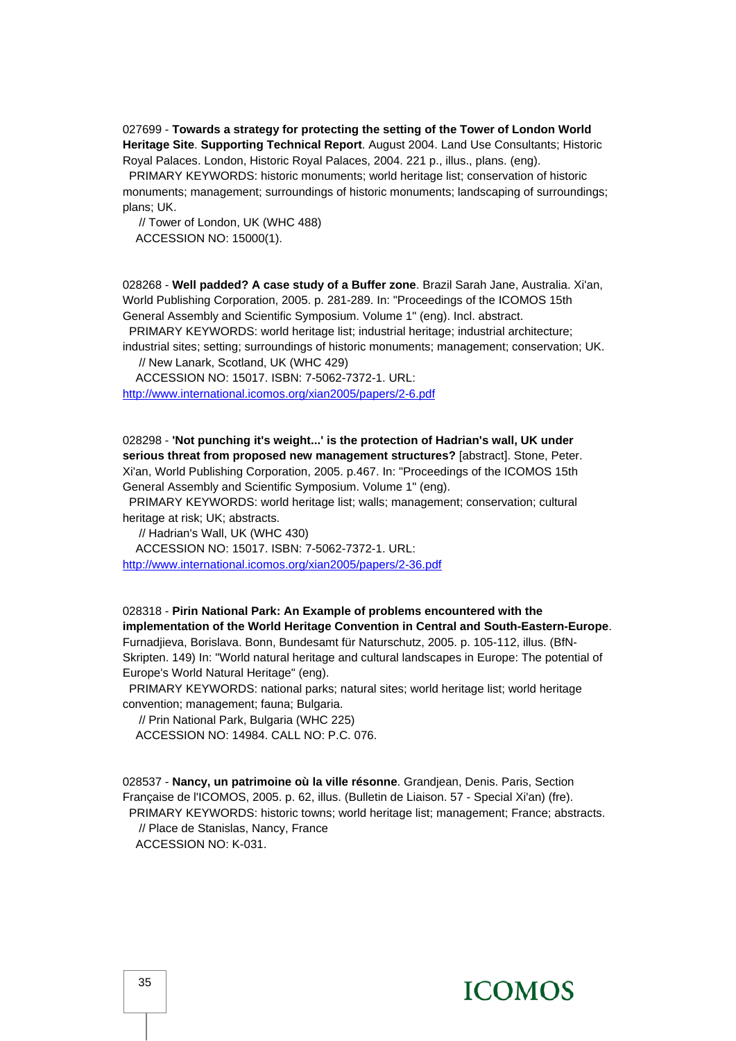027699 - **Towards a strategy for protecting the setting of the Tower of London World Heritage Site**. **Supporting Technical Report**. August 2004. Land Use Consultants; Historic Royal Palaces. London, Historic Royal Palaces, 2004. 221 p., illus., plans. (eng).
PRIMARY KEYWORDS: historic monuments; world heritage list; conservation of historic monuments; management; surroundings of historic monuments; landscaping of surroundings; plans; UK.
// Tower of London, UK (WHC 488)
ACCESSION NO: 15000(1).

028268 - **Well padded? A case study of a Buffer zone**. Brazil Sarah Jane, Australia. Xi'an, World Publishing Corporation, 2005. p. 281-289. In: "Proceedings of the ICOMOS 15th General Assembly and Scientific Symposium. Volume 1" (eng). Incl. abstract.
PRIMARY KEYWORDS: world heritage list; industrial heritage; industrial architecture; industrial sites; setting; surroundings of historic monuments; management; conservation; UK.
// New Lanark, Scotland, UK (WHC 429)
ACCESSION NO: 15017. ISBN: 7-5062-7372-1. URL: http://www.international.icomos.org/xian2005/papers/2-6.pdf

028298 - **'Not punching it's weight...' is the protection of Hadrian's wall, UK under serious threat from proposed new management structures?** [abstract]. Stone, Peter. Xi'an, World Publishing Corporation, 2005. p.467. In: "Proceedings of the ICOMOS 15th General Assembly and Scientific Symposium. Volume 1" (eng).
PRIMARY KEYWORDS: world heritage list; walls; management; conservation; cultural heritage at risk; UK; abstracts.
// Hadrian's Wall, UK (WHC 430)
ACCESSION NO: 15017. ISBN: 7-5062-7372-1. URL: http://www.international.icomos.org/xian2005/papers/2-36.pdf

028318 - **Pirin National Park: An Example of problems encountered with the implementation of the World Heritage Convention in Central and South-Eastern-Europe**. Furnadjieva, Borislava. Bonn, Bundesamt für Naturschutz, 2005. p. 105-112, illus. (BfN-Skripten. 149) In: "World natural heritage and cultural landscapes in Europe: The potential of Europe's World Natural Heritage" (eng).
PRIMARY KEYWORDS: national parks; natural sites; world heritage list; world heritage convention; management; fauna; Bulgaria.
// Prin National Park, Bulgaria (WHC 225)
ACCESSION NO: 14984. CALL NO: P.C. 076.

028537 - **Nancy, un patrimoine où la ville résonne**. Grandjean, Denis. Paris, Section Française de l'ICOMOS, 2005. p. 62, illus. (Bulletin de Liaison. 57 - Special Xi'an) (fre).
PRIMARY KEYWORDS: historic towns; world heritage list; management; France; abstracts.
// Place de Stanislas, Nancy, France
ACCESSION NO: K-031.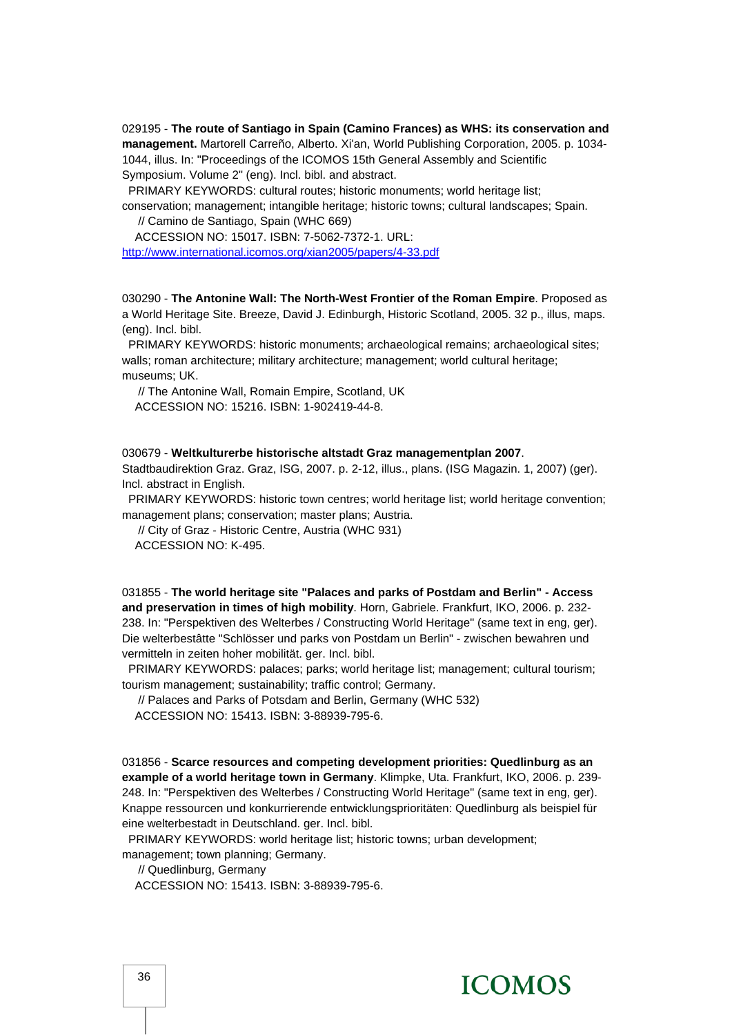029195 - **The route of Santiago in Spain (Camino Frances) as WHS: its conservation and management.** Martorell Carreño, Alberto. Xi'an, World Publishing Corporation, 2005. p. 1034-1044, illus. In: "Proceedings of the ICOMOS 15th General Assembly and Scientific Symposium. Volume 2" (eng). Incl. bibl. and abstract.

PRIMARY KEYWORDS: cultural routes; historic monuments; world heritage list; conservation; management; intangible heritage; historic towns; cultural landscapes; Spain.

// Camino de Santiago, Spain (WHC 669)

ACCESSION NO: 15017. ISBN: 7-5062-7372-1. URL: http://www.international.icomos.org/xian2005/papers/4-33.pdf

030290 - **The Antonine Wall: The North-West Frontier of the Roman Empire**. Proposed as a World Heritage Site. Breeze, David J. Edinburgh, Historic Scotland, 2005. 32 p., illus, maps. (eng). Incl. bibl.

PRIMARY KEYWORDS: historic monuments; archaeological remains; archaeological sites; walls; roman architecture; military architecture; management; world cultural heritage; museums; UK.

// The Antonine Wall, Romain Empire, Scotland, UK

ACCESSION NO: 15216. ISBN: 1-902419-44-8.

030679 - **Weltkulturerbe historische altstadt Graz managementplan 2007**. Stadtbaudirektion Graz. Graz, ISG, 2007. p. 2-12, illus., plans. (ISG Magazin. 1, 2007) (ger). Incl. abstract in English.

PRIMARY KEYWORDS: historic town centres; world heritage list; world heritage convention; management plans; conservation; master plans; Austria.

// City of Graz - Historic Centre, Austria (WHC 931)

ACCESSION NO: K-495.

031855 - **The world heritage site "Palaces and parks of Postdam and Berlin" - Access and preservation in times of high mobility**. Horn, Gabriele. Frankfurt, IKO, 2006. p. 232-238. In: "Perspektiven des Welterbes / Constructing World Heritage" (same text in eng, ger). Die welterbestâtte "Schlösser und parks von Postdam un Berlin" - zwischen bewahren und vermitteln in zeiten hoher mobilität. ger. Incl. bibl.

PRIMARY KEYWORDS: palaces; parks; world heritage list; management; cultural tourism; tourism management; sustainability; traffic control; Germany.

// Palaces and Parks of Potsdam and Berlin, Germany (WHC 532)

ACCESSION NO: 15413. ISBN: 3-88939-795-6.

031856 - **Scarce resources and competing development priorities: Quedlinburg as an example of a world heritage town in Germany**. Klimpke, Uta. Frankfurt, IKO, 2006. p. 239-248. In: "Perspektiven des Welterbes / Constructing World Heritage" (same text in eng, ger). Knappe ressourcen und konkurrierende entwicklungsprioritäten: Quedlinburg als beispiel für eine welterbestadt in Deutschland. ger. Incl. bibl.

PRIMARY KEYWORDS: world heritage list; historic towns; urban development; management; town planning; Germany.

// Quedlinburg, Germany

ACCESSION NO: 15413. ISBN: 3-88939-795-6.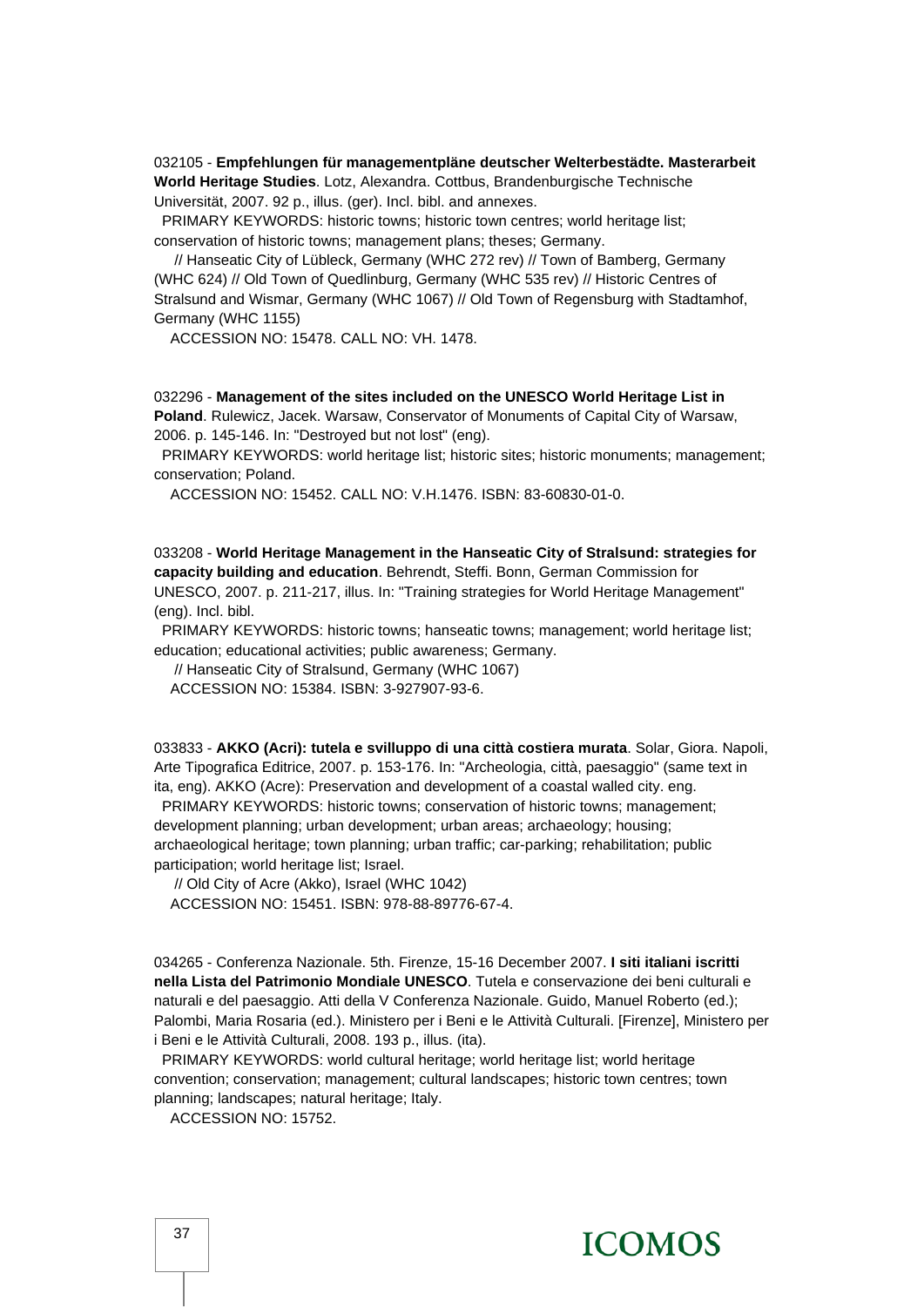032105 - **Empfehlungen für managementpläne deutscher Welterbestädte. Masterarbeit World Heritage Studies**. Lotz, Alexandra. Cottbus, Brandenburgische Technische Universität, 2007. 92 p., illus. (ger). Incl. bibl. and annexes.

PRIMARY KEYWORDS: historic towns; historic town centres; world heritage list; conservation of historic towns; management plans; theses; Germany.

// Hanseatic City of Lübleck, Germany (WHC 272 rev) // Town of Bamberg, Germany (WHC 624) // Old Town of Quedlinburg, Germany (WHC 535 rev) // Historic Centres of Stralsund and Wismar, Germany (WHC 1067) // Old Town of Regensburg with Stadtamhof, Germany (WHC 1155)

ACCESSION NO: 15478. CALL NO: VH. 1478.

032296 - **Management of the sites included on the UNESCO World Heritage List in Poland**. Rulewicz, Jacek. Warsaw, Conservator of Monuments of Capital City of Warsaw, 2006. p. 145-146. In: "Destroyed but not lost" (eng).

PRIMARY KEYWORDS: world heritage list; historic sites; historic monuments; management; conservation; Poland.

ACCESSION NO: 15452. CALL NO: V.H.1476. ISBN: 83-60830-01-0.

033208 - **World Heritage Management in the Hanseatic City of Stralsund: strategies for capacity building and education**. Behrendt, Steffi. Bonn, German Commission for UNESCO, 2007. p. 211-217, illus. In: "Training strategies for World Heritage Management" (eng). Incl. bibl.

PRIMARY KEYWORDS: historic towns; hanseatic towns; management; world heritage list; education; educational activities; public awareness; Germany.

// Hanseatic City of Stralsund, Germany (WHC 1067)

ACCESSION NO: 15384. ISBN: 3-927907-93-6.

033833 - **AKKO (Acri): tutela e svilluppo di una città costiera murata**. Solar, Giora. Napoli, Arte Tipografica Editrice, 2007. p. 153-176. In: "Archeologia, città, paesaggio" (same text in ita, eng). AKKO (Acre): Preservation and development of a coastal walled city. eng.

PRIMARY KEYWORDS: historic towns; conservation of historic towns; management; development planning; urban development; urban areas; archaeology; housing; archaeological heritage; town planning; urban traffic; car-parking; rehabilitation; public participation; world heritage list; Israel.

// Old City of Acre (Akko), Israel (WHC 1042)

ACCESSION NO: 15451. ISBN: 978-88-89776-67-4.

034265 - Conferenza Nazionale. 5th. Firenze, 15-16 December 2007. **I siti italiani iscritti nella Lista del Patrimonio Mondiale UNESCO**. Tutela e conservazione dei beni culturali e naturali e del paesaggio. Atti della V Conferenza Nazionale. Guido, Manuel Roberto (ed.); Palombi, Maria Rosaria (ed.). Ministero per i Beni e le Attività Culturali. [Firenze], Ministero per i Beni e le Attività Culturali, 2008. 193 p., illus. (ita).

PRIMARY KEYWORDS: world cultural heritage; world heritage list; world heritage convention; conservation; management; cultural landscapes; historic town centres; town planning; landscapes; natural heritage; Italy.

ACCESSION NO: 15752.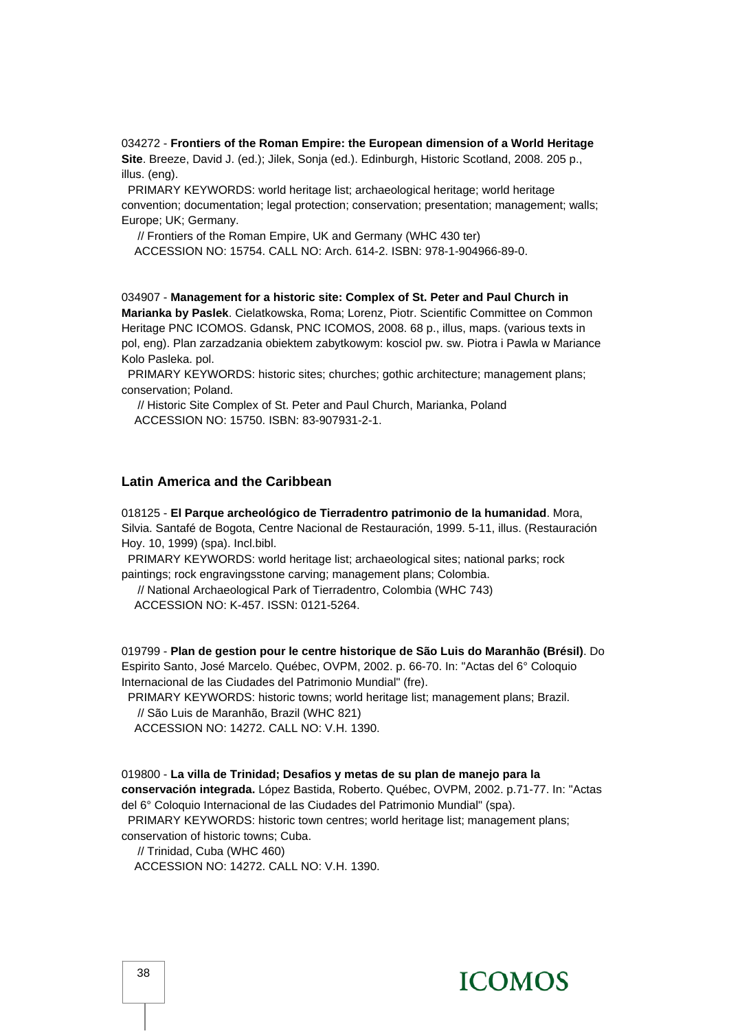034272 - **Frontiers of the Roman Empire: the European dimension of a World Heritage Site**. Breeze, David J. (ed.); Jilek, Sonja (ed.). Edinburgh, Historic Scotland, 2008. 205 p., illus. (eng).

PRIMARY KEYWORDS: world heritage list; archaeological heritage; world heritage convention; documentation; legal protection; conservation; presentation; management; walls; Europe; UK; Germany.

// Frontiers of the Roman Empire, UK and Germany (WHC 430 ter)

ACCESSION NO: 15754. CALL NO: Arch. 614-2. ISBN: 978-1-904966-89-0.

034907 - **Management for a historic site: Complex of St. Peter and Paul Church in Marianka by Paslek**. Cielatkowska, Roma; Lorenz, Piotr. Scientific Committee on Common Heritage PNC ICOMOS. Gdansk, PNC ICOMOS, 2008. 68 p., illus, maps. (various texts in pol, eng). Plan zarzadzania obiektem zabytkowym: kosciol pw. sw. Piotra i Pawla w Mariance Kolo Pasleka. pol.

PRIMARY KEYWORDS: historic sites; churches; gothic architecture; management plans; conservation; Poland.

// Historic Site Complex of St. Peter and Paul Church, Marianka, Poland

ACCESSION NO: 15750. ISBN: 83-907931-2-1.

## Latin America and the Caribbean

018125 - **El Parque archeológico de Tierradentro patrimonio de la humanidad**. Mora, Silvia. Santafé de Bogota, Centre Nacional de Restauración, 1999. 5-11, illus. (Restauración Hoy. 10, 1999) (spa). Incl.bibl.

PRIMARY KEYWORDS: world heritage list; archaeological sites; national parks; rock paintings; rock engravingsstone carving; management plans; Colombia.

// National Archaeological Park of Tierradentro, Colombia (WHC 743)

ACCESSION NO: K-457. ISSN: 0121-5264.

019799 - **Plan de gestion pour le centre historique de São Luis do Maranhão (Brésil)**. Do Espirito Santo, José Marcelo. Québec, OVPM, 2002. p. 66-70. In: "Actas del 6° Coloquio Internacional de las Ciudades del Patrimonio Mundial" (fre).

PRIMARY KEYWORDS: historic towns; world heritage list; management plans; Brazil.

// São Luis de Maranhão, Brazil (WHC 821)

ACCESSION NO: 14272. CALL NO: V.H. 1390.

019800 - **La villa de Trinidad; Desafios y metas de su plan de manejo para la conservación integrada.** López Bastida, Roberto. Québec, OVPM, 2002. p.71-77. In: "Actas del 6° Coloquio Internacional de las Ciudades del Patrimonio Mundial" (spa).

PRIMARY KEYWORDS: historic town centres; world heritage list; management plans; conservation of historic towns; Cuba.

// Trinidad, Cuba (WHC 460)

ACCESSION NO: 14272. CALL NO: V.H. 1390.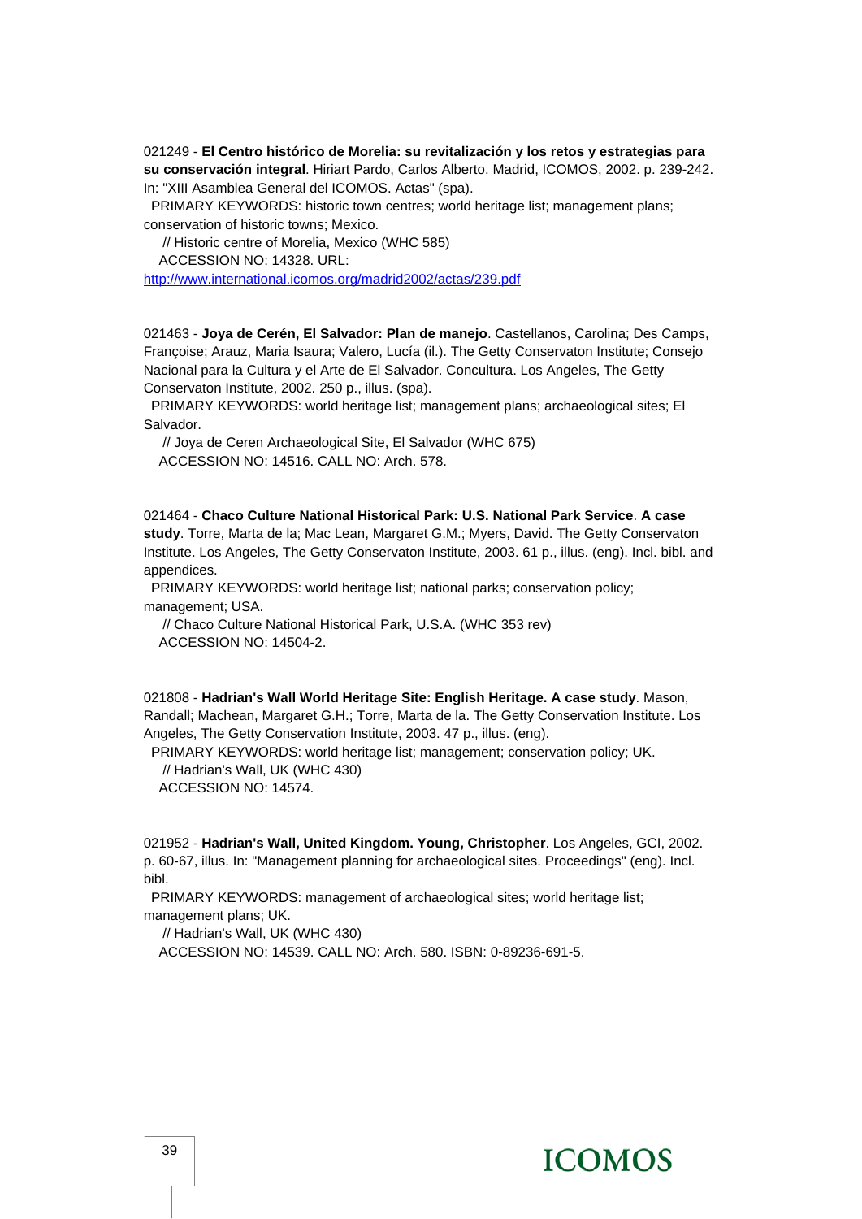021249 - **El Centro histórico de Morelia: su revitalización y los retos y estrategias para su conservación integral**. Hiriart Pardo, Carlos Alberto. Madrid, ICOMOS, 2002. p. 239-242. In: "XIII Asamblea General del ICOMOS. Actas" (spa).
  PRIMARY KEYWORDS: historic town centres; world heritage list; management plans; conservation of historic towns; Mexico.
    // Historic centre of Morelia, Mexico (WHC 585)
   ACCESSION NO: 14328. URL:
http://www.international.icomos.org/madrid2002/actas/239.pdf

021463 - **Joya de Cerén, El Salvador: Plan de manejo**. Castellanos, Carolina; Des Camps, Françoise; Arauz, Maria Isaura; Valero, Lucía (il.). The Getty Conservaton Institute; Consejo Nacional para la Cultura y el Arte de El Salvador. Concultura. Los Angeles, The Getty Conservaton Institute, 2002. 250 p., illus. (spa).
  PRIMARY KEYWORDS: world heritage list; management plans; archaeological sites; El Salvador.
    // Joya de Ceren Archaeological Site, El Salvador (WHC 675)
   ACCESSION NO: 14516. CALL NO: Arch. 578.

021464 - **Chaco Culture National Historical Park: U.S. National Park Service**. **A case study**. Torre, Marta de la; Mac Lean, Margaret G.M.; Myers, David. The Getty Conservaton Institute. Los Angeles, The Getty Conservaton Institute, 2003. 61 p., illus. (eng). Incl. bibl. and appendices.
  PRIMARY KEYWORDS: world heritage list; national parks; conservation policy; management; USA.
    // Chaco Culture National Historical Park, U.S.A. (WHC 353 rev)
   ACCESSION NO: 14504-2.

021808 - **Hadrian's Wall World Heritage Site: English Heritage. A case study**. Mason, Randall; Machean, Margaret G.H.; Torre, Marta de la. The Getty Conservation Institute. Los Angeles, The Getty Conservation Institute, 2003. 47 p., illus. (eng).
  PRIMARY KEYWORDS: world heritage list; management; conservation policy; UK.
    // Hadrian's Wall, UK (WHC 430)
   ACCESSION NO: 14574.

021952 - **Hadrian's Wall, United Kingdom. Young, Christopher**. Los Angeles, GCI, 2002. p. 60-67, illus. In: "Management planning for archaeological sites. Proceedings" (eng). Incl. bibl.
  PRIMARY KEYWORDS: management of archaeological sites; world heritage list; management plans; UK.
    // Hadrian's Wall, UK (WHC 430)
   ACCESSION NO: 14539. CALL NO: Arch. 580. ISBN: 0-89236-691-5.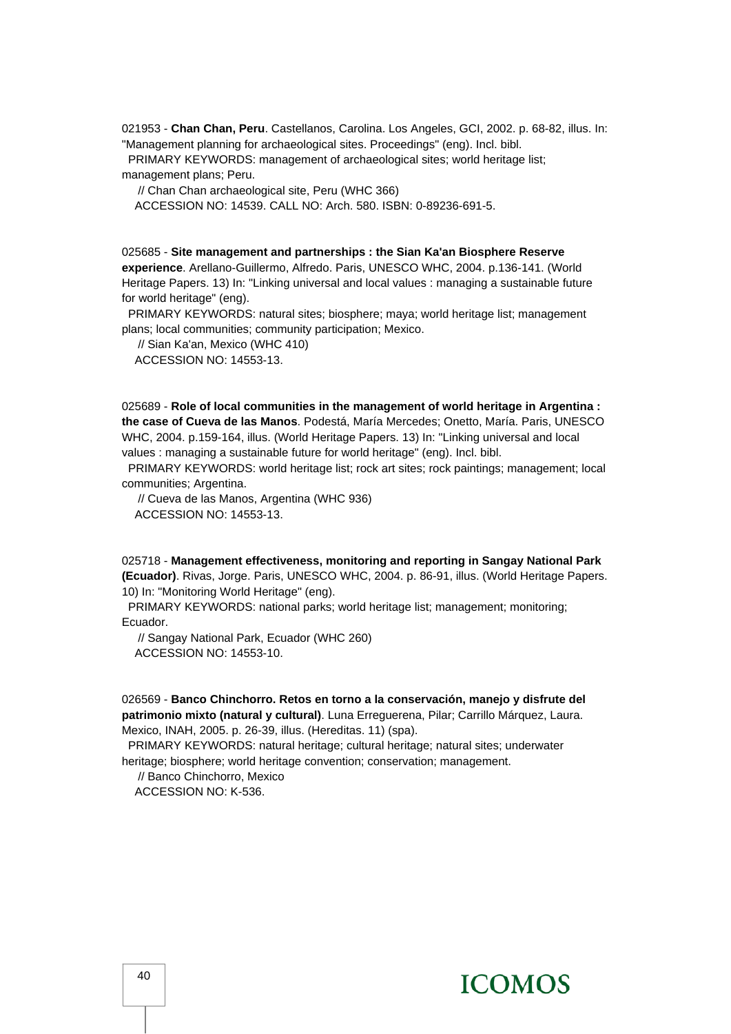021953 - **Chan Chan, Peru**. Castellanos, Carolina. Los Angeles, GCI, 2002. p. 68-82, illus. In: "Management planning for archaeological sites. Proceedings" (eng). Incl. bibl.
PRIMARY KEYWORDS: management of archaeological sites; world heritage list; management plans; Peru.
// Chan Chan archaeological site, Peru (WHC 366)
ACCESSION NO: 14539. CALL NO: Arch. 580. ISBN: 0-89236-691-5.

025685 - **Site management and partnerships : the Sian Ka'an Biosphere Reserve experience**. Arellano-Guillermo, Alfredo. Paris, UNESCO WHC, 2004. p.136-141. (World Heritage Papers. 13) In: "Linking universal and local values : managing a sustainable future for world heritage" (eng).
PRIMARY KEYWORDS: natural sites; biosphere; maya; world heritage list; management plans; local communities; community participation; Mexico.
// Sian Ka'an, Mexico (WHC 410)
ACCESSION NO: 14553-13.

025689 - **Role of local communities in the management of world heritage in Argentina : the case of Cueva de las Manos**. Podestá, María Mercedes; Onetto, María. Paris, UNESCO WHC, 2004. p.159-164, illus. (World Heritage Papers. 13) In: "Linking universal and local values : managing a sustainable future for world heritage" (eng). Incl. bibl.
PRIMARY KEYWORDS: world heritage list; rock art sites; rock paintings; management; local communities; Argentina.
// Cueva de las Manos, Argentina (WHC 936)
ACCESSION NO: 14553-13.

025718 - **Management effectiveness, monitoring and reporting in Sangay National Park (Ecuador)**. Rivas, Jorge. Paris, UNESCO WHC, 2004. p. 86-91, illus. (World Heritage Papers. 10) In: "Monitoring World Heritage" (eng).
PRIMARY KEYWORDS: national parks; world heritage list; management; monitoring; Ecuador.
// Sangay National Park, Ecuador (WHC 260)
ACCESSION NO: 14553-10.

026569 - **Banco Chinchorro. Retos en torno a la conservación, manejo y disfrute del patrimonio mixto (natural y cultural)**. Luna Erreguerena, Pilar; Carrillo Márquez, Laura. Mexico, INAH, 2005. p. 26-39, illus. (Hereditas. 11) (spa).
PRIMARY KEYWORDS: natural heritage; cultural heritage; natural sites; underwater heritage; biosphere; world heritage convention; conservation; management.
// Banco Chinchorro, Mexico
ACCESSION NO: K-536.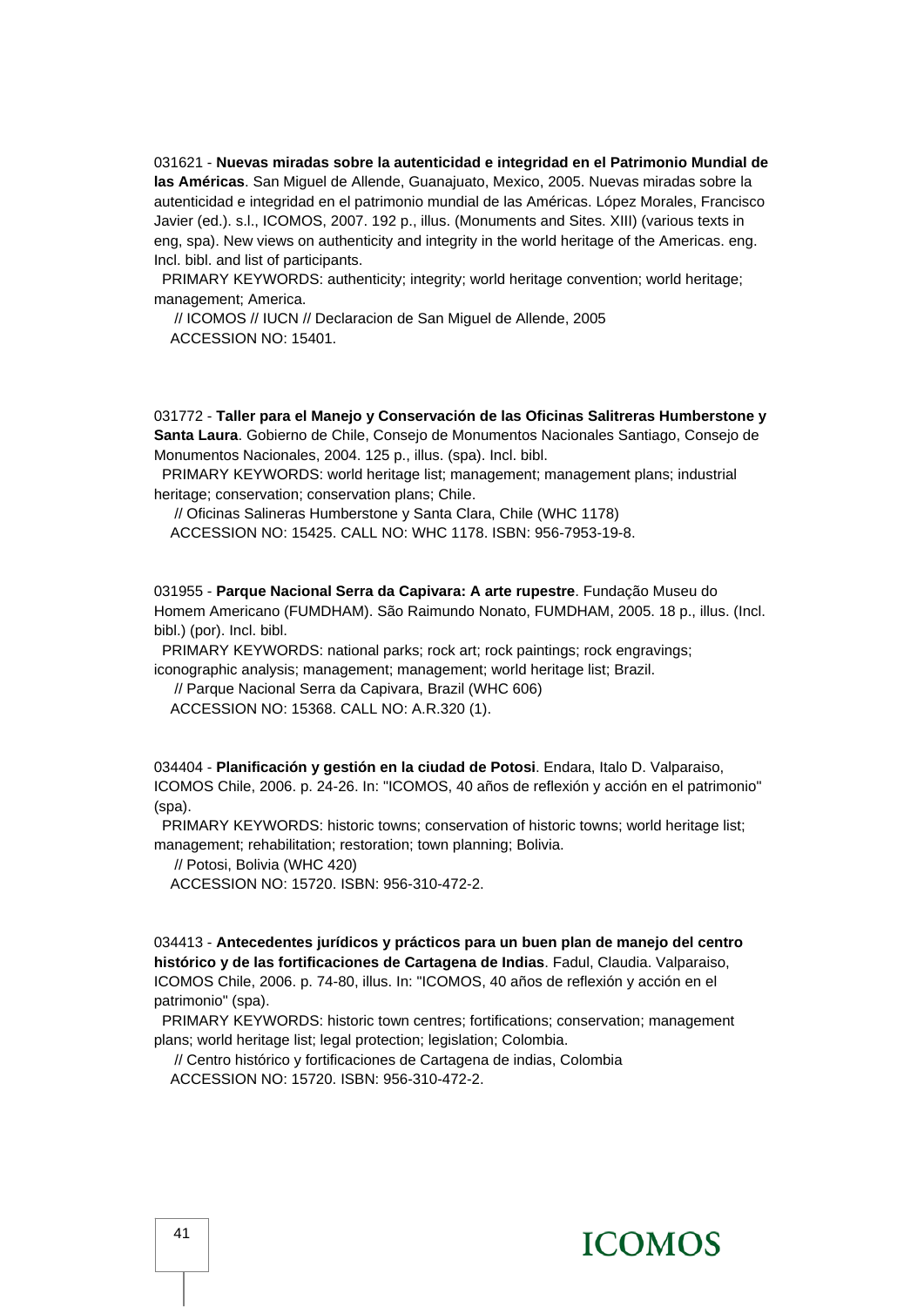031621 - **Nuevas miradas sobre la autenticidad e integridad en el Patrimonio Mundial de las Américas**. San Miguel de Allende, Guanajuato, Mexico, 2005. Nuevas miradas sobre la autenticidad e integridad en el patrimonio mundial de las Américas. López Morales, Francisco Javier (ed.). s.l., ICOMOS, 2007. 192 p., illus. (Monuments and Sites. XIII) (various texts in eng, spa). New views on authenticity and integrity in the world heritage of the Americas. eng. Incl. bibl. and list of participants.

PRIMARY KEYWORDS: authenticity; integrity; world heritage convention; world heritage; management; America.

// ICOMOS // IUCN // Declaracion de San Miguel de Allende, 2005
ACCESSION NO: 15401.

031772 - **Taller para el Manejo y Conservación de las Oficinas Salitreras Humberstone y Santa Laura**. Gobierno de Chile, Consejo de Monumentos Nacionales Santiago, Consejo de Monumentos Nacionales, 2004. 125 p., illus. (spa). Incl. bibl.

PRIMARY KEYWORDS: world heritage list; management; management plans; industrial heritage; conservation; conservation plans; Chile.

// Oficinas Salineras Humberstone y Santa Clara, Chile (WHC 1178)
ACCESSION NO: 15425. CALL NO: WHC 1178. ISBN: 956-7953-19-8.

031955 - **Parque Nacional Serra da Capivara: A arte rupestre**. Fundação Museu do Homem Americano (FUMDHAM). São Raimundo Nonato, FUMDHAM, 2005. 18 p., illus. (Incl. bibl.) (por). Incl. bibl.

PRIMARY KEYWORDS: national parks; rock art; rock paintings; rock engravings; iconographic analysis; management; management; world heritage list; Brazil.

// Parque Nacional Serra da Capivara, Brazil (WHC 606)
ACCESSION NO: 15368. CALL NO: A.R.320 (1).

034404 - **Planificación y gestión en la ciudad de Potosi**. Endara, Italo D. Valparaiso, ICOMOS Chile, 2006. p. 24-26. In: "ICOMOS, 40 años de reflexión y acción en el patrimonio" (spa).

PRIMARY KEYWORDS: historic towns; conservation of historic towns; world heritage list; management; rehabilitation; restoration; town planning; Bolivia.

// Potosi, Bolivia (WHC 420)
ACCESSION NO: 15720. ISBN: 956-310-472-2.

034413 - **Antecedentes jurídicos y prácticos para un buen plan de manejo del centro histórico y de las fortificaciones de Cartagena de Indias**. Fadul, Claudia. Valparaiso, ICOMOS Chile, 2006. p. 74-80, illus. In: "ICOMOS, 40 años de reflexión y acción en el patrimonio" (spa).

PRIMARY KEYWORDS: historic town centres; fortifications; conservation; management plans; world heritage list; legal protection; legislation; Colombia.

// Centro histórico y fortificaciones de Cartagena de indias, Colombia
ACCESSION NO: 15720. ISBN: 956-310-472-2.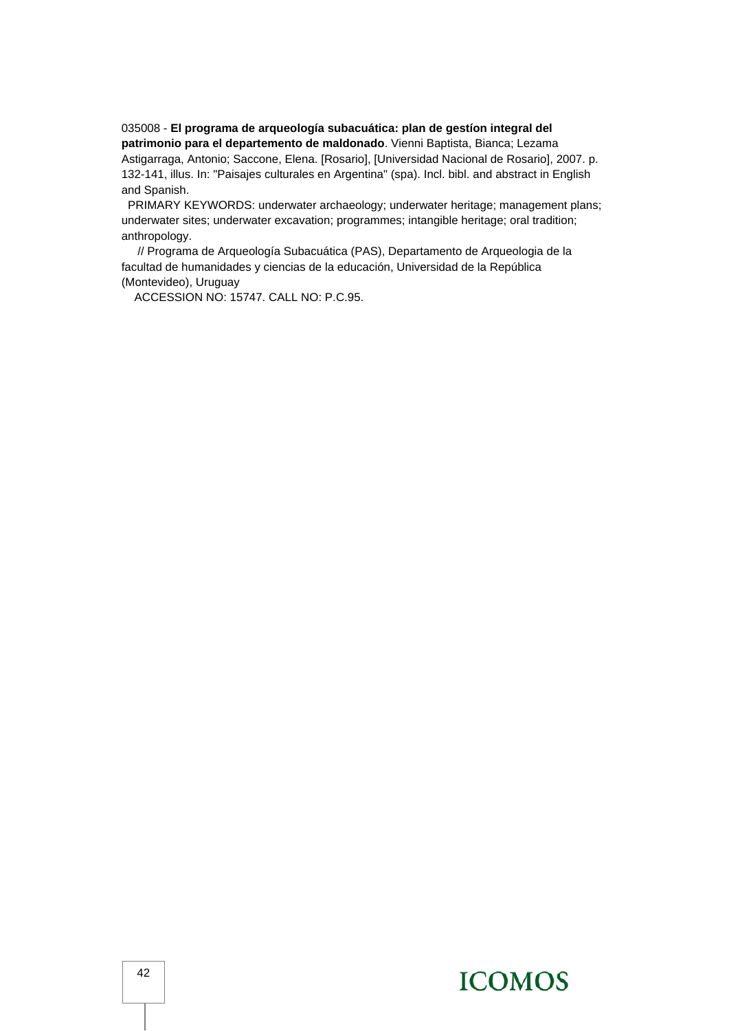035008 - **El programa de arqueología subacuática: plan de gestíon integral del patrimonio para el departemento de maldonado**. Vienni Baptista, Bianca; Lezama Astigarraga, Antonio; Saccone, Elena. [Rosario], [Universidad Nacional de Rosario], 2007. p. 132-141, illus. In: "Paisajes culturales en Argentina" (spa). Incl. bibl. and abstract in English and Spanish.

PRIMARY KEYWORDS: underwater archaeology; underwater heritage; management plans; underwater sites; underwater excavation; programmes; intangible heritage; oral tradition; anthropology.

// Programa de Arqueología Subacuática (PAS), Departamento de Arqueologia de la facultad de humanidades y ciencias de la educación, Universidad de la República (Montevideo), Uruguay

ACCESSION NO: 15747. CALL NO: P.C.95.